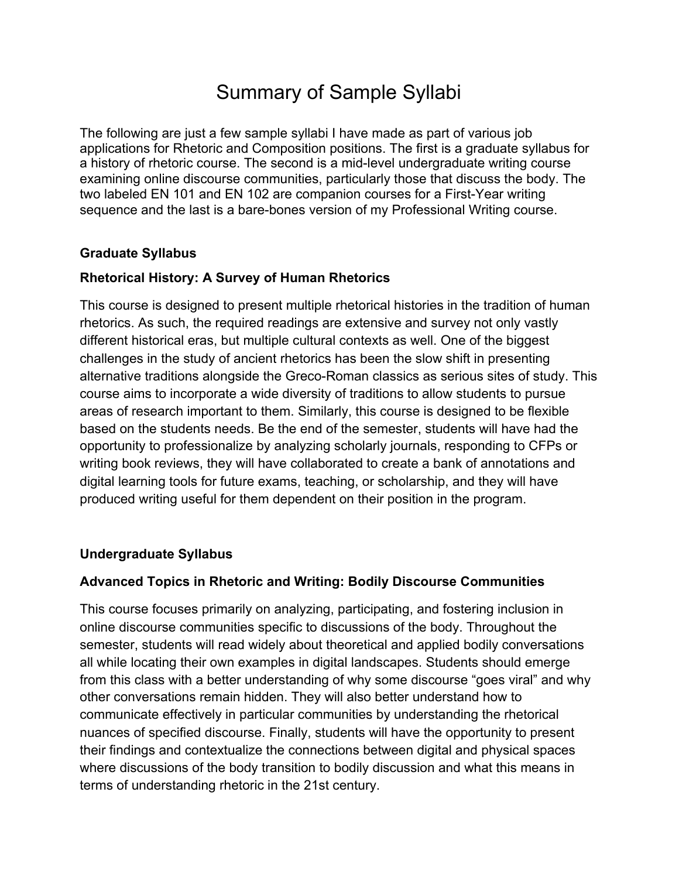# Summary of Sample Syllabi

The following are just a few sample syllabi I have made as part of various job applications for Rhetoric and Composition positions. The first is a graduate syllabus for a history of rhetoric course. The second is a mid-level undergraduate writing course examining online discourse communities, particularly those that discuss the body. The two labeled EN 101 and EN 102 are companion courses for a First-Year writing sequence and the last is a bare-bones version of my Professional Writing course.

**Graduate Syllabus**

**Rhetorical History: A Survey of Human Rhetorics**

This course is designed to present multiple rhetorical histories in the tradition of human rhetorics. As such, the required readings are extensive and survey not only vastly different historical eras, but multiple cultural contexts as well. One of the biggest challenges in the study of ancient rhetorics has been the slow shift in presenting alternative traditions alongside the Greco-Roman classics as serious sites of study. This course aims to incorporate a wide diversity of traditions to allow students to pursue areas of research important to them. Similarly, this course is designed to be flexible based on the students needs. Be the end of the semester, students will have had the opportunity to professionalize by analyzing scholarly journals, responding to CFPs or writing book reviews, they will have collaborated to create a bank of annotations and digital learning tools for future exams, teaching, or scholarship, and they will have produced writing useful for them dependent on their position in the program.

**Undergraduate Syllabus**

**Advanced Topics in Rhetoric and Writing: Bodily Discourse Communities**

This course focuses primarily on analyzing, participating, and fostering inclusion in online discourse communities specific to discussions of the body. Throughout the semester, students will read widely about theoretical and applied bodily conversations all while locating their own examples in digital landscapes. Students should emerge from this class with a better understanding of why some discourse "goes viral" and why other conversations remain hidden. They will also better understand how to communicate effectively in particular communities by understanding the rhetorical nuances of specified discourse. Finally, students will have the opportunity to present their findings and contextualize the connections between digital and physical spaces where discussions of the body transition to bodily discussion and what this means in terms of understanding rhetoric in the 21st century.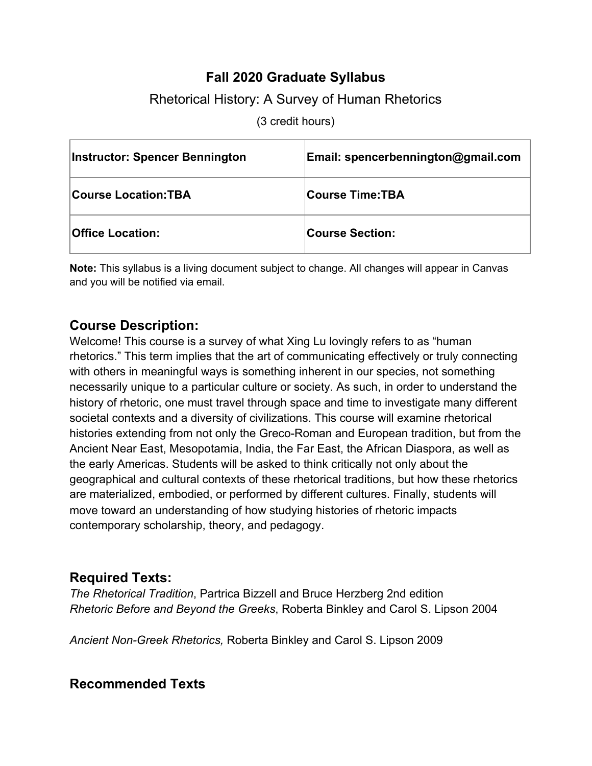# Fall 2020 Graduate Syllabus

Rhetorical History: A Survey of Human Rhetorics

(3 credit hours)

| **Instructor: Spencer Bennington** | **Email: spencerbennington@gmail.com** |
|---|---|
| **Course Location:TBA** | **Course Time:TBA** |
| **Office Location:** | **Course Section:** |

**Note:** This syllabus is a living document subject to change. All changes will appear in Canvas and you will be notified via email.

## Course Description:

Welcome! This course is a survey of what Xing Lu lovingly refers to as "human rhetorics." This term implies that the art of communicating effectively or truly connecting with others in meaningful ways is something inherent in our species, not something necessarily unique to a particular culture or society. As such, in order to understand the history of rhetoric, one must travel through space and time to investigate many different societal contexts and a diversity of civilizations. This course will examine rhetorical histories extending from not only the Greco-Roman and European tradition, but from the Ancient Near East, Mesopotamia, India, the Far East, the African Diaspora, as well as the early Americas. Students will be asked to think critically not only about the geographical and cultural contexts of these rhetorical traditions, but how these rhetorics are materialized, embodied, or performed by different cultures. Finally, students will move toward an understanding of how studying histories of rhetoric impacts contemporary scholarship, theory, and pedagogy.

## Required Texts:

*The Rhetorical Tradition*, Partrica Bizzell and Bruce Herzberg 2nd edition
*Rhetoric Before and Beyond the Greeks*, Roberta Binkley and Carol S. Lipson 2004

*Ancient Non-Greek Rhetorics,* Roberta Binkley and Carol S. Lipson 2009

## Recommended Texts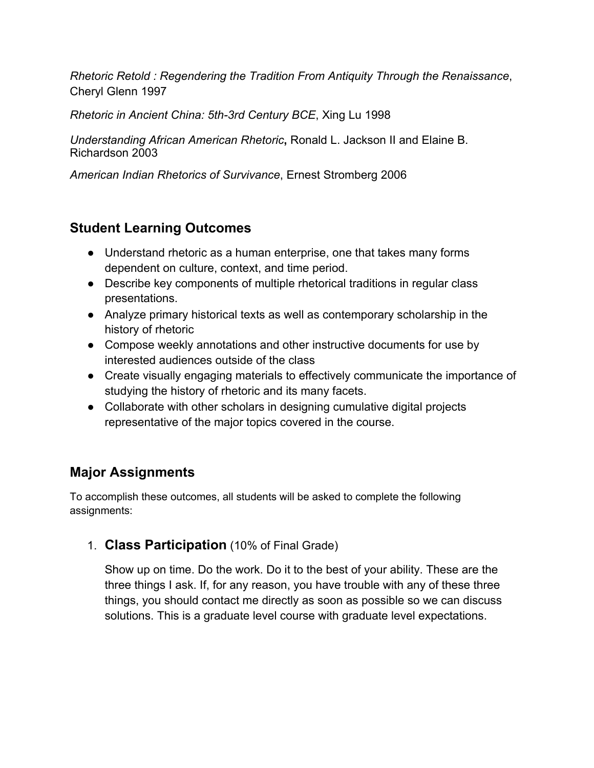*Rhetoric Retold : Regendering the Tradition From Antiquity Through the Renaissance*, Cheryl Glenn 1997

*Rhetoric in Ancient China: 5th-3rd Century BCE*, Xing Lu 1998

*Understanding African American Rhetoric***,** Ronald L. Jackson II and Elaine B. Richardson 2003

*American Indian Rhetorics of Survivance*, Ernest Stromberg 2006

## Student Learning Outcomes

- Understand rhetoric as a human enterprise, one that takes many forms dependent on culture, context, and time period.
- Describe key components of multiple rhetorical traditions in regular class presentations.
- Analyze primary historical texts as well as contemporary scholarship in the history of rhetoric
- Compose weekly annotations and other instructive documents for use by interested audiences outside of the class
- Create visually engaging materials to effectively communicate the importance of studying the history of rhetoric and its many facets.
- Collaborate with other scholars in designing cumulative digital projects representative of the major topics covered in the course.

## Major Assignments

To accomplish these outcomes, all students will be asked to complete the following assignments:

1. **Class Participation** (10% of Final Grade)

   Show up on time. Do the work. Do it to the best of your ability. These are the three things I ask. If, for any reason, you have trouble with any of these three things, you should contact me directly as soon as possible so we can discuss solutions. This is a graduate level course with graduate level expectations.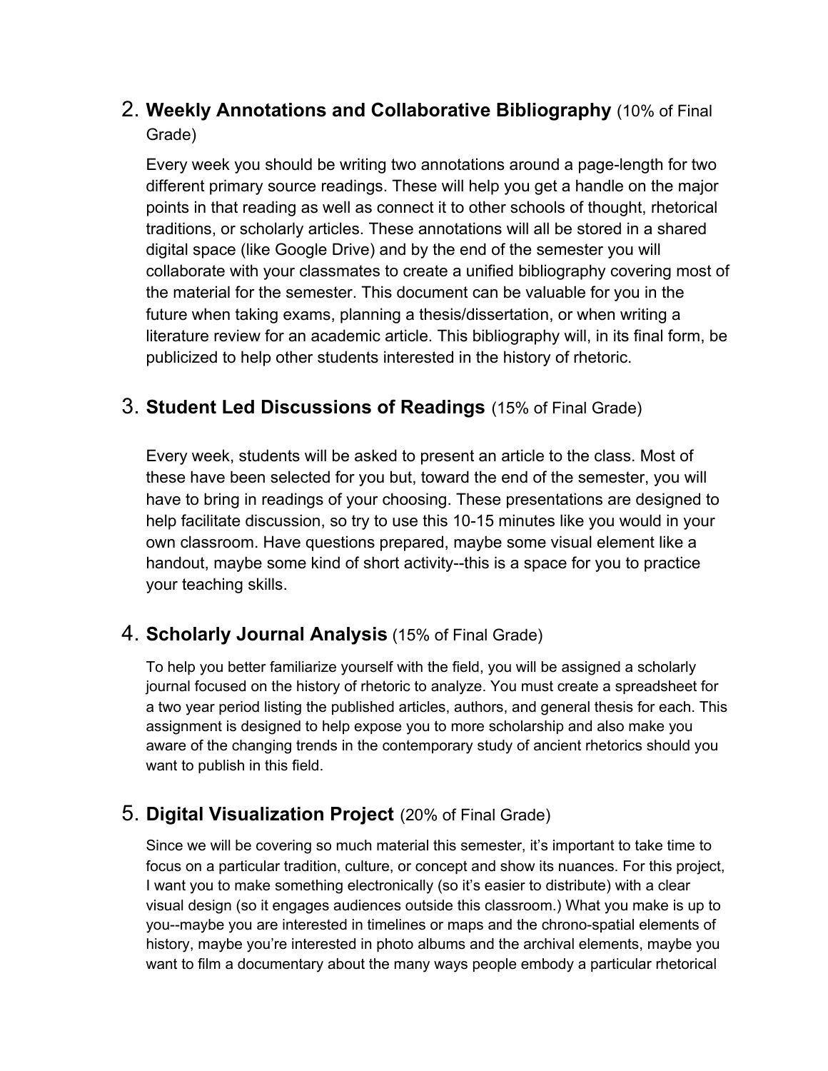2. **Weekly Annotations and Collaborative Bibliography** (10% of Final Grade)

   Every week you should be writing two annotations around a page-length for two different primary source readings. These will help you get a handle on the major points in that reading as well as connect it to other schools of thought, rhetorical traditions, or scholarly articles. These annotations will all be stored in a shared digital space (like Google Drive) and by the end of the semester you will collaborate with your classmates to create a unified bibliography covering most of the material for the semester. This document can be valuable for you in the future when taking exams, planning a thesis/dissertation, or when writing a literature review for an academic article. This bibliography will, in its final form, be publicized to help other students interested in the history of rhetoric.

3. **Student Led Discussions of Readings** (15% of Final Grade)

   Every week, students will be asked to present an article to the class. Most of these have been selected for you but, toward the end of the semester, you will have to bring in readings of your choosing. These presentations are designed to help facilitate discussion, so try to use this 10-15 minutes like you would in your own classroom. Have questions prepared, maybe some visual element like a handout, maybe some kind of short activity--this is a space for you to practice your teaching skills.

4. **Scholarly Journal Analysis** (15% of Final Grade)

   To help you better familiarize yourself with the field, you will be assigned a scholarly journal focused on the history of rhetoric to analyze. You must create a spreadsheet for a two year period listing the published articles, authors, and general thesis for each. This assignment is designed to help expose you to more scholarship and also make you aware of the changing trends in the contemporary study of ancient rhetorics should you want to publish in this field.

5. **Digital Visualization Project** (20% of Final Grade)

   Since we will be covering so much material this semester, it's important to take time to focus on a particular tradition, culture, or concept and show its nuances. For this project, I want you to make something electronically (so it's easier to distribute) with a clear visual design (so it engages audiences outside this classroom.) What you make is up to you--maybe you are interested in timelines or maps and the chrono-spatial elements of history, maybe you're interested in photo albums and the archival elements, maybe you want to film a documentary about the many ways people embody a particular rhetorical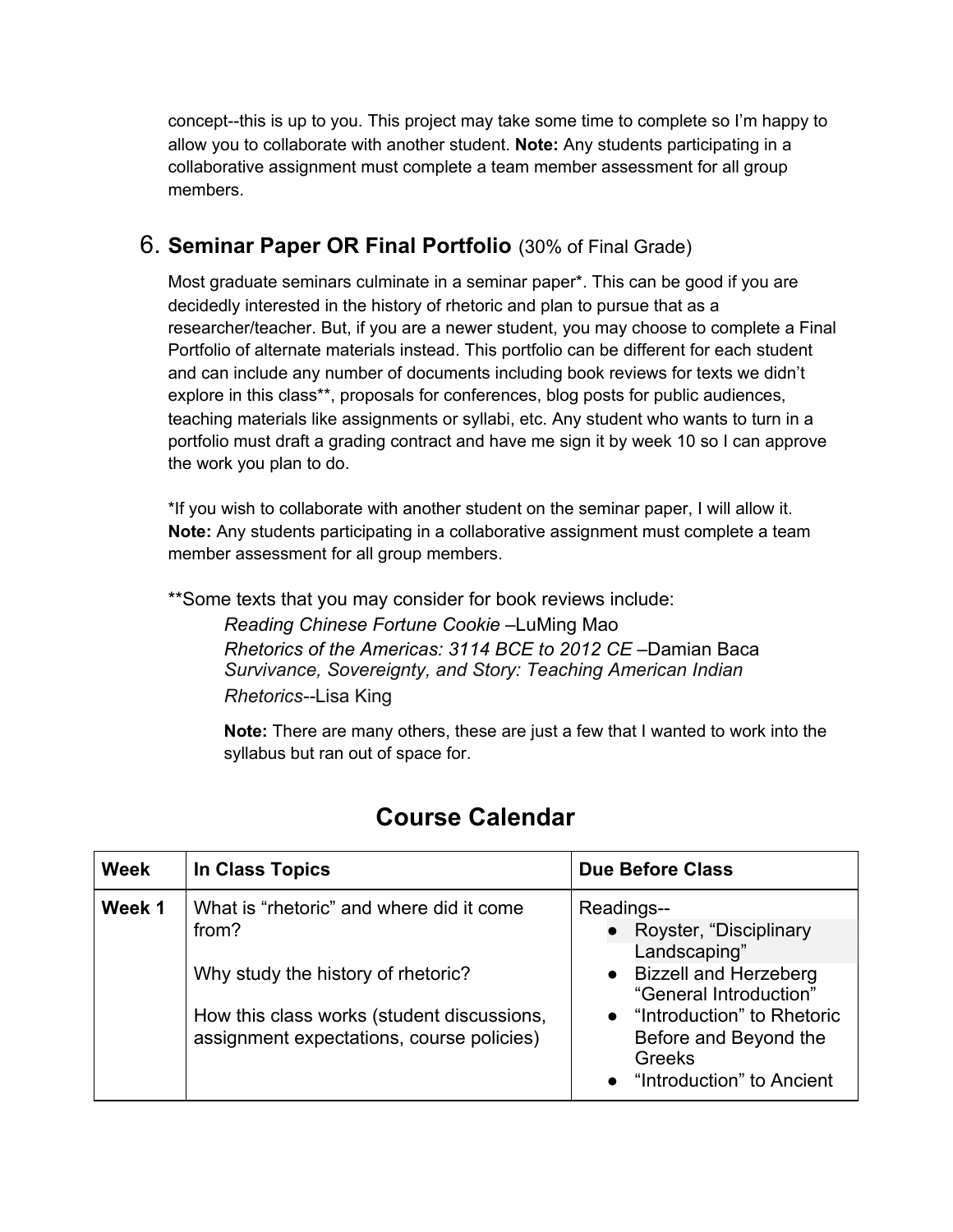concept--this is up to you. This project may take some time to complete so I'm happy to allow you to collaborate with another student. **Note:** Any students participating in a collaborative assignment must complete a team member assessment for all group members.

## 6. **Seminar Paper OR Final Portfolio** (30% of Final Grade)

Most graduate seminars culminate in a seminar paper*. This can be good if you are decidedly interested in the history of rhetoric and plan to pursue that as a researcher/teacher. But, if you are a newer student, you may choose to complete a Final Portfolio of alternate materials instead. This portfolio can be different for each student and can include any number of documents including book reviews for texts we didn't explore in this class**, proposals for conferences, blog posts for public audiences, teaching materials like assignments or syllabi, etc. Any student who wants to turn in a portfolio must draft a grading contract and have me sign it by week 10 so I can approve the work you plan to do.

*If you wish to collaborate with another student on the seminar paper, I will allow it. **Note:** Any students participating in a collaborative assignment must complete a team member assessment for all group members.

**Some texts that you may consider for book reviews include:

*Reading Chinese Fortune Cookie* –LuMing Mao
*Rhetorics of the Americas: 3114 BCE to 2012 CE* –Damian Baca
*Survivance, Sovereignty, and Story: Teaching American Indian Rhetorics*--Lisa King

**Note:** There are many others, these are just a few that I wanted to work into the syllabus but ran out of space for.

# Course Calendar

| Week | In Class Topics | Due Before Class |
|---|---|---|
| **Week 1** | What is "rhetoric" and where did it come from?<br><br>Why study the history of rhetoric?<br><br>How this class works (student discussions, assignment expectations, course policies) | Readings--<br>• Royster, "Disciplinary Landscaping"<br>• Bizzell and Herzeberg "General Introduction"<br>• "Introduction" to Rhetoric Before and Beyond the Greeks<br>• "Introduction" to Ancient |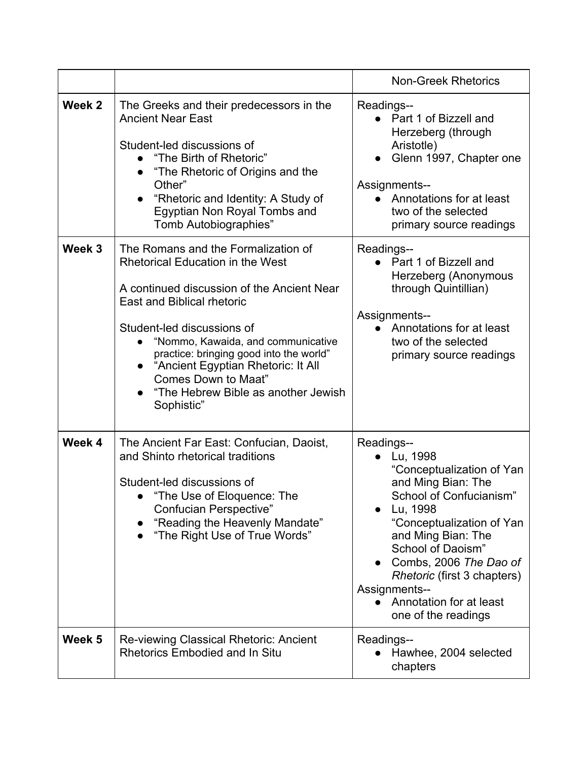| | | Non-Greek Rhetorics |
|---|---|---|
| **Week 2** | The Greeks and their predecessors in the Ancient Near East<br><br>Student-led discussions of<br>● "The Birth of Rhetoric"<br>● "The Rhetoric of Origins and the Other"<br>● "Rhetoric and Identity: A Study of Egyptian Non Royal Tombs and Tomb Autobiographies" | Readings--<br>● Part 1 of Bizzell and Herzeberg (through Aristotle)<br>● Glenn 1997, Chapter one<br><br>Assignments--<br>● Annotations for at least two of the selected primary source readings |
| **Week 3** | The Romans and the Formalization of Rhetorical Education in the West<br><br>A continued discussion of the Ancient Near East and Biblical rhetoric<br><br>Student-led discussions of<br>● "Nommo, Kawaida, and communicative practice: bringing good into the world"<br>● "Ancient Egyptian Rhetoric: It All Comes Down to Maat"<br>● "The Hebrew Bible as another Jewish Sophistic" | Readings--<br>● Part 1 of Bizzell and Herzeberg (Anonymous through Quintillian)<br><br>Assignments--<br>● Annotations for at least two of the selected primary source readings |
| **Week 4** | The Ancient Far East: Confucian, Daoist, and Shinto rhetorical traditions<br><br>Student-led discussions of<br>● "The Use of Eloquence: The Confucian Perspective"<br>● "Reading the Heavenly Mandate"<br>● "The Right Use of True Words" | Readings--<br>● Lu, 1998 "Conceptualization of Yan and Ming Bian: The School of Confucianism"<br>● Lu, 1998 "Conceptualization of Yan and Ming Bian: The School of Daoism"<br>● Combs, 2006 *The Dao of Rhetoric* (first 3 chapters)<br>Assignments--<br>● Annotation for at least one of the readings |
| **Week 5** | Re-viewing Classical Rhetoric: Ancient Rhetorics Embodied and In Situ | Readings--<br>● Hawhee, 2004 selected chapters |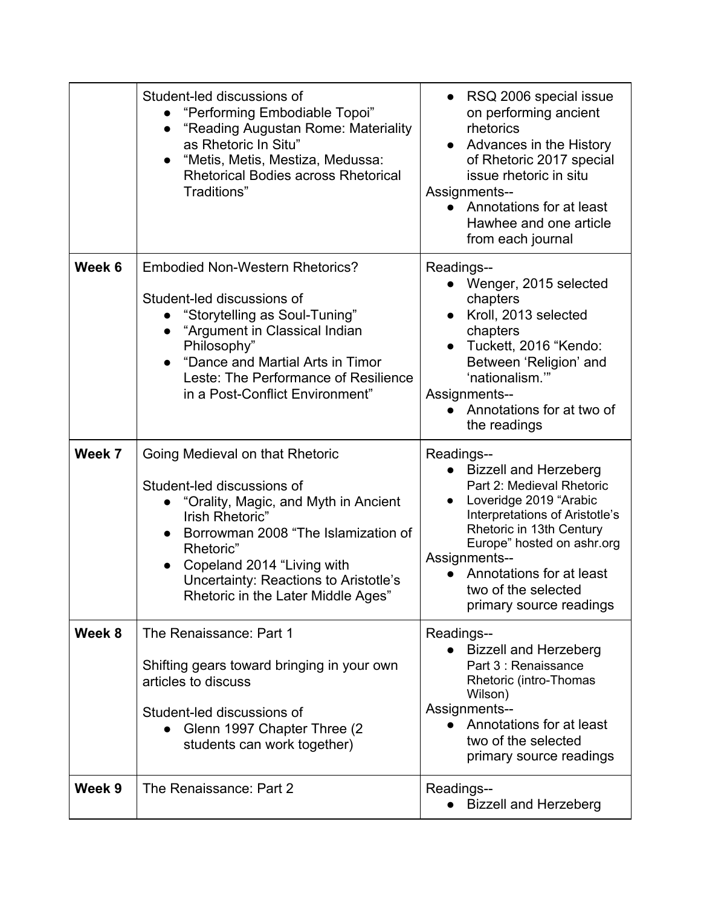| | | |
|---|---|---|
| | Student-led discussions of<br>● "Performing Embodiable Topoi"<br>● "Reading Augustan Rome: Materiality as Rhetoric In Situ"<br>● "Metis, Metis, Mestiza, Medussa: Rhetorical Bodies across Rhetorical Traditions" | ● RSQ 2006 special issue on performing ancient rhetorics<br>● Advances in the History of Rhetoric 2017 special issue rhetoric in situ<br>Assignments--<br>● Annotations for at least Hawhee and one article from each journal |
| **Week 6** | Embodied Non-Western Rhetorics?<br><br>Student-led discussions of<br>● "Storytelling as Soul-Tuning"<br>● "Argument in Classical Indian Philosophy"<br>● "Dance and Martial Arts in Timor Leste: The Performance of Resilience in a Post-Conflict Environment" | Readings--<br>● Wenger, 2015 selected chapters<br>● Kroll, 2013 selected chapters<br>● Tuckett, 2016 "Kendo: Between 'Religion' and 'nationalism.'"<br>Assignments--<br>● Annotations for at two of the readings |
| **Week 7** | Going Medieval on that Rhetoric<br><br>Student-led discussions of<br>● "Orality, Magic, and Myth in Ancient Irish Rhetoric"<br>● Borrowman 2008 "The Islamization of Rhetoric"<br>● Copeland 2014 "Living with Uncertainty: Reactions to Aristotle's Rhetoric in the Later Middle Ages" | Readings--<br>● Bizzell and Herzeberg Part 2: Medieval Rhetoric<br>● Loveridge 2019 "Arabic Interpretations of Aristotle's Rhetoric in 13th Century Europe" hosted on ashr.org<br>Assignments--<br>● Annotations for at least two of the selected primary source readings |
| **Week 8** | The Renaissance: Part 1<br><br>Shifting gears toward bringing in your own articles to discuss<br><br>Student-led discussions of<br>● Glenn 1997 Chapter Three (2 students can work together) | Readings--<br>● Bizzell and Herzeberg Part 3 : Renaissance Rhetoric (intro-Thomas Wilson)<br>Assignments--<br>● Annotations for at least two of the selected primary source readings |
| **Week 9** | The Renaissance: Part 2 | Readings--<br>● Bizzell and Herzeberg |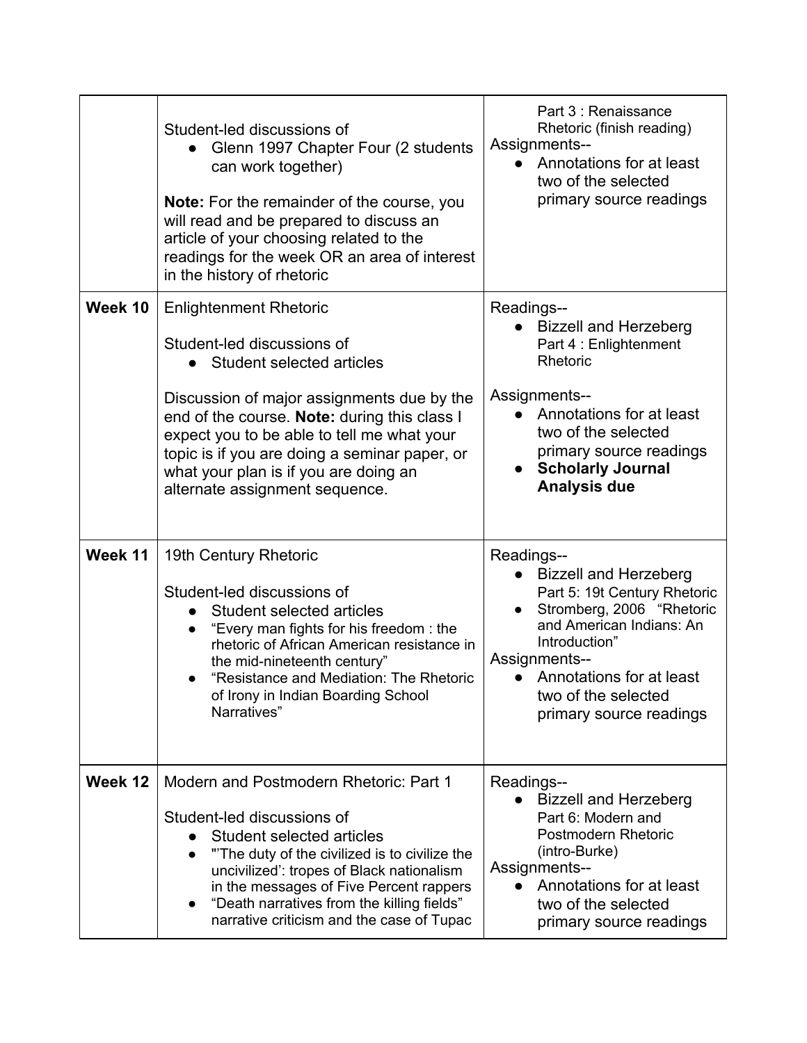| | | |
|---|---|---|
| | Student-led discussions of<br>● Glenn 1997 Chapter Four (2 students can work together)<br><br>**Note:** For the remainder of the course, you will read and be prepared to discuss an article of your choosing related to the readings for the week OR an area of interest in the history of rhetoric | Part 3 : Renaissance Rhetoric (finish reading)<br>Assignments--<br>● Annotations for at least two of the selected primary source readings |
| **Week 10** | Enlightenment Rhetoric<br><br>Student-led discussions of<br>● Student selected articles<br><br>Discussion of major assignments due by the end of the course. **Note:** during this class I expect you to be able to tell me what your topic is if you are doing a seminar paper, or what your plan is if you are doing an alternate assignment sequence. | Readings--<br>● Bizzell and Herzeberg Part 4 : Enlightenment Rhetoric<br><br>Assignments--<br>● Annotations for at least two of the selected primary source readings<br>● **Scholarly Journal Analysis due** |
| **Week 11** | 19th Century Rhetoric<br><br>Student-led discussions of<br>● Student selected articles<br>● "Every man fights for his freedom : the rhetoric of African American resistance in the mid-nineteenth century"<br>● "Resistance and Mediation: The Rhetoric of Irony in Indian Boarding School Narratives" | Readings--<br>● Bizzell and Herzeberg Part 5: 19t Century Rhetoric<br>● Stromberg, 2006 "Rhetoric and American Indians: An Introduction"<br>Assignments--<br>● Annotations for at least two of the selected primary source readings |
| **Week 12** | Modern and Postmodern Rhetoric: Part 1<br><br>Student-led discussions of<br>● Student selected articles<br>● "'The duty of the civilized is to civilize the uncivilized': tropes of Black nationalism in the messages of Five Percent rappers<br>● "Death narratives from the killing fields" narrative criticism and the case of Tupac | Readings--<br>● Bizzell and Herzeberg Part 6: Modern and Postmodern Rhetoric (intro-Burke)<br>Assignments--<br>● Annotations for at least two of the selected primary source readings |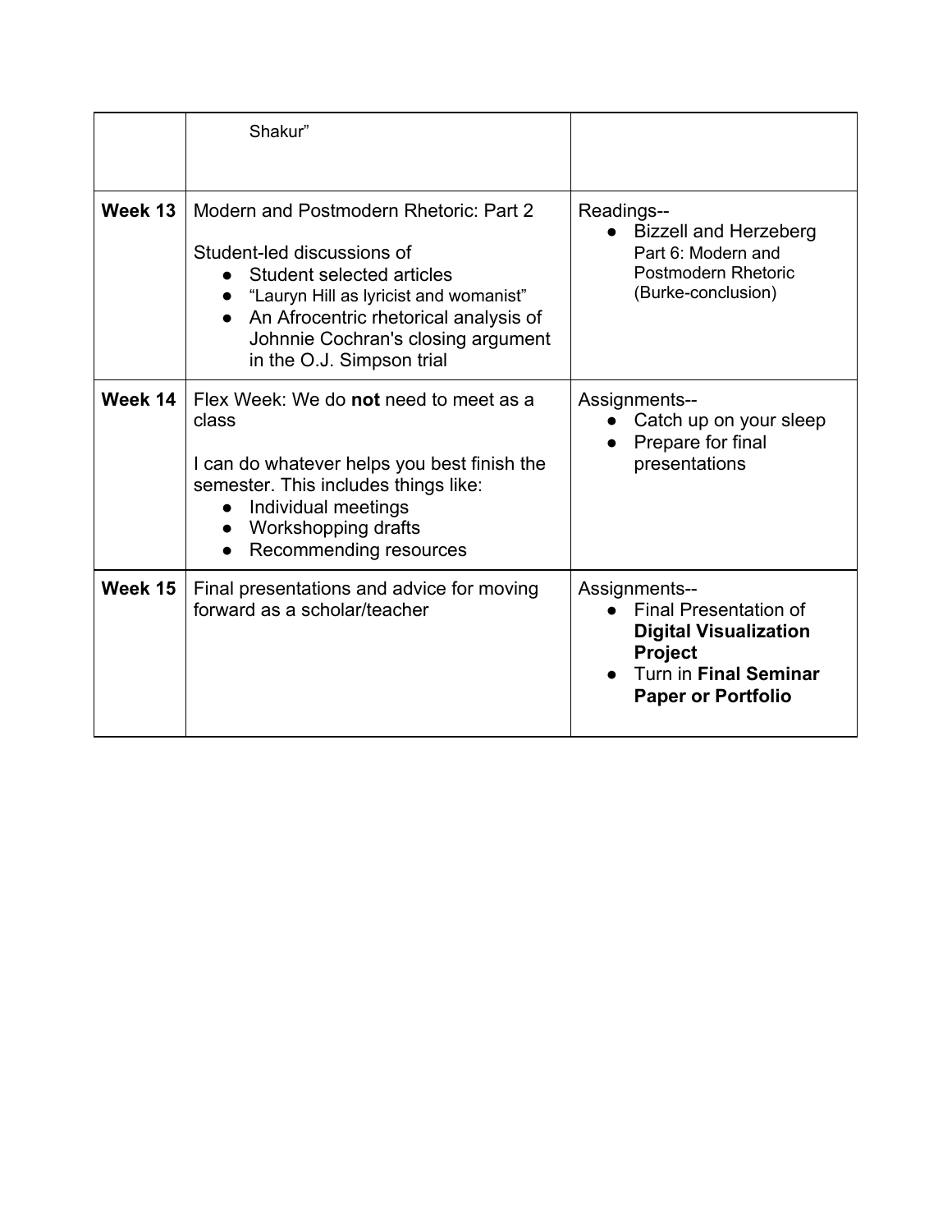| | | |
|---|---|---|
| | Shakur" | |
| **Week 13** | Modern and Postmodern Rhetoric: Part 2<br><br>Student-led discussions of<br>● Student selected articles<br>● "Lauryn Hill as lyricist and womanist"<br>● An Afrocentric rhetorical analysis of Johnnie Cochran's closing argument in the O.J. Simpson trial | Readings--<br>● Bizzell and Herzeberg Part 6: Modern and Postmodern Rhetoric (Burke-conclusion) |
| **Week 14** | Flex Week: We do **not** need to meet as a class<br><br>I can do whatever helps you best finish the semester. This includes things like:<br>● Individual meetings<br>● Workshopping drafts<br>● Recommending resources | Assignments--<br>● Catch up on your sleep<br>● Prepare for final presentations |
| **Week 15** | Final presentations and advice for moving forward as a scholar/teacher | Assignments--<br>● Final Presentation of **Digital Visualization Project**<br>● Turn in **Final Seminar Paper or Portfolio** |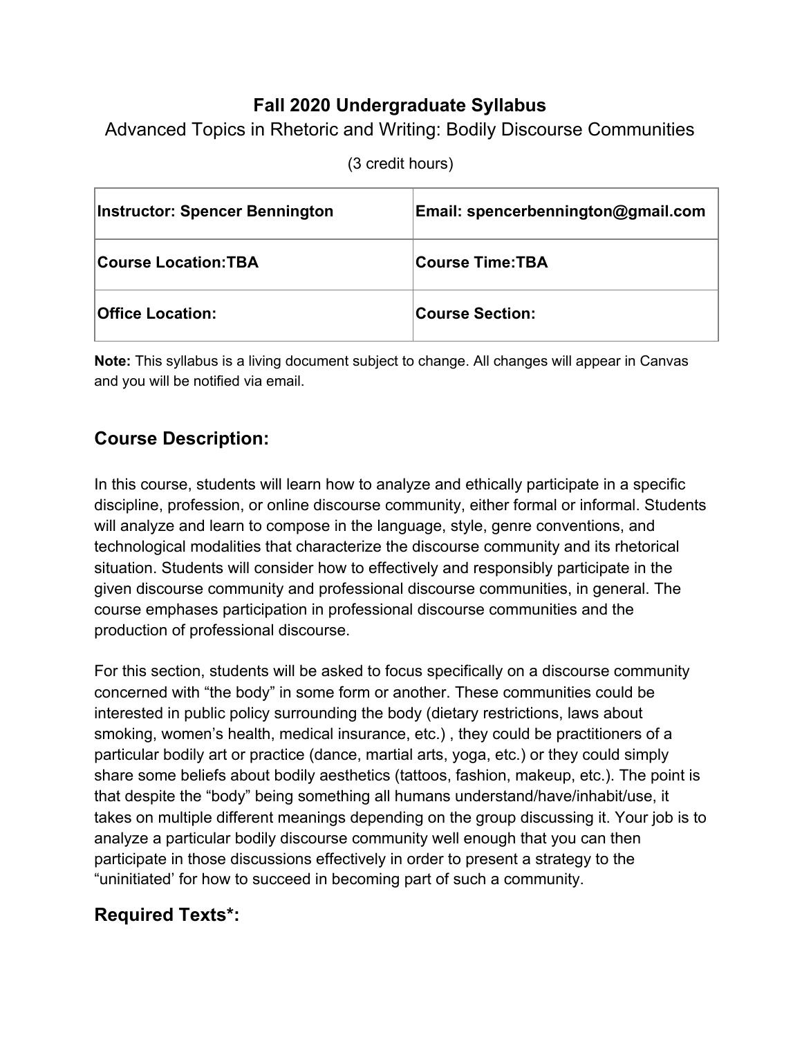# Fall 2020 Undergraduate Syllabus

Advanced Topics in Rhetoric and Writing: Bodily Discourse Communities

(3 credit hours)

| **Instructor: Spencer Bennington** | **Email: spencerbennington@gmail.com** |
| --- | --- |
| **Course Location:TBA** | **Course Time:TBA** |
| **Office Location:** | **Course Section:** |

**Note:** This syllabus is a living document subject to change. All changes will appear in Canvas and you will be notified via email.

## Course Description:

In this course, students will learn how to analyze and ethically participate in a specific discipline, profession, or online discourse community, either formal or informal. Students will analyze and learn to compose in the language, style, genre conventions, and technological modalities that characterize the discourse community and its rhetorical situation. Students will consider how to effectively and responsibly participate in the given discourse community and professional discourse communities, in general. The course emphases participation in professional discourse communities and the production of professional discourse.

For this section, students will be asked to focus specifically on a discourse community concerned with "the body" in some form or another. These communities could be interested in public policy surrounding the body (dietary restrictions, laws about smoking, women's health, medical insurance, etc.) , they could be practitioners of a particular bodily art or practice (dance, martial arts, yoga, etc.) or they could simply share some beliefs about bodily aesthetics (tattoos, fashion, makeup, etc.). The point is that despite the "body" being something all humans understand/have/inhabit/use, it takes on multiple different meanings depending on the group discussing it. Your job is to analyze a particular bodily discourse community well enough that you can then participate in those discussions effectively in order to present a strategy to the "uninitiated' for how to succeed in becoming part of such a community.

## Required Texts*: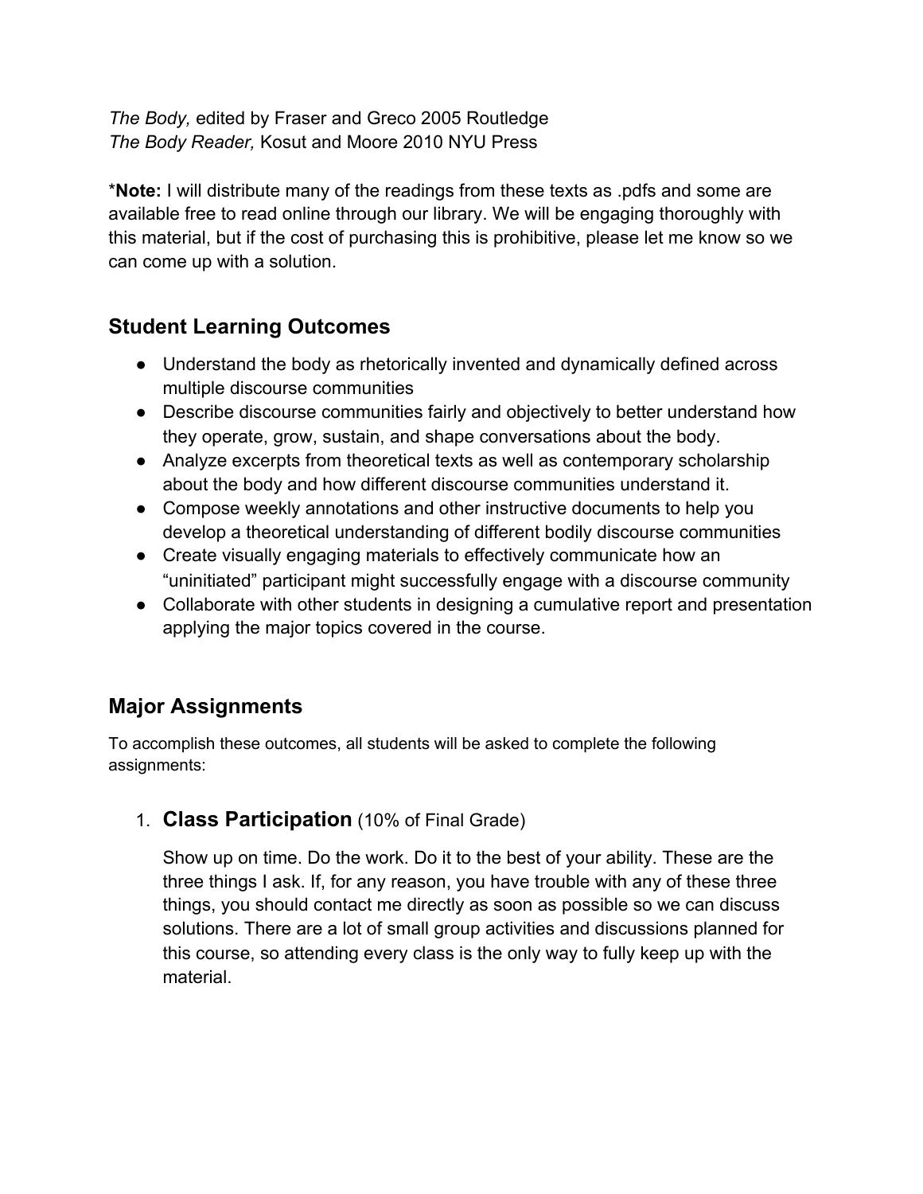*The Body,* edited by Fraser and Greco 2005 Routledge
*The Body Reader,* Kosut and Moore 2010 NYU Press

***Note:** I will distribute many of the readings from these texts as .pdfs and some are available free to read online through our library. We will be engaging thoroughly with this material, but if the cost of purchasing this is prohibitive, please let me know so we can come up with a solution.

## Student Learning Outcomes

- Understand the body as rhetorically invented and dynamically defined across multiple discourse communities
- Describe discourse communities fairly and objectively to better understand how they operate, grow, sustain, and shape conversations about the body.
- Analyze excerpts from theoretical texts as well as contemporary scholarship about the body and how different discourse communities understand it.
- Compose weekly annotations and other instructive documents to help you develop a theoretical understanding of different bodily discourse communities
- Create visually engaging materials to effectively communicate how an "uninitiated" participant might successfully engage with a discourse community
- Collaborate with other students in designing a cumulative report and presentation applying the major topics covered in the course.

## Major Assignments

To accomplish these outcomes, all students will be asked to complete the following assignments:

1. **Class Participation** (10% of Final Grade)

   Show up on time. Do the work. Do it to the best of your ability. These are the three things I ask. If, for any reason, you have trouble with any of these three things, you should contact me directly as soon as possible so we can discuss solutions. There are a lot of small group activities and discussions planned for this course, so attending every class is the only way to fully keep up with the material.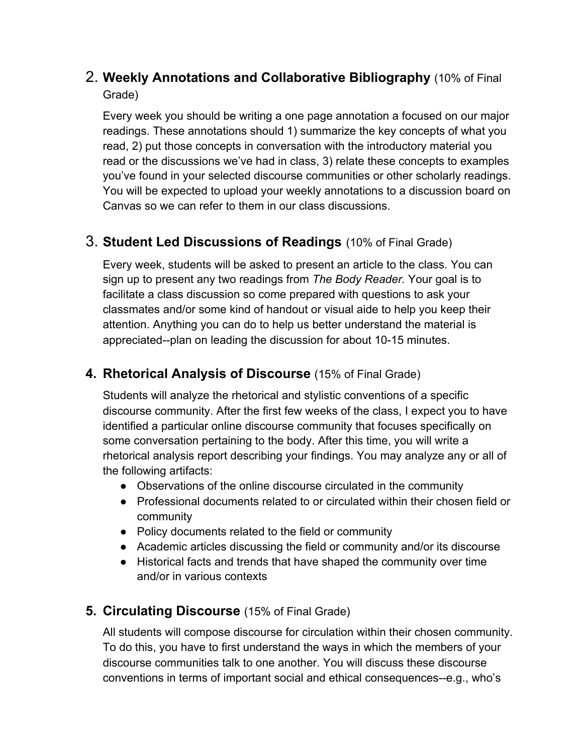2. **Weekly Annotations and Collaborative Bibliography** (10% of Final Grade)

   Every week you should be writing a one page annotation a focused on our major readings. These annotations should 1) summarize the key concepts of what you read, 2) put those concepts in conversation with the introductory material you read or the discussions we've had in class, 3) relate these concepts to examples you've found in your selected discourse communities or other scholarly readings. You will be expected to upload your weekly annotations to a discussion board on Canvas so we can refer to them in our class discussions.

3. **Student Led Discussions of Readings** (10% of Final Grade)

   Every week, students will be asked to present an article to the class. You can sign up to present any two readings from *The Body Reader.* Your goal is to facilitate a class discussion so come prepared with questions to ask your classmates and/or some kind of handout or visual aide to help you keep their attention. Anything you can do to help us better understand the material is appreciated--plan on leading the discussion for about 10-15 minutes.

4. **Rhetorical Analysis of Discourse** (15% of Final Grade)

   Students will analyze the rhetorical and stylistic conventions of a specific discourse community. After the first few weeks of the class, I expect you to have identified a particular online discourse community that focuses specifically on some conversation pertaining to the body. After this time, you will write a rhetorical analysis report describing your findings. You may analyze any or all of the following artifacts:

   - Observations of the online discourse circulated in the community
   - Professional documents related to or circulated within their chosen field or community
   - Policy documents related to the field or community
   - Academic articles discussing the field or community and/or its discourse
   - Historical facts and trends that have shaped the community over time and/or in various contexts

5. **Circulating Discourse** (15% of Final Grade)

   All students will compose discourse for circulation within their chosen community. To do this, you have to first understand the ways in which the members of your discourse communities talk to one another. You will discuss these discourse conventions in terms of important social and ethical consequences--e.g., who's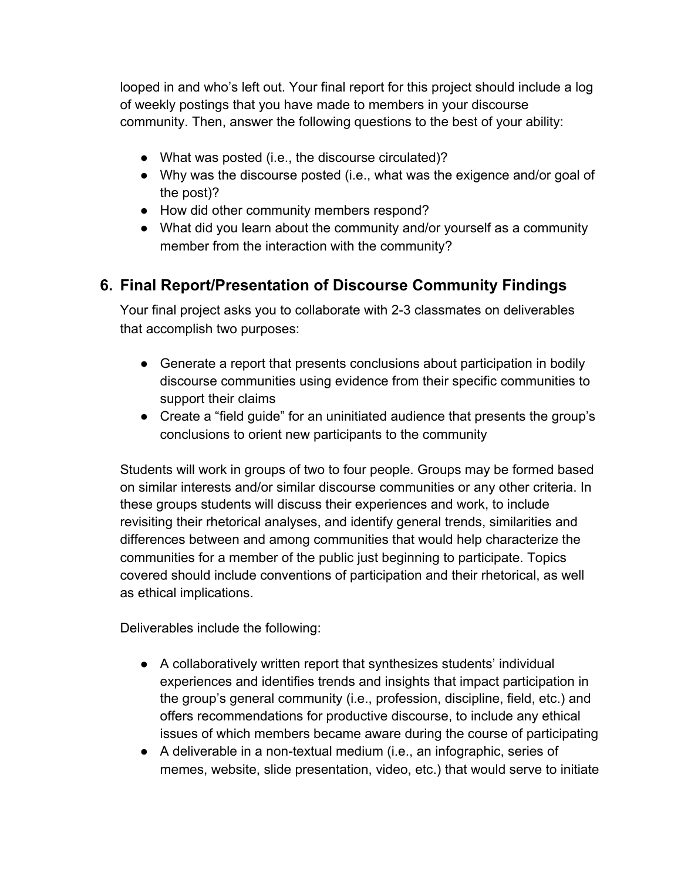looped in and who's left out. Your final report for this project should include a log of weekly postings that you have made to members in your discourse community. Then, answer the following questions to the best of your ability:

- What was posted (i.e., the discourse circulated)?
- Why was the discourse posted (i.e., what was the exigence and/or goal of the post)?
- How did other community members respond?
- What did you learn about the community and/or yourself as a community member from the interaction with the community?

## 6. Final Report/Presentation of Discourse Community Findings

Your final project asks you to collaborate with 2-3 classmates on deliverables that accomplish two purposes:

- Generate a report that presents conclusions about participation in bodily discourse communities using evidence from their specific communities to support their claims
- Create a "field guide" for an uninitiated audience that presents the group's conclusions to orient new participants to the community

Students will work in groups of two to four people. Groups may be formed based on similar interests and/or similar discourse communities or any other criteria. In these groups students will discuss their experiences and work, to include revisiting their rhetorical analyses, and identify general trends, similarities and differences between and among communities that would help characterize the communities for a member of the public just beginning to participate. Topics covered should include conventions of participation and their rhetorical, as well as ethical implications.

Deliverables include the following:

- A collaboratively written report that synthesizes students' individual experiences and identifies trends and insights that impact participation in the group's general community (i.e., profession, discipline, field, etc.) and offers recommendations for productive discourse, to include any ethical issues of which members became aware during the course of participating
- A deliverable in a non-textual medium (i.e., an infographic, series of memes, website, slide presentation, video, etc.) that would serve to initiate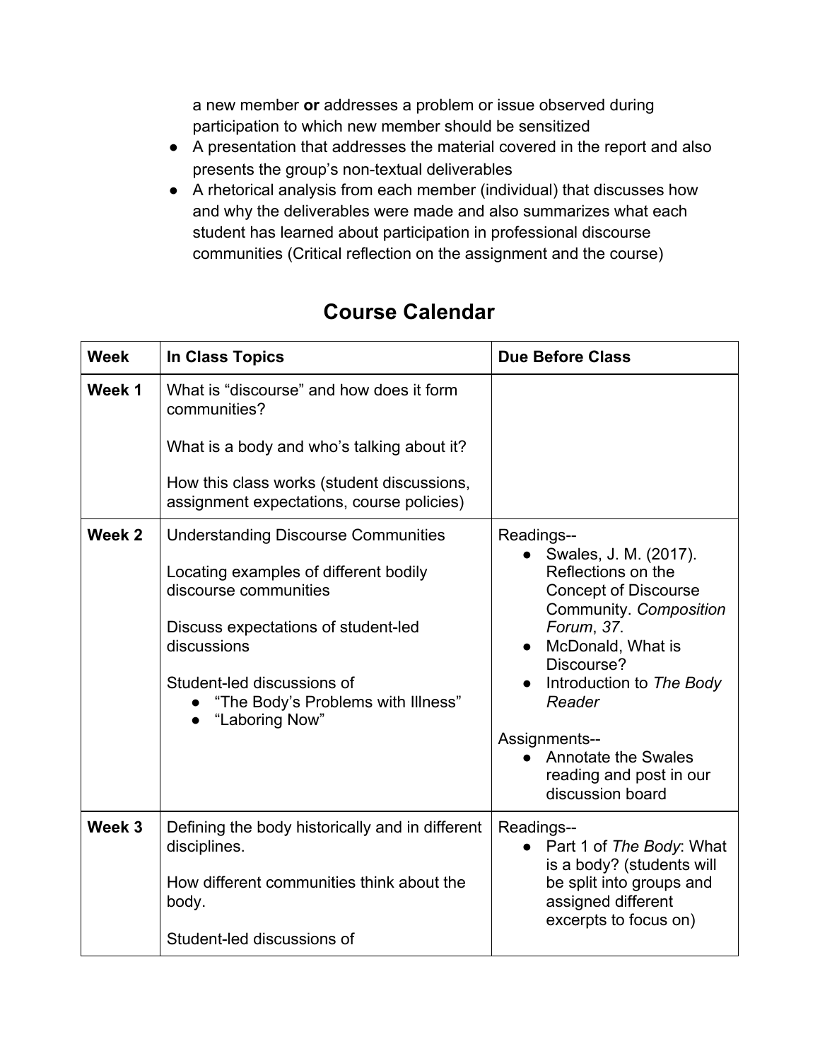a new member **or** addresses a problem or issue observed during participation to which new member should be sensitized

- A presentation that addresses the material covered in the report and also presents the group's non-textual deliverables
- A rhetorical analysis from each member (individual) that discusses how and why the deliverables were made and also summarizes what each student has learned about participation in professional discourse communities (Critical reflection on the assignment and the course)

## Course Calendar

| **Week** | **In Class Topics** | **Due Before Class** |
|---|---|---|
| **Week 1** | What is "discourse" and how does it form communities?<br><br>What is a body and who's talking about it?<br><br>How this class works (student discussions, assignment expectations, course policies) | |
| **Week 2** | Understanding Discourse Communities<br><br>Locating examples of different bodily discourse communities<br><br>Discuss expectations of student-led discussions<br><br>Student-led discussions of<br>● "The Body's Problems with Illness"<br>● "Laboring Now" | Readings--<br>● Swales, J. M. (2017). Reflections on the Concept of Discourse Community. *Composition Forum*, *37*.<br>● McDonald, What is Discourse?<br>● Introduction to *The Body Reader*<br><br>Assignments--<br>● Annotate the Swales reading and post in our discussion board |
| **Week 3** | Defining the body historically and in different disciplines.<br><br>How different communities think about the body.<br><br>Student-led discussions of | Readings--<br>● Part 1 of *The Body*: What is a body? (students will be split into groups and assigned different excerpts to focus on) |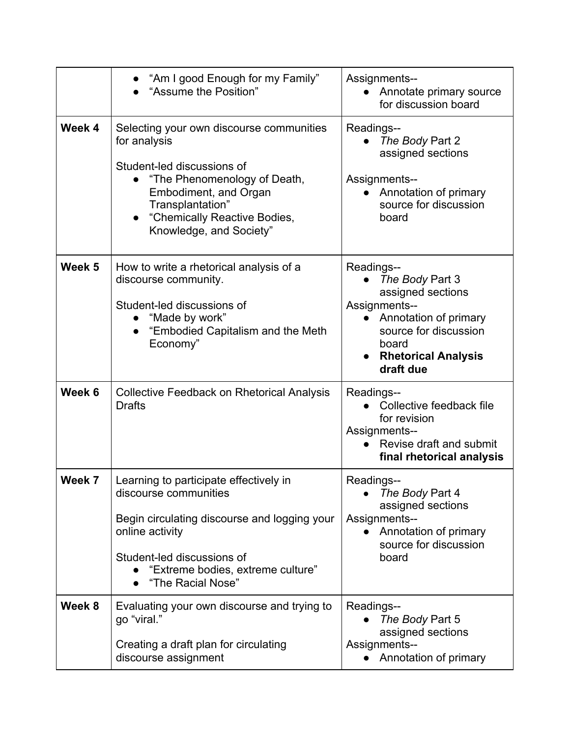| | | |
|---|---|---|
| | • "Am I good Enough for my Family"<br>• "Assume the Position" | Assignments--<br>• Annotate primary source for discussion board |
| **Week 4** | Selecting your own discourse communities for analysis<br><br>Student-led discussions of<br>• "The Phenomenology of Death, Embodiment, and Organ Transplantation"<br>• "Chemically Reactive Bodies, Knowledge, and Society" | Readings--<br>• *The Body* Part 2 assigned sections<br><br>Assignments--<br>• Annotation of primary source for discussion board |
| **Week 5** | How to write a rhetorical analysis of a discourse community.<br><br>Student-led discussions of<br>• "Made by work"<br>• "Embodied Capitalism and the Meth Economy" | Readings--<br>• *The Body* Part 3 assigned sections<br>Assignments--<br>• Annotation of primary source for discussion board<br>• **Rhetorical Analysis draft due** |
| **Week 6** | Collective Feedback on Rhetorical Analysis Drafts | Readings--<br>• Collective feedback file for revision<br>Assignments--<br>• Revise draft and submit **final rhetorical analysis** |
| **Week 7** | Learning to participate effectively in discourse communities<br><br>Begin circulating discourse and logging your online activity<br><br>Student-led discussions of<br>• "Extreme bodies, extreme culture"<br>• "The Racial Nose" | Readings--<br>• *The Body* Part 4 assigned sections<br>Assignments--<br>• Annotation of primary source for discussion board |
| **Week 8** | Evaluating your own discourse and trying to go "viral."<br><br>Creating a draft plan for circulating discourse assignment | Readings--<br>• *The Body* Part 5 assigned sections<br>Assignments--<br>• Annotation of primary |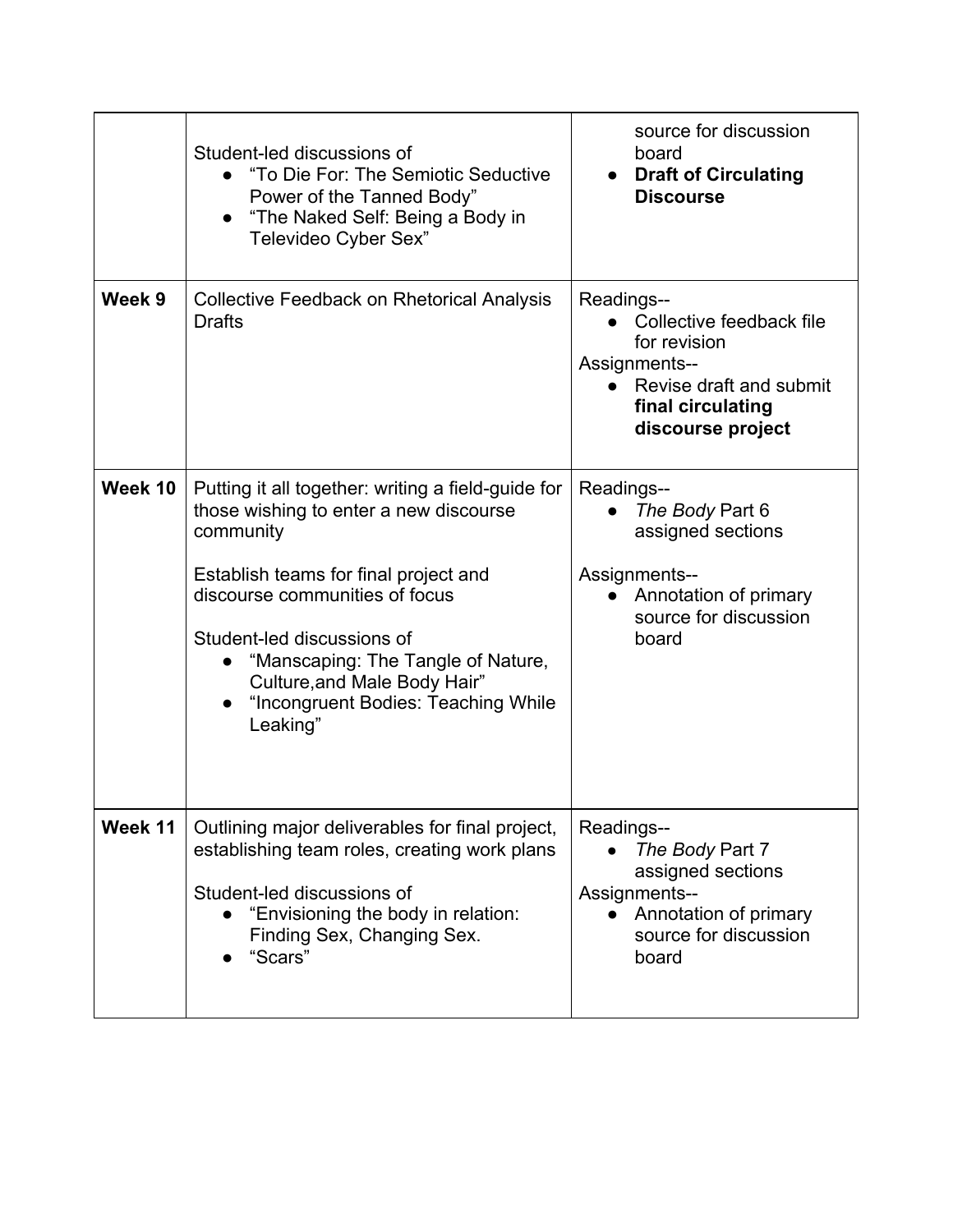| | | |
|---|---|---|
| | Student-led discussions of<br>● "To Die For: The Semiotic Seductive Power of the Tanned Body"<br>● "The Naked Self: Being a Body in Televideo Cyber Sex" | source for discussion board<br>● **Draft of Circulating Discourse** |
| **Week 9** | Collective Feedback on Rhetorical Analysis Drafts | Readings--<br>● Collective feedback file for revision<br>Assignments--<br>● Revise draft and submit **final circulating discourse project** |
| **Week 10** | Putting it all together: writing a field-guide for those wishing to enter a new discourse community<br><br>Establish teams for final project and discourse communities of focus<br><br>Student-led discussions of<br>● "Manscaping: The Tangle of Nature, Culture,and Male Body Hair"<br>● "Incongruent Bodies: Teaching While Leaking" | Readings--<br>● *The Body* Part 6 assigned sections<br><br>Assignments--<br>● Annotation of primary source for discussion board |
| **Week 11** | Outlining major deliverables for final project, establishing team roles, creating work plans<br><br>Student-led discussions of<br>● "Envisioning the body in relation: Finding Sex, Changing Sex.<br>● "Scars" | Readings--<br>● *The Body* Part 7 assigned sections<br>Assignments--<br>● Annotation of primary source for discussion board |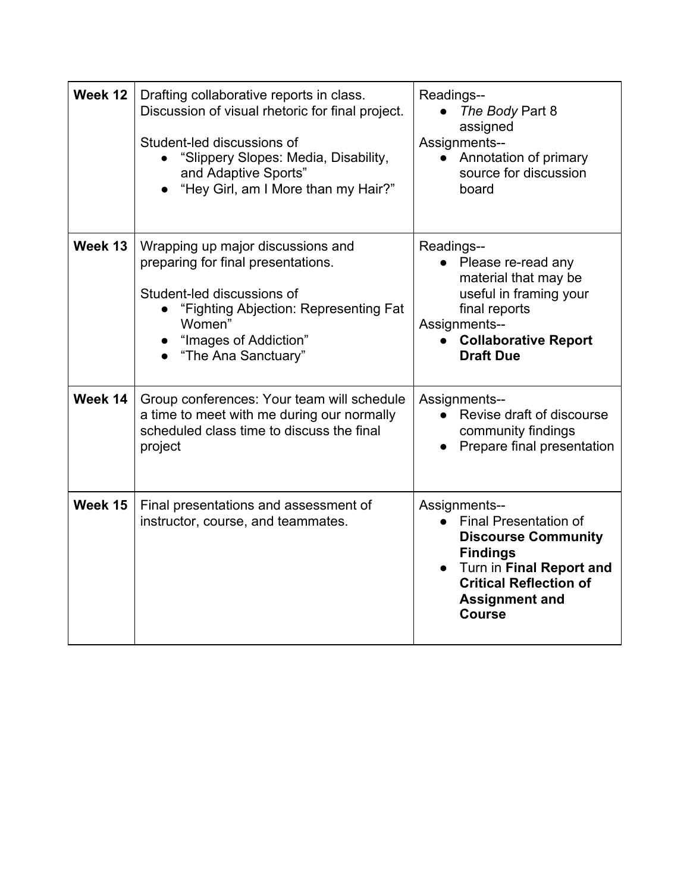| | | |
|---|---|---|
| **Week 12** | Drafting collaborative reports in class. Discussion of visual rhetoric for final project.<br><br>Student-led discussions of<br>• "Slippery Slopes: Media, Disability, and Adaptive Sports"<br>• "Hey Girl, am I More than my Hair?" | Readings--<br>• *The Body* Part 8 assigned<br>Assignments--<br>• Annotation of primary source for discussion board |
| **Week 13** | Wrapping up major discussions and preparing for final presentations.<br><br>Student-led discussions of<br>• "Fighting Abjection: Representing Fat Women"<br>• "Images of Addiction"<br>• "The Ana Sanctuary" | Readings--<br>• Please re-read any material that may be useful in framing your final reports<br>Assignments--<br>• **Collaborative Report Draft Due** |
| **Week 14** | Group conferences: Your team will schedule a time to meet with me during our normally scheduled class time to discuss the final project | Assignments--<br>• Revise draft of discourse community findings<br>• Prepare final presentation |
| **Week 15** | Final presentations and assessment of instructor, course, and teammates. | Assignments--<br>• Final Presentation of **Discourse Community Findings**<br>• Turn in **Final Report and Critical Reflection of Assignment and Course** |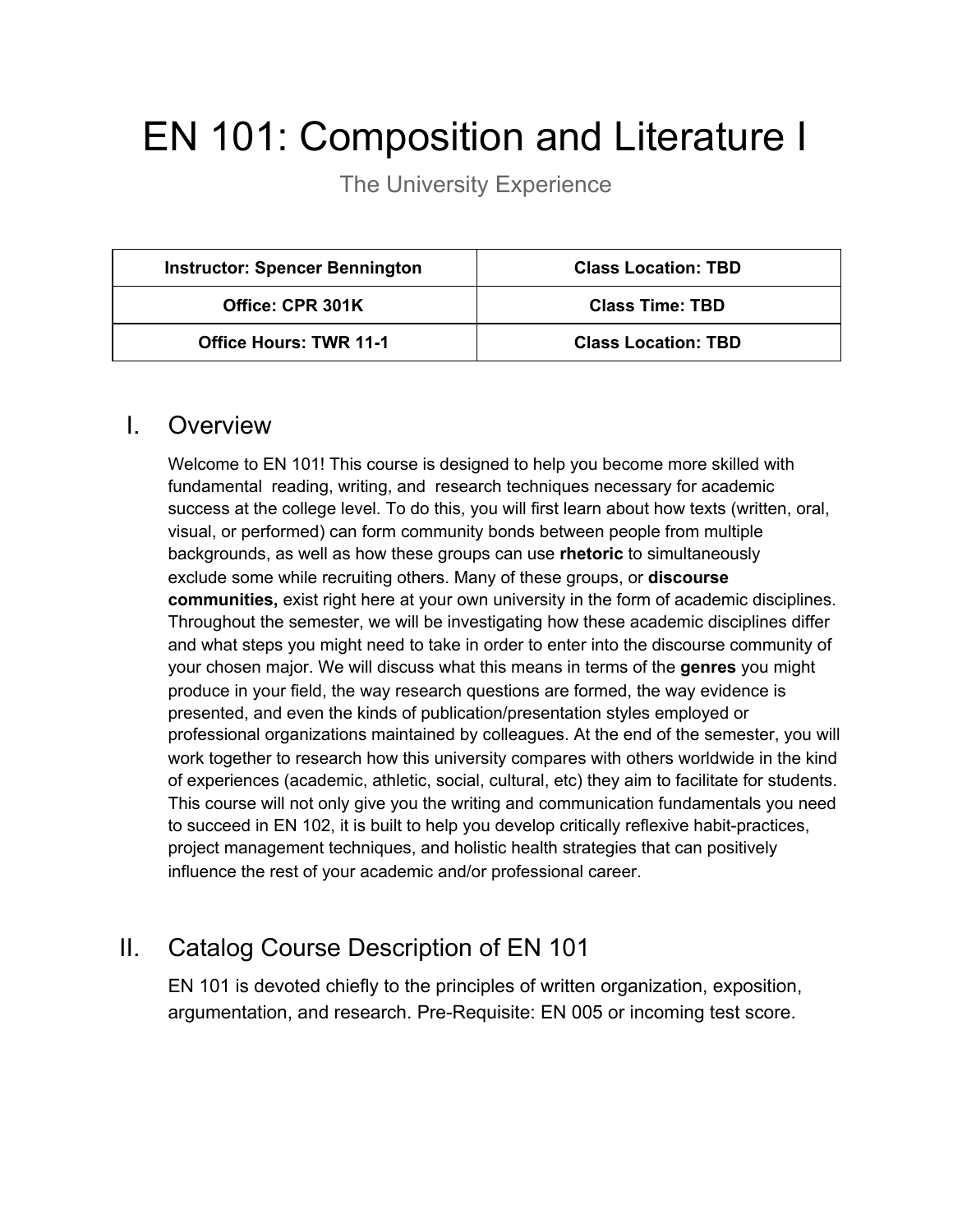# EN 101: Composition and Literature I

The University Experience

| Instructor: Spencer Bennington | Class Location: TBD |
| --- | --- |
| Office: CPR 301K | Class Time: TBD |
| Office Hours: TWR 11-1 | Class Location: TBD |

## I. Overview

Welcome to EN 101! This course is designed to help you become more skilled with fundamental reading, writing, and research techniques necessary for academic success at the college level. To do this, you will first learn about how texts (written, oral, visual, or performed) can form community bonds between people from multiple backgrounds, as well as how these groups can use **rhetoric** to simultaneously exclude some while recruiting others. Many of these groups, or **discourse communities,** exist right here at your own university in the form of academic disciplines. Throughout the semester, we will be investigating how these academic disciplines differ and what steps you might need to take in order to enter into the discourse community of your chosen major. We will discuss what this means in terms of the **genres** you might produce in your field, the way research questions are formed, the way evidence is presented, and even the kinds of publication/presentation styles employed or professional organizations maintained by colleagues. At the end of the semester, you will work together to research how this university compares with others worldwide in the kind of experiences (academic, athletic, social, cultural, etc) they aim to facilitate for students. This course will not only give you the writing and communication fundamentals you need to succeed in EN 102, it is built to help you develop critically reflexive habit-practices, project management techniques, and holistic health strategies that can positively influence the rest of your academic and/or professional career.

## II. Catalog Course Description of EN 101

EN 101 is devoted chiefly to the principles of written organization, exposition, argumentation, and research. Pre-Requisite: EN 005 or incoming test score.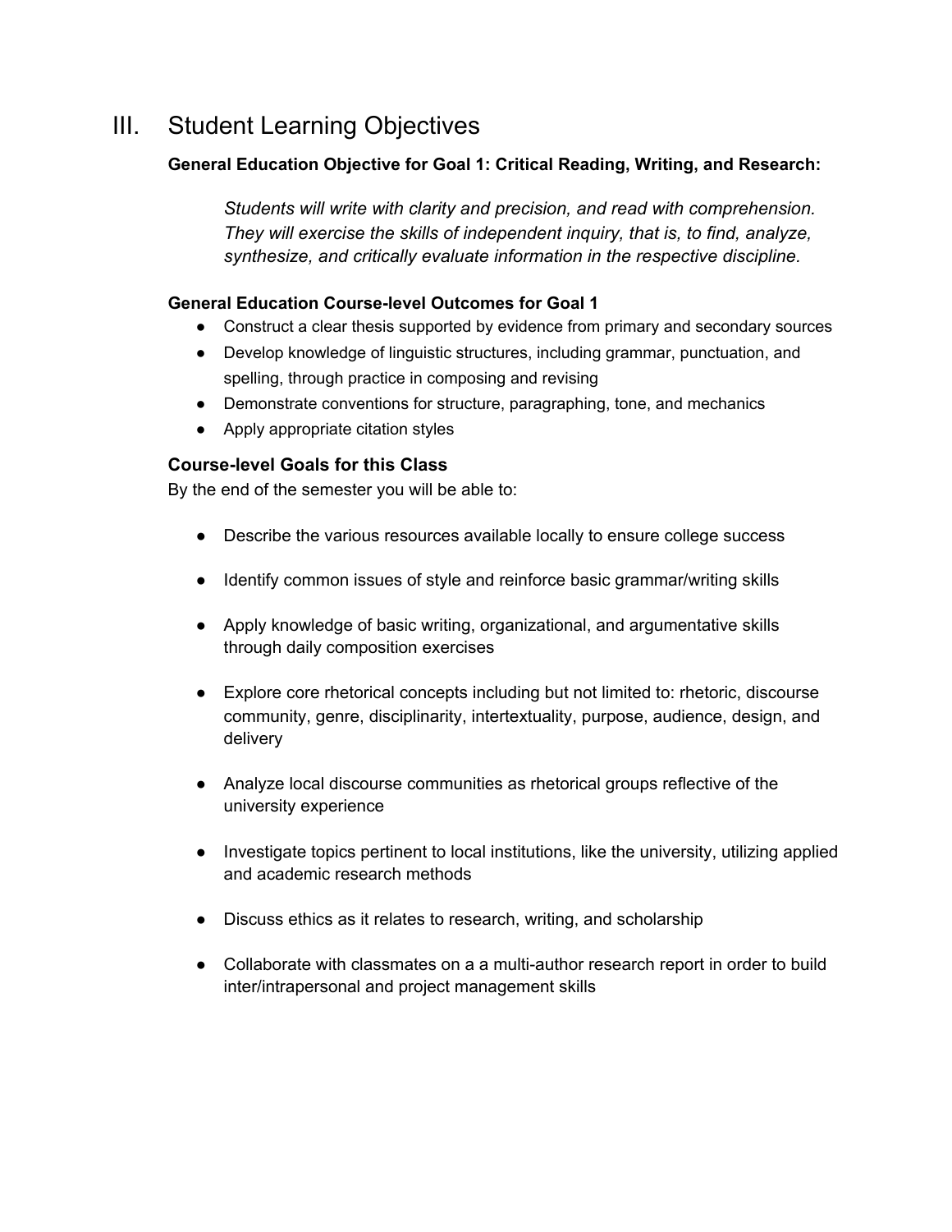# III. Student Learning Objectives

**General Education Objective for Goal 1: Critical Reading, Writing, and Research:**

> *Students will write with clarity and precision, and read with comprehension. They will exercise the skills of independent inquiry, that is, to find, analyze, synthesize, and critically evaluate information in the respective discipline.*

**General Education Course-level Outcomes for Goal 1**

- Construct a clear thesis supported by evidence from primary and secondary sources
- Develop knowledge of linguistic structures, including grammar, punctuation, and spelling, through practice in composing and revising
- Demonstrate conventions for structure, paragraphing, tone, and mechanics
- Apply appropriate citation styles

### Course-level Goals for this Class

By the end of the semester you will be able to:

- Describe the various resources available locally to ensure college success
- Identify common issues of style and reinforce basic grammar/writing skills
- Apply knowledge of basic writing, organizational, and argumentative skills through daily composition exercises
- Explore core rhetorical concepts including but not limited to: rhetoric, discourse community, genre, disciplinarity, intertextuality, purpose, audience, design, and delivery
- Analyze local discourse communities as rhetorical groups reflective of the university experience
- Investigate topics pertinent to local institutions, like the university, utilizing applied and academic research methods
- Discuss ethics as it relates to research, writing, and scholarship
- Collaborate with classmates on a a multi-author research report in order to build inter/intrapersonal and project management skills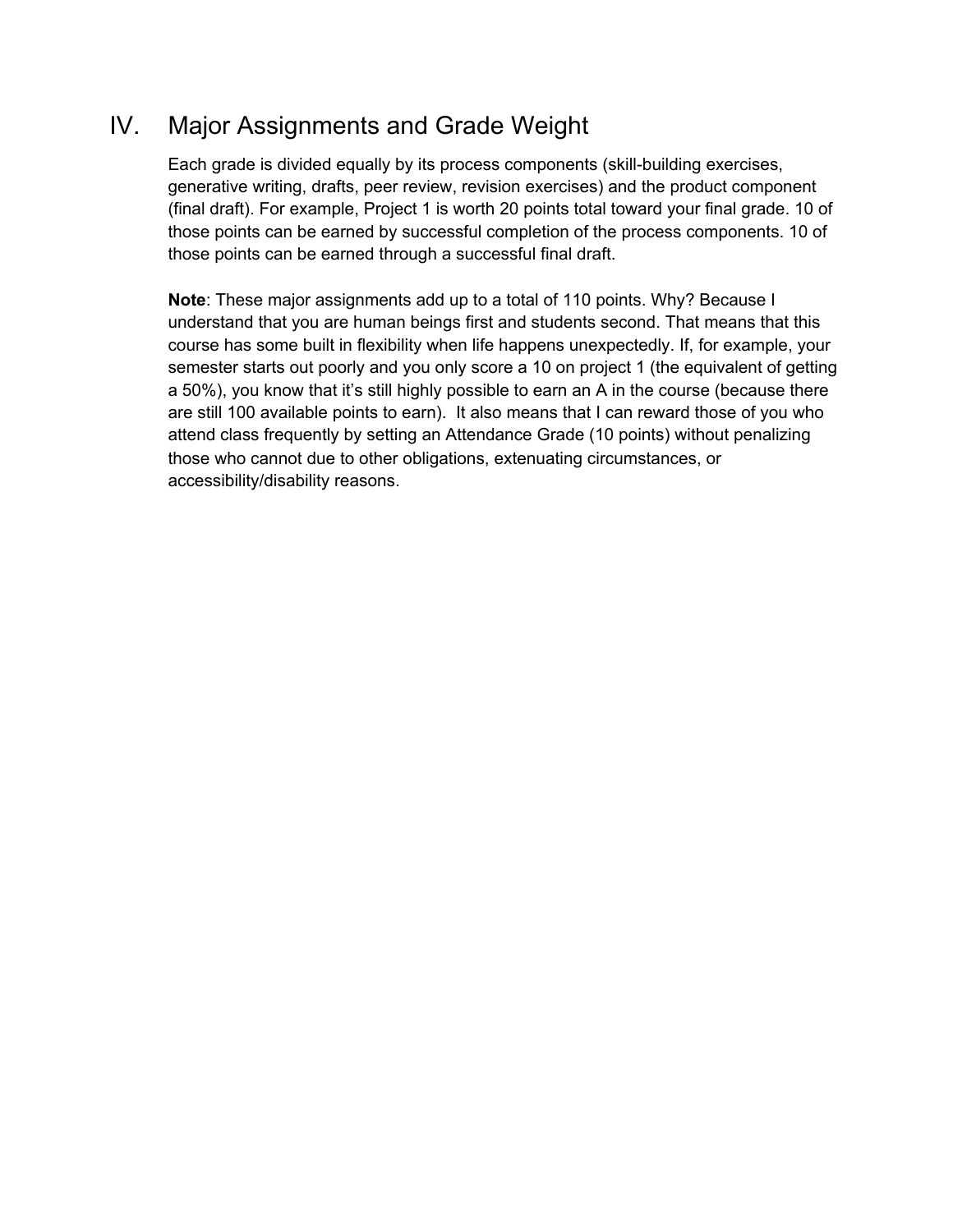## IV. Major Assignments and Grade Weight

Each grade is divided equally by its process components (skill-building exercises, generative writing, drafts, peer review, revision exercises) and the product component (final draft). For example, Project 1 is worth 20 points total toward your final grade. 10 of those points can be earned by successful completion of the process components. 10 of those points can be earned through a successful final draft.

**Note**: These major assignments add up to a total of 110 points. Why? Because I understand that you are human beings first and students second. That means that this course has some built in flexibility when life happens unexpectedly. If, for example, your semester starts out poorly and you only score a 10 on project 1 (the equivalent of getting a 50%), you know that it's still highly possible to earn an A in the course (because there are still 100 available points to earn). It also means that I can reward those of you who attend class frequently by setting an Attendance Grade (10 points) without penalizing those who cannot due to other obligations, extenuating circumstances, or accessibility/disability reasons.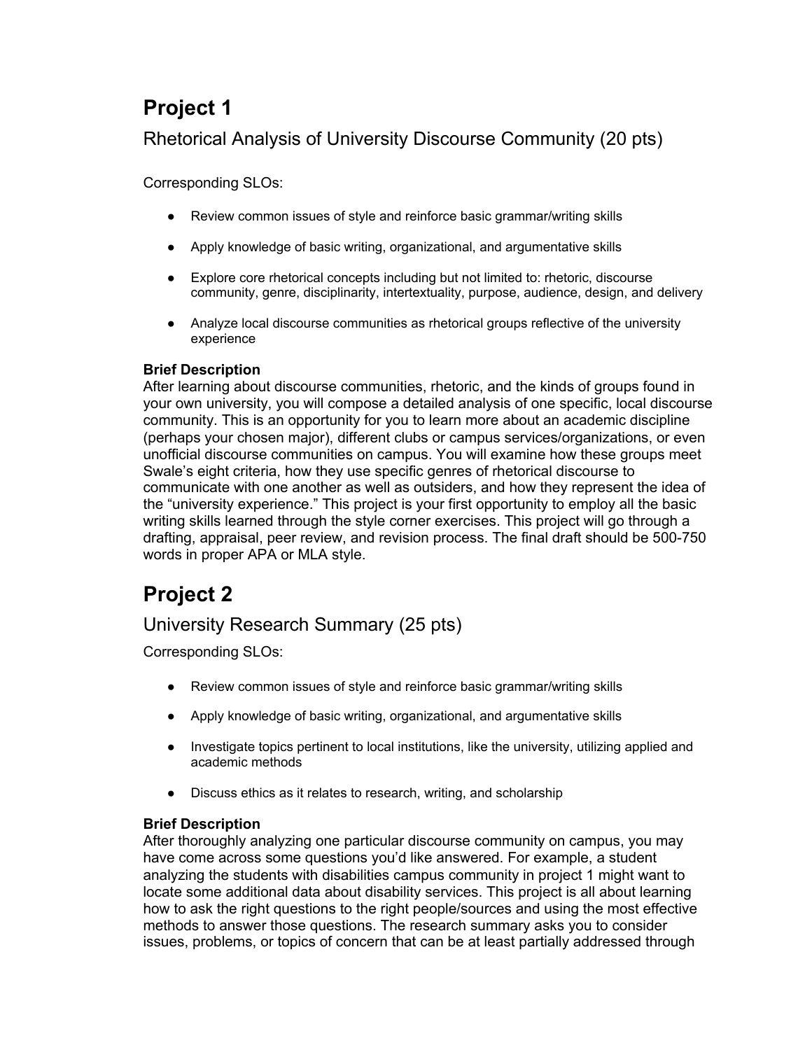# Project 1

## Rhetorical Analysis of University Discourse Community (20 pts)

Corresponding SLOs:

- Review common issues of style and reinforce basic grammar/writing skills
- Apply knowledge of basic writing, organizational, and argumentative skills
- Explore core rhetorical concepts including but not limited to: rhetoric, discourse community, genre, disciplinarity, intertextuality, purpose, audience, design, and delivery
- Analyze local discourse communities as rhetorical groups reflective of the university experience

**Brief Description**

After learning about discourse communities, rhetoric, and the kinds of groups found in your own university, you will compose a detailed analysis of one specific, local discourse community. This is an opportunity for you to learn more about an academic discipline (perhaps your chosen major), different clubs or campus services/organizations, or even unofficial discourse communities on campus. You will examine how these groups meet Swale's eight criteria, how they use specific genres of rhetorical discourse to communicate with one another as well as outsiders, and how they represent the idea of the "university experience." This project is your first opportunity to employ all the basic writing skills learned through the style corner exercises. This project will go through a drafting, appraisal, peer review, and revision process. The final draft should be 500-750 words in proper APA or MLA style.

# Project 2

## University Research Summary (25 pts)

Corresponding SLOs:

- Review common issues of style and reinforce basic grammar/writing skills
- Apply knowledge of basic writing, organizational, and argumentative skills
- Investigate topics pertinent to local institutions, like the university, utilizing applied and academic methods
- Discuss ethics as it relates to research, writing, and scholarship

**Brief Description**

After thoroughly analyzing one particular discourse community on campus, you may have come across some questions you'd like answered. For example, a student analyzing the students with disabilities campus community in project 1 might want to locate some additional data about disability services. This project is all about learning how to ask the right questions to the right people/sources and using the most effective methods to answer those questions. The research summary asks you to consider issues, problems, or topics of concern that can be at least partially addressed through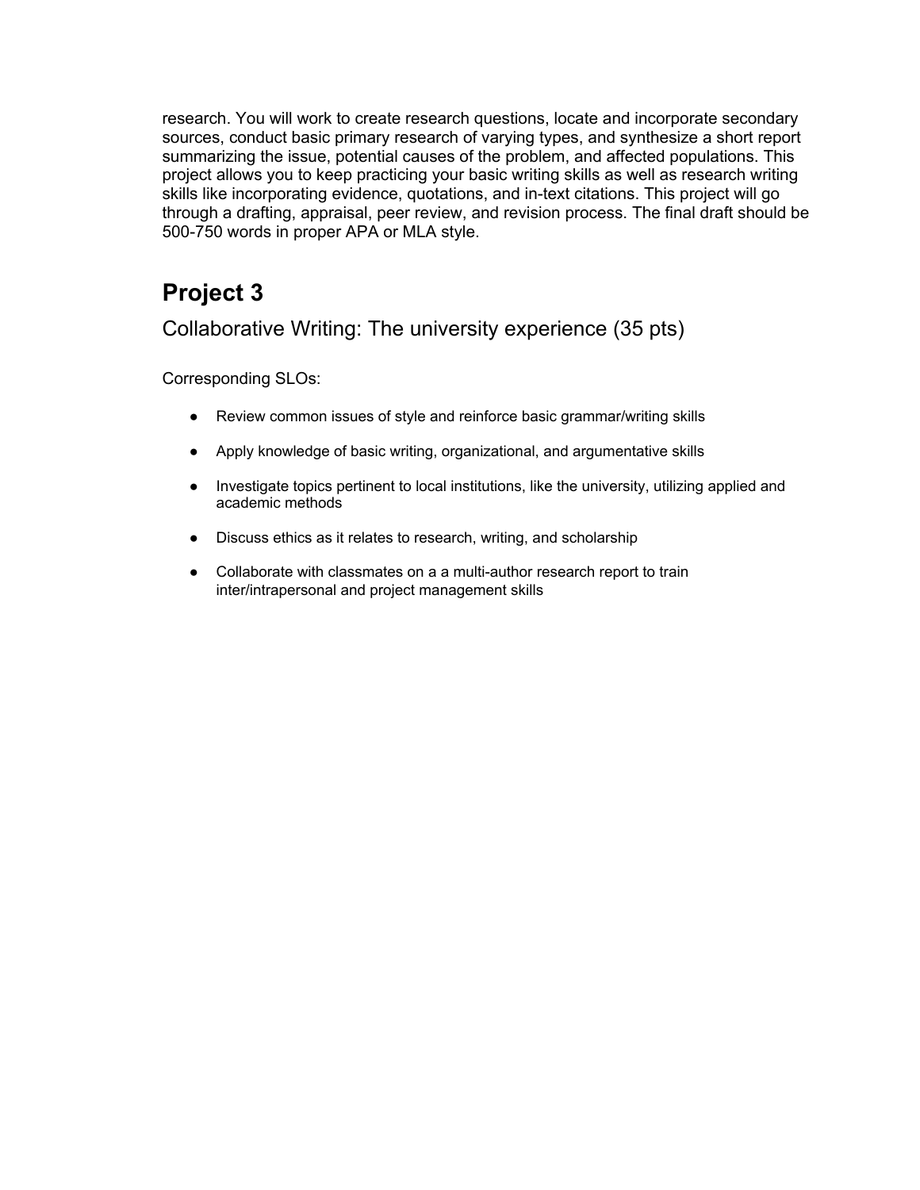research. You will work to create research questions, locate and incorporate secondary sources, conduct basic primary research of varying types, and synthesize a short report summarizing the issue, potential causes of the problem, and affected populations. This project allows you to keep practicing your basic writing skills as well as research writing skills like incorporating evidence, quotations, and in-text citations. This project will go through a drafting, appraisal, peer review, and revision process. The final draft should be 500-750 words in proper APA or MLA style.

# Project 3

## Collaborative Writing: The university experience (35 pts)

Corresponding SLOs:

- Review common issues of style and reinforce basic grammar/writing skills
- Apply knowledge of basic writing, organizational, and argumentative skills
- Investigate topics pertinent to local institutions, like the university, utilizing applied and academic methods
- Discuss ethics as it relates to research, writing, and scholarship
- Collaborate with classmates on a a multi-author research report to train inter/intrapersonal and project management skills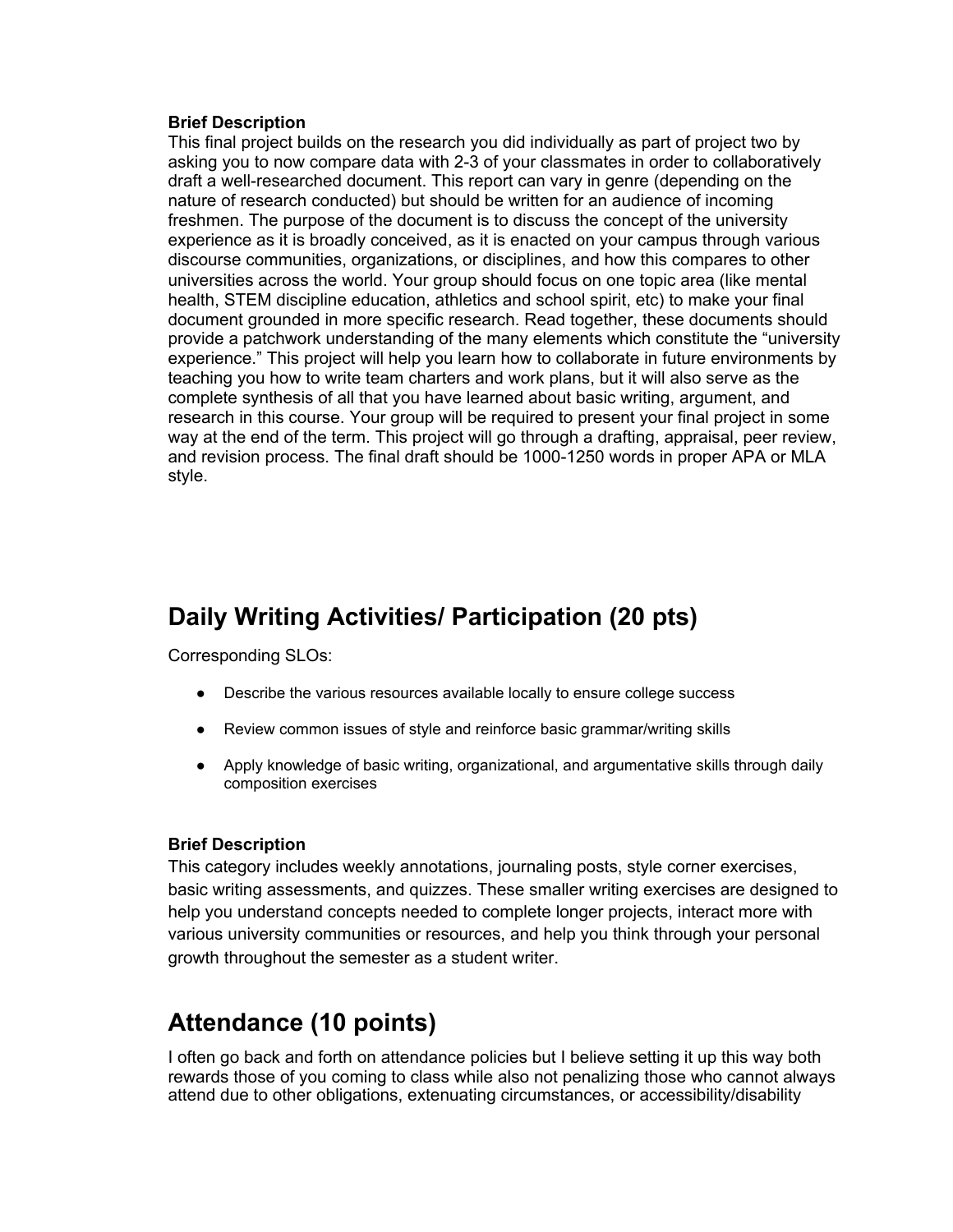**Brief Description**
This final project builds on the research you did individually as part of project two by asking you to now compare data with 2-3 of your classmates in order to collaboratively draft a well-researched document. This report can vary in genre (depending on the nature of research conducted) but should be written for an audience of incoming freshmen. The purpose of the document is to discuss the concept of the university experience as it is broadly conceived, as it is enacted on your campus through various discourse communities, organizations, or disciplines, and how this compares to other universities across the world. Your group should focus on one topic area (like mental health, STEM discipline education, athletics and school spirit, etc) to make your final document grounded in more specific research. Read together, these documents should provide a patchwork understanding of the many elements which constitute the "university experience." This project will help you learn how to collaborate in future environments by teaching you how to write team charters and work plans, but it will also serve as the complete synthesis of all that you have learned about basic writing, argument, and research in this course. Your group will be required to present your final project in some way at the end of the term. This project will go through a drafting, appraisal, peer review, and revision process. The final draft should be 1000-1250 words in proper APA or MLA style.

## Daily Writing Activities/ Participation (20 pts)

Corresponding SLOs:

- Describe the various resources available locally to ensure college success
- Review common issues of style and reinforce basic grammar/writing skills
- Apply knowledge of basic writing, organizational, and argumentative skills through daily composition exercises

**Brief Description**
This category includes weekly annotations, journaling posts, style corner exercises, basic writing assessments, and quizzes. These smaller writing exercises are designed to help you understand concepts needed to complete longer projects, interact more with various university communities or resources, and help you think through your personal growth throughout the semester as a student writer.

## Attendance (10 points)

I often go back and forth on attendance policies but I believe setting it up this way both rewards those of you coming to class while also not penalizing those who cannot always attend due to other obligations, extenuating circumstances, or accessibility/disability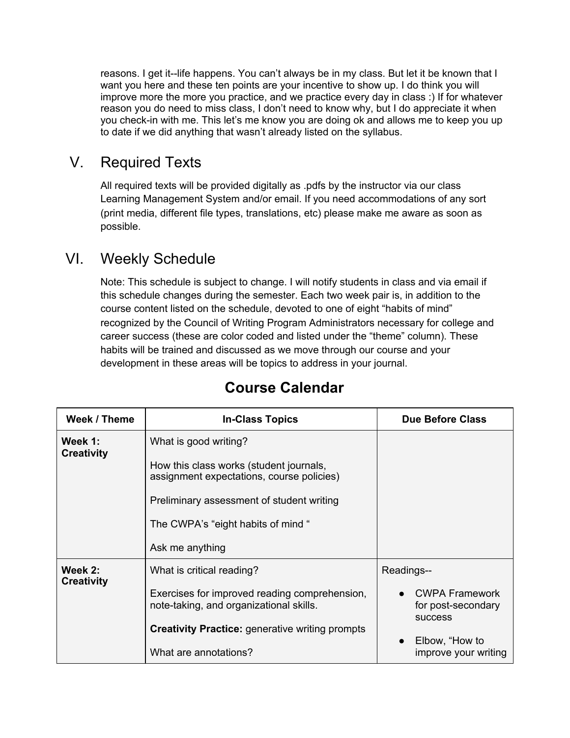reasons. I get it--life happens. You can't always be in my class. But let it be known that I want you here and these ten points are your incentive to show up. I do think you will improve more the more you practice, and we practice every day in class :) If for whatever reason you do need to miss class, I don't need to know why, but I do appreciate it when you check-in with me. This let's me know you are doing ok and allows me to keep you up to date if we did anything that wasn't already listed on the syllabus.

## V. Required Texts

All required texts will be provided digitally as .pdfs by the instructor via our class Learning Management System and/or email. If you need accommodations of any sort (print media, different file types, translations, etc) please make me aware as soon as possible.

## VI. Weekly Schedule

Note: This schedule is subject to change. I will notify students in class and via email if this schedule changes during the semester. Each two week pair is, in addition to the course content listed on the schedule, devoted to one of eight "habits of mind" recognized by the Council of Writing Program Administrators necessary for college and career success (these are color coded and listed under the "theme" column). These habits will be trained and discussed as we move through our course and your development in these areas will be topics to address in your journal.

# Course Calendar

| Week / Theme | In-Class Topics | Due Before Class |
|---|---|---|
| **Week 1: Creativity** | What is good writing?<br><br>How this class works (student journals, assignment expectations, course policies)<br><br>Preliminary assessment of student writing<br><br>The CWPA's "eight habits of mind "<br><br>Ask me anything | |
| **Week 2: Creativity** | What is critical reading?<br><br>Exercises for improved reading comprehension, note-taking, and organizational skills.<br><br>**Creativity Practice:** generative writing prompts<br><br>What are annotations? | Readings--<br><br>● CWPA Framework for post-secondary success<br><br>● Elbow, "How to improve your writing |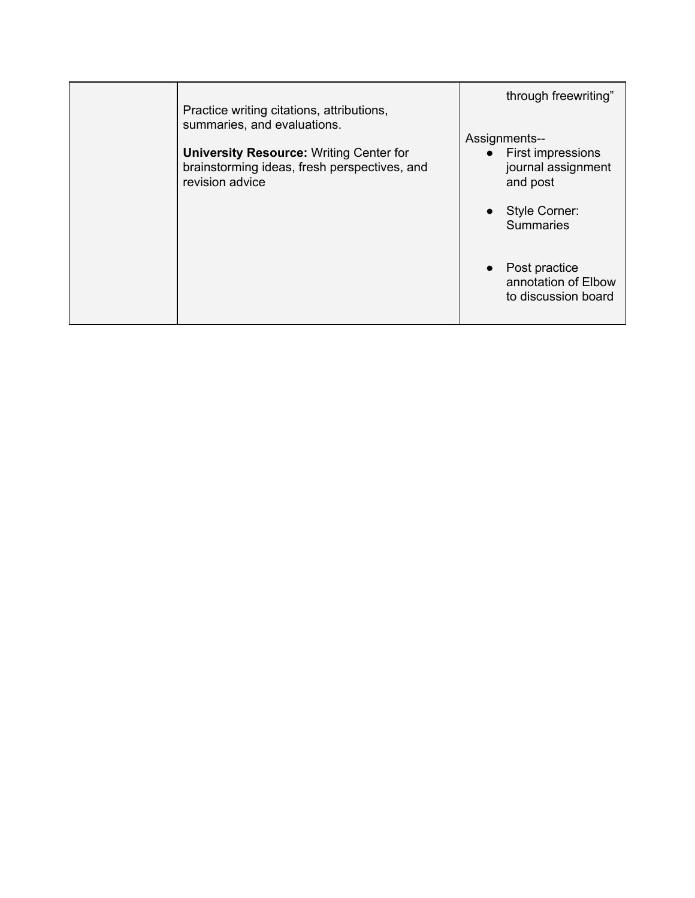|  |  |  |
|---|---|---|
|  | Practice writing citations, attributions, summaries, and evaluations.<br><br>**University Resource:** Writing Center for brainstorming ideas, fresh perspectives, and revision advice | through freewriting"<br><br>Assignments--<br>● First impressions journal assignment and post<br>● Style Corner: Summaries<br>● Post practice annotation of Elbow to discussion board |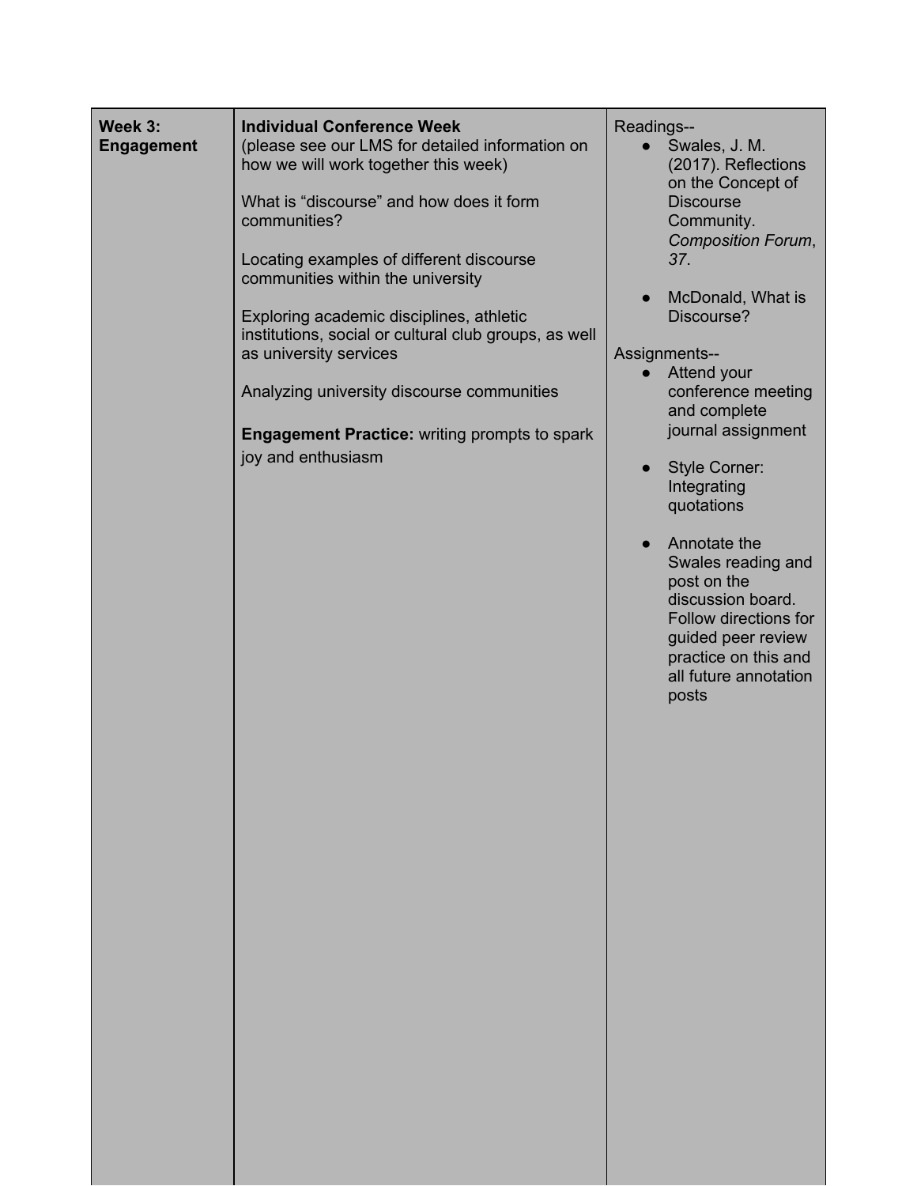| **Week 3: Engagement** | **Individual Conference Week**<br>(please see our LMS for detailed information on how we will work together this week)<br><br>What is “discourse” and how does it form communities?<br><br>Locating examples of different discourse communities within the university<br><br>Exploring academic disciplines, athletic institutions, social or cultural club groups, as well as university services<br><br>Analyzing university discourse communities<br><br>**Engagement Practice:** writing prompts to spark joy and enthusiasm | Readings--<br>● Swales, J. M. (2017). Reflections on the Concept of Discourse Community. *Composition Forum*, *37*.<br><br>● McDonald, What is Discourse?<br><br>Assignments--<br>● Attend your conference meeting and complete journal assignment<br><br>● Style Corner: Integrating quotations<br><br>● Annotate the Swales reading and post on the discussion board. Follow directions for guided peer review practice on this and all future annotation posts |
|---|---|---|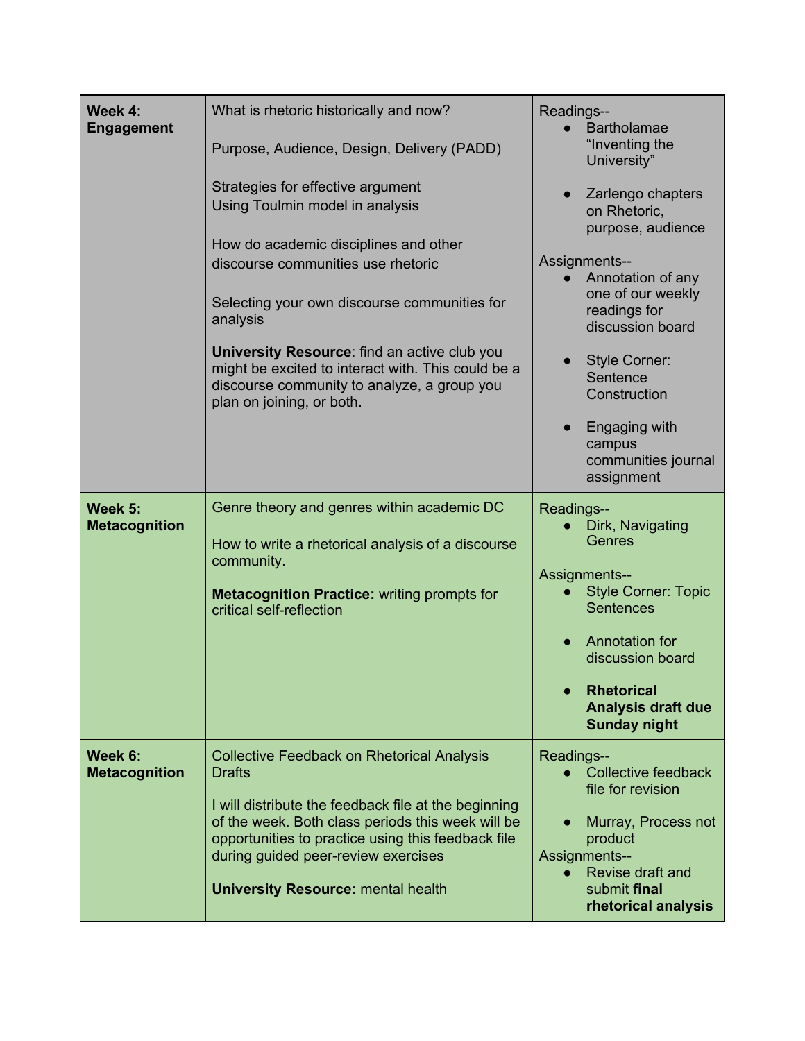| **Week 4: Engagement** | What is rhetoric historically and now?<br><br>Purpose, Audience, Design, Delivery (PADD)<br><br>Strategies for effective argument<br>Using Toulmin model in analysis<br><br>How do academic disciplines and other discourse communities use rhetoric<br><br>Selecting your own discourse communities for analysis<br><br>**University Resource**: find an active club you might be excited to interact with. This could be a discourse community to analyze, a group you plan on joining, or both. | Readings--<br>• Bartholamae "Inventing the University"<br>• Zarlengo chapters on Rhetoric, purpose, audience<br><br>Assignments--<br>• Annotation of any one of our weekly readings for discussion board<br>• Style Corner: Sentence Construction<br>• Engaging with campus communities journal assignment |
|---|---|---|
| **Week 5: Metacognition** | Genre theory and genres within academic DC<br><br>How to write a rhetorical analysis of a discourse community.<br><br>**Metacognition Practice:** writing prompts for critical self-reflection | Readings--<br>• Dirk, Navigating Genres<br><br>Assignments--<br>• Style Corner: Topic Sentences<br>• Annotation for discussion board<br>• **Rhetorical Analysis draft due Sunday night** |
| **Week 6: Metacognition** | Collective Feedback on Rhetorical Analysis Drafts<br><br>I will distribute the feedback file at the beginning of the week. Both class periods this week will be opportunities to practice using this feedback file during guided peer-review exercises<br><br>**University Resource:** mental health | Readings--<br>• Collective feedback file for revision<br>• Murray, Process not product<br><br>Assignments--<br>• Revise draft and submit **final rhetorical analysis** |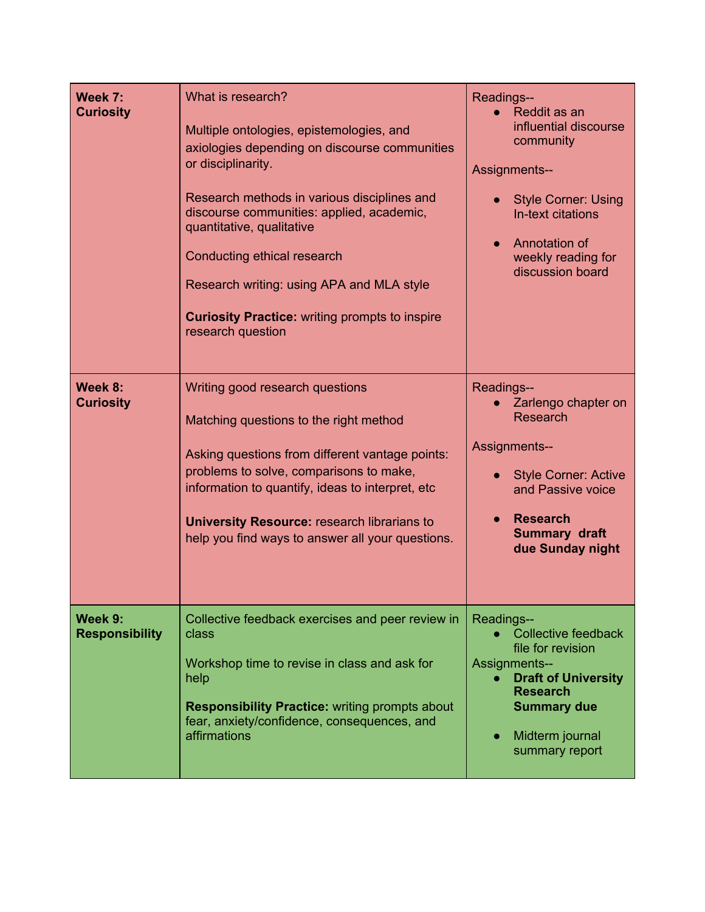| **Week 7: Curiosity** | What is research?<br><br>Multiple ontologies, epistemologies, and axiologies depending on discourse communities or disciplinarity.<br><br>Research methods in various disciplines and discourse communities: applied, academic, quantitative, qualitative<br><br>Conducting ethical research<br><br>Research writing: using APA and MLA style<br><br>**Curiosity Practice:** writing prompts to inspire research question | Readings--<br>● Reddit as an influential discourse community<br><br>Assignments--<br>● Style Corner: Using In-text citations<br>● Annotation of weekly reading for discussion board |
|---|---|---|
| **Week 8: Curiosity** | Writing good research questions<br><br>Matching questions to the right method<br><br>Asking questions from different vantage points: problems to solve, comparisons to make, information to quantify, ideas to interpret, etc<br><br>**University Resource:** research librarians to help you find ways to answer all your questions. | Readings--<br>● Zarlengo chapter on Research<br><br>Assignments--<br>● Style Corner: Active and Passive voice<br>● **Research Summary draft due Sunday night** |
| **Week 9: Responsibility** | Collective feedback exercises and peer review in class<br><br>Workshop time to revise in class and ask for help<br><br>**Responsibility Practice:** writing prompts about fear, anxiety/confidence, consequences, and affirmations | Readings--<br>● Collective feedback file for revision<br><br>Assignments--<br>● **Draft of University Research Summary due**<br>● Midterm journal summary report |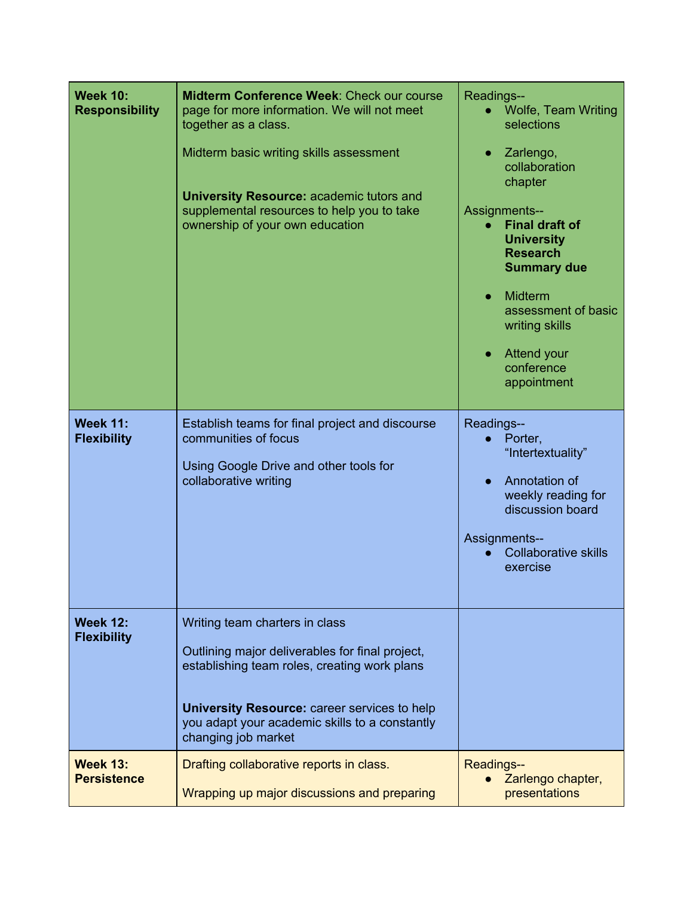| | | |
|---|---|---|
| **Week 10: Responsibility** | **Midterm Conference Week**: Check our course page for more information. We will not meet together as a class.<br><br>Midterm basic writing skills assessment<br><br>**University Resource:** academic tutors and supplemental resources to help you to take ownership of your own education | Readings--<br>● Wolfe, Team Writing selections<br>● Zarlengo, collaboration chapter<br><br>Assignments--<br>● **Final draft of University Research Summary due**<br>● Midterm assessment of basic writing skills<br>● Attend your conference appointment |
| **Week 11: Flexibility** | Establish teams for final project and discourse communities of focus<br><br>Using Google Drive and other tools for collaborative writing | Readings--<br>● Porter, "Intertextuality"<br>● Annotation of weekly reading for discussion board<br><br>Assignments--<br>● Collaborative skills exercise |
| **Week 12: Flexibility** | Writing team charters in class<br><br>Outlining major deliverables for final project, establishing team roles, creating work plans<br><br>**University Resource:** career services to help you adapt your academic skills to a constantly changing job market | |
| **Week 13: Persistence** | Drafting collaborative reports in class.<br><br>Wrapping up major discussions and preparing | Readings--<br>● Zarlengo chapter, presentations |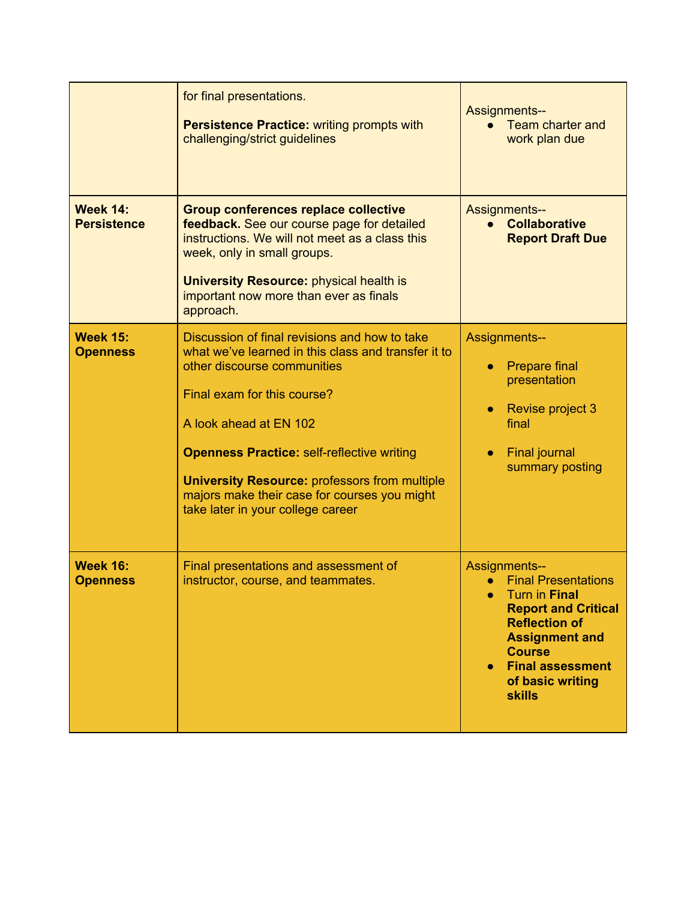| | | |
|---|---|---|
| | for final presentations.<br><br>**Persistence Practice:** writing prompts with challenging/strict guidelines | Assignments--<br>● Team charter and work plan due |
| **Week 14: Persistence** | **Group conferences replace collective feedback.** See our course page for detailed instructions. We will not meet as a class this week, only in small groups.<br><br>**University Resource:** physical health is important now more than ever as finals approach. | Assignments--<br>● **Collaborative Report Draft Due** |
| **Week 15: Openness** | Discussion of final revisions and how to take what we've learned in this class and transfer it to other discourse communities<br><br>Final exam for this course?<br><br>A look ahead at EN 102<br><br>**Openness Practice:** self-reflective writing<br><br>**University Resource:** professors from multiple majors make their case for courses you might take later in your college career | Assignments--<br>● Prepare final presentation<br>● Revise project 3 final<br>● Final journal summary posting |
| **Week 16: Openness** | Final presentations and assessment of instructor, course, and teammates. | Assignments--<br>● Final Presentations<br>● Turn in **Final Report and Critical Reflection of Assignment and Course**<br>● **Final assessment of basic writing skills** |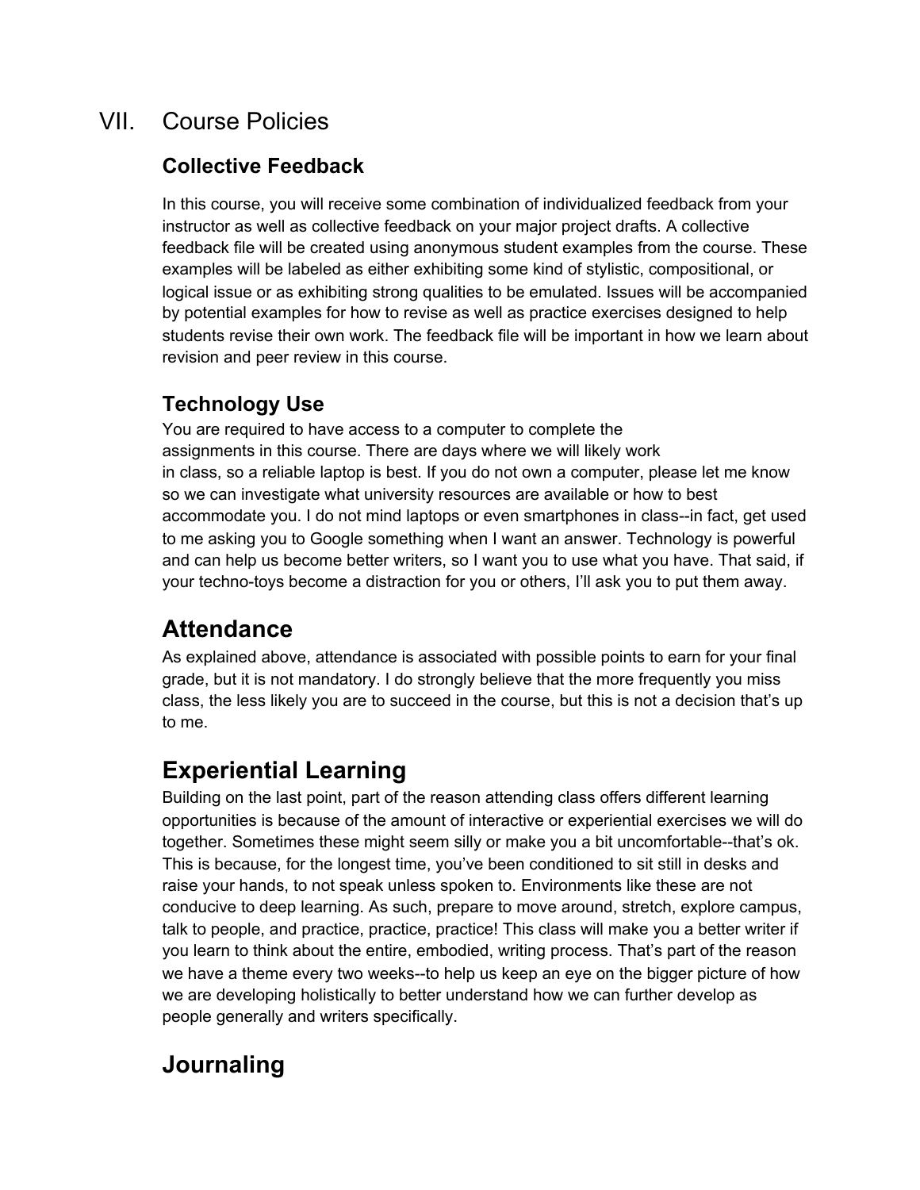# VII. Course Policies

### Collective Feedback

In this course, you will receive some combination of individualized feedback from your instructor as well as collective feedback on your major project drafts. A collective feedback file will be created using anonymous student examples from the course. These examples will be labeled as either exhibiting some kind of stylistic, compositional, or logical issue or as exhibiting strong qualities to be emulated. Issues will be accompanied by potential examples for how to revise as well as practice exercises designed to help students revise their own work. The feedback file will be important in how we learn about revision and peer review in this course.

### Technology Use

You are required to have access to a computer to complete the assignments in this course. There are days where we will likely work in class, so a reliable laptop is best. If you do not own a computer, please let me know so we can investigate what university resources are available or how to best accommodate you. I do not mind laptops or even smartphones in class--in fact, get used to me asking you to Google something when I want an answer. Technology is powerful and can help us become better writers, so I want you to use what you have. That said, if your techno-toys become a distraction for you or others, I'll ask you to put them away.

## Attendance

As explained above, attendance is associated with possible points to earn for your final grade, but it is not mandatory. I do strongly believe that the more frequently you miss class, the less likely you are to succeed in the course, but this is not a decision that's up to me.

## Experiential Learning

Building on the last point, part of the reason attending class offers different learning opportunities is because of the amount of interactive or experiential exercises we will do together. Sometimes these might seem silly or make you a bit uncomfortable--that's ok. This is because, for the longest time, you've been conditioned to sit still in desks and raise your hands, to not speak unless spoken to. Environments like these are not conducive to deep learning. As such, prepare to move around, stretch, explore campus, talk to people, and practice, practice, practice! This class will make you a better writer if you learn to think about the entire, embodied, writing process. That's part of the reason we have a theme every two weeks--to help us keep an eye on the bigger picture of how we are developing holistically to better understand how we can further develop as people generally and writers specifically.

## Journaling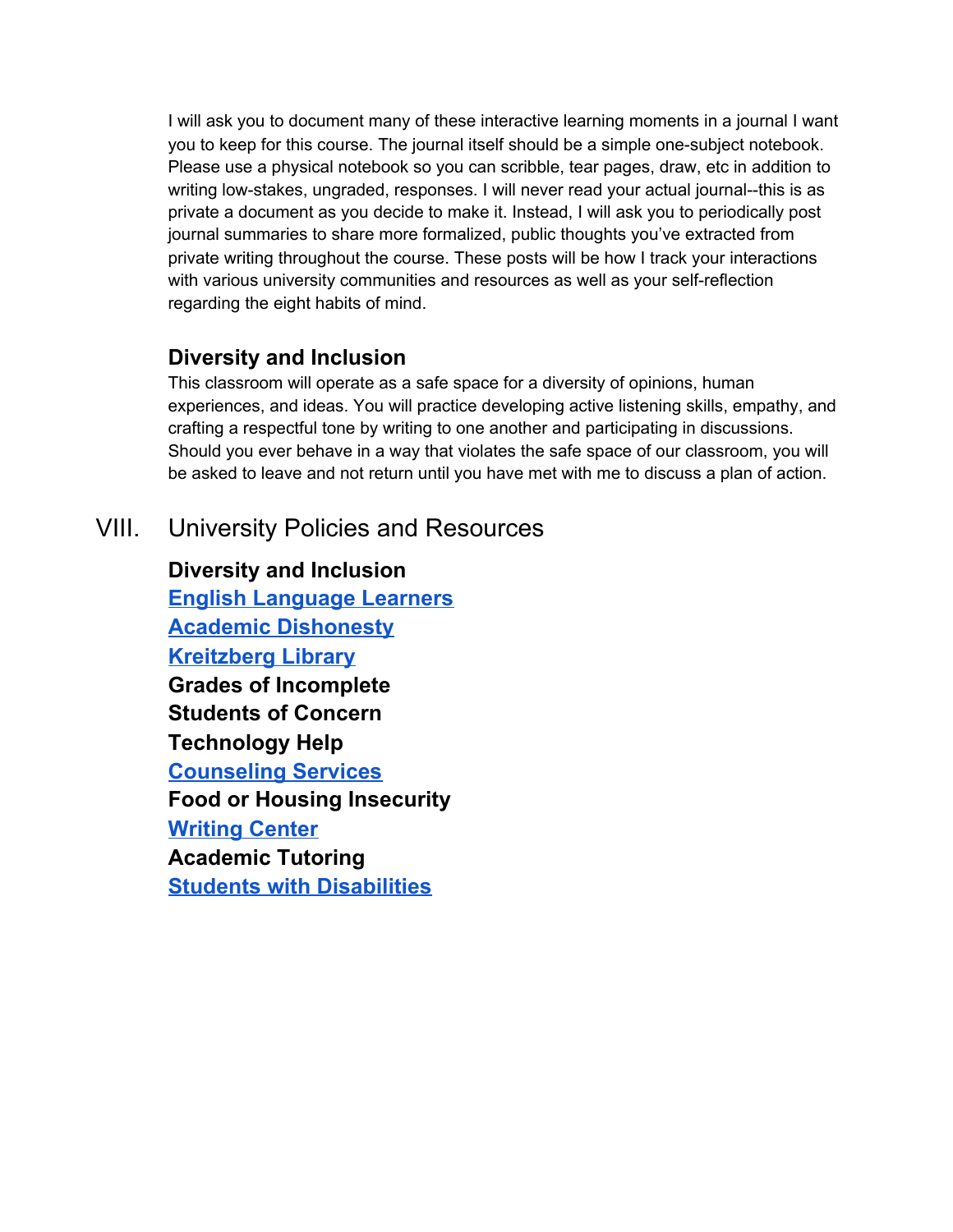I will ask you to document many of these interactive learning moments in a journal I want you to keep for this course. The journal itself should be a simple one-subject notebook. Please use a physical notebook so you can scribble, tear pages, draw, etc in addition to writing low-stakes, ungraded, responses. I will never read your actual journal--this is as private a document as you decide to make it. Instead, I will ask you to periodically post journal summaries to share more formalized, public thoughts you've extracted from private writing throughout the course. These posts will be how I track your interactions with various university communities and resources as well as your self-reflection regarding the eight habits of mind.

### Diversity and Inclusion

This classroom will operate as a safe space for a diversity of opinions, human experiences, and ideas. You will practice developing active listening skills, empathy, and crafting a respectful tone by writing to one another and participating in discussions. Should you ever behave in a way that violates the safe space of our classroom, you will be asked to leave and not return until you have met with me to discuss a plan of action.

## VIII. University Policies and Resources

**Diversity and Inclusion**
**English Language Learners**
**Academic Dishonesty**
**Kreitzberg Library**
**Grades of Incomplete**
**Students of Concern**
**Technology Help**
**Counseling Services**
**Food or Housing Insecurity**
**Writing Center**
**Academic Tutoring**
**Students with Disabilities**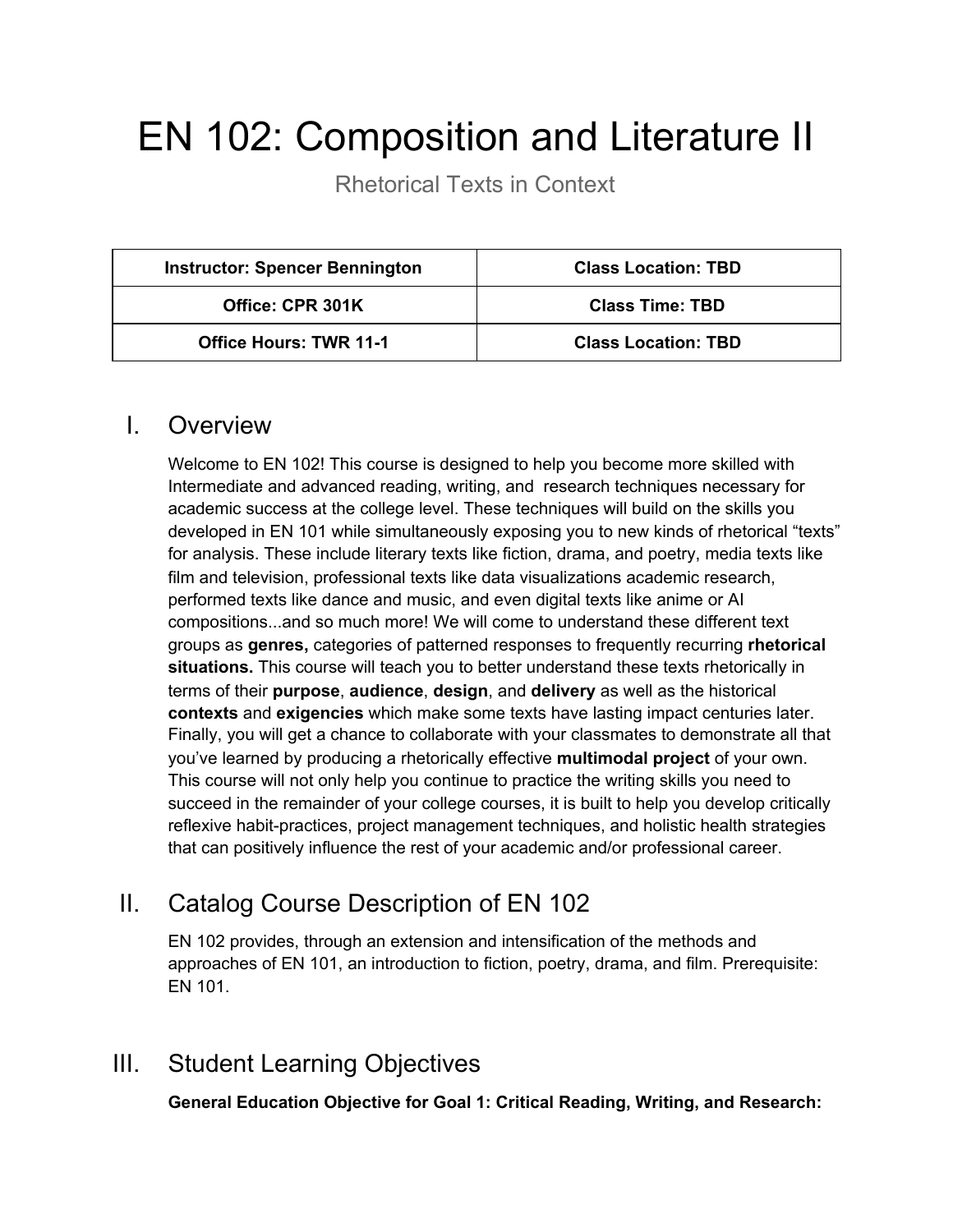# EN 102: Composition and Literature II

Rhetorical Texts in Context

| Instructor: Spencer Bennington | Class Location: TBD |
| --- | --- |
| Office: CPR 301K | Class Time: TBD |
| Office Hours: TWR 11-1 | Class Location: TBD |

## I. Overview

Welcome to EN 102! This course is designed to help you become more skilled with Intermediate and advanced reading, writing, and research techniques necessary for academic success at the college level. These techniques will build on the skills you developed in EN 101 while simultaneously exposing you to new kinds of rhetorical "texts" for analysis. These include literary texts like fiction, drama, and poetry, media texts like film and television, professional texts like data visualizations academic research, performed texts like dance and music, and even digital texts like anime or AI compositions...and so much more! We will come to understand these different text groups as **genres,** categories of patterned responses to frequently recurring **rhetorical situations.** This course will teach you to better understand these texts rhetorically in terms of their **purpose**, **audience**, **design**, and **delivery** as well as the historical **contexts** and **exigencies** which make some texts have lasting impact centuries later. Finally, you will get a chance to collaborate with your classmates to demonstrate all that you've learned by producing a rhetorically effective **multimodal project** of your own. This course will not only help you continue to practice the writing skills you need to succeed in the remainder of your college courses, it is built to help you develop critically reflexive habit-practices, project management techniques, and holistic health strategies that can positively influence the rest of your academic and/or professional career.

## II. Catalog Course Description of EN 102

EN 102 provides, through an extension and intensification of the methods and approaches of EN 101, an introduction to fiction, poetry, drama, and film. Prerequisite: EN 101.

## III. Student Learning Objectives

**General Education Objective for Goal 1: Critical Reading, Writing, and Research:**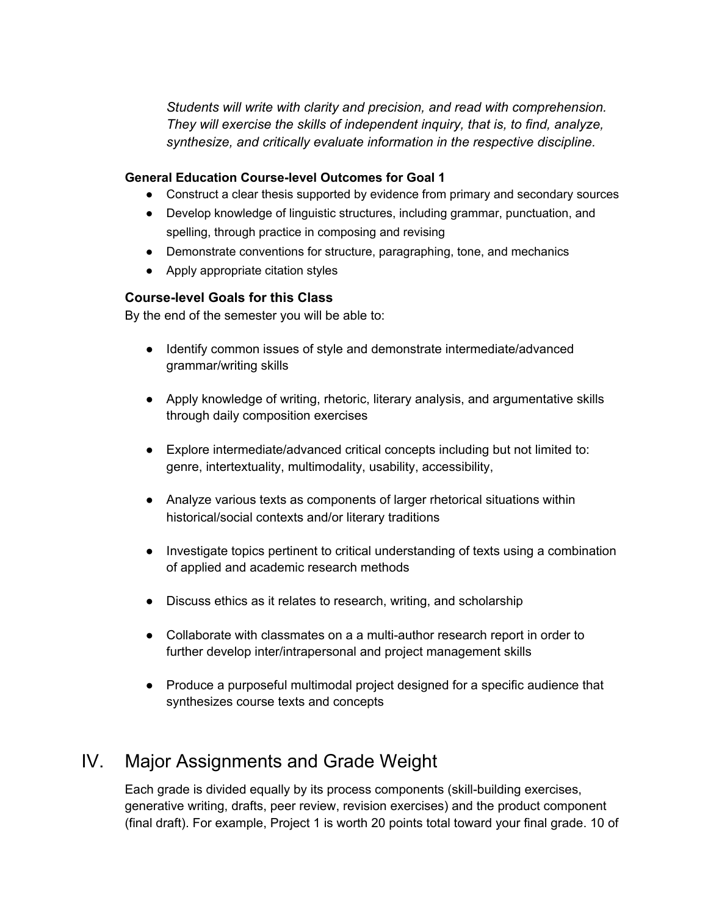*Students will write with clarity and precision, and read with comprehension. They will exercise the skills of independent inquiry, that is, to find, analyze, synthesize, and critically evaluate information in the respective discipline.*

**General Education Course-level Outcomes for Goal 1**

- Construct a clear thesis supported by evidence from primary and secondary sources
- Develop knowledge of linguistic structures, including grammar, punctuation, and spelling, through practice in composing and revising
- Demonstrate conventions for structure, paragraphing, tone, and mechanics
- Apply appropriate citation styles

**Course-level Goals for this Class**

By the end of the semester you will be able to:

- Identify common issues of style and demonstrate intermediate/advanced grammar/writing skills
- Apply knowledge of writing, rhetoric, literary analysis, and argumentative skills through daily composition exercises
- Explore intermediate/advanced critical concepts including but not limited to: genre, intertextuality, multimodality, usability, accessibility,
- Analyze various texts as components of larger rhetorical situations within historical/social contexts and/or literary traditions
- Investigate topics pertinent to critical understanding of texts using a combination of applied and academic research methods
- Discuss ethics as it relates to research, writing, and scholarship
- Collaborate with classmates on a a multi-author research report in order to further develop inter/intrapersonal and project management skills
- Produce a purposeful multimodal project designed for a specific audience that synthesizes course texts and concepts

# IV. Major Assignments and Grade Weight

Each grade is divided equally by its process components (skill-building exercises, generative writing, drafts, peer review, revision exercises) and the product component (final draft). For example, Project 1 is worth 20 points total toward your final grade. 10 of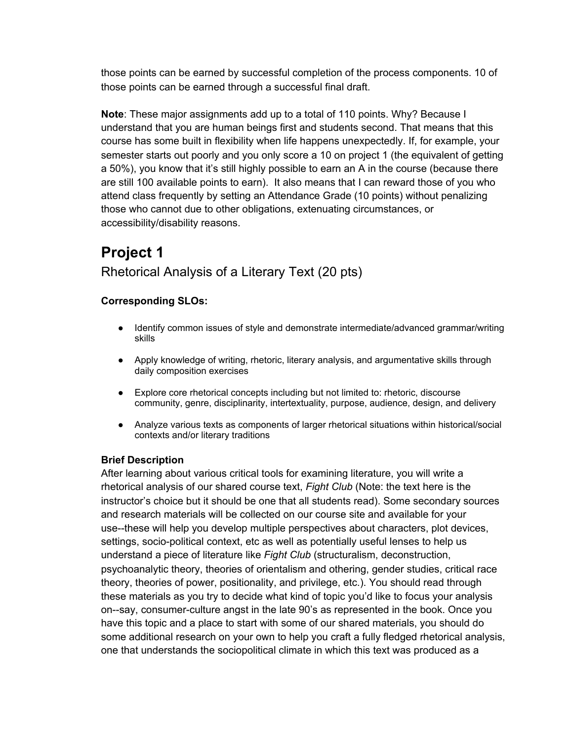those points can be earned by successful completion of the process components. 10 of those points can be earned through a successful final draft.

**Note**: These major assignments add up to a total of 110 points. Why? Because I understand that you are human beings first and students second. That means that this course has some built in flexibility when life happens unexpectedly. If, for example, your semester starts out poorly and you only score a 10 on project 1 (the equivalent of getting a 50%), you know that it's still highly possible to earn an A in the course (because there are still 100 available points to earn). It also means that I can reward those of you who attend class frequently by setting an Attendance Grade (10 points) without penalizing those who cannot due to other obligations, extenuating circumstances, or accessibility/disability reasons.

# Project 1

## Rhetorical Analysis of a Literary Text (20 pts)

**Corresponding SLOs:**

- Identify common issues of style and demonstrate intermediate/advanced grammar/writing skills
- Apply knowledge of writing, rhetoric, literary analysis, and argumentative skills through daily composition exercises
- Explore core rhetorical concepts including but not limited to: rhetoric, discourse community, genre, disciplinarity, intertextuality, purpose, audience, design, and delivery
- Analyze various texts as components of larger rhetorical situations within historical/social contexts and/or literary traditions

**Brief Description**

After learning about various critical tools for examining literature, you will write a rhetorical analysis of our shared course text, *Fight Club* (Note: the text here is the instructor's choice but it should be one that all students read). Some secondary sources and research materials will be collected on our course site and available for your use--these will help you develop multiple perspectives about characters, plot devices, settings, socio-political context, etc as well as potentially useful lenses to help us understand a piece of literature like *Fight Club* (structuralism, deconstruction, psychoanalytic theory, theories of orientalism and othering, gender studies, critical race theory, theories of power, positionality, and privilege, etc.). You should read through these materials as you try to decide what kind of topic you'd like to focus your analysis on--say, consumer-culture angst in the late 90's as represented in the book. Once you have this topic and a place to start with some of our shared materials, you should do some additional research on your own to help you craft a fully fledged rhetorical analysis, one that understands the sociopolitical climate in which this text was produced as a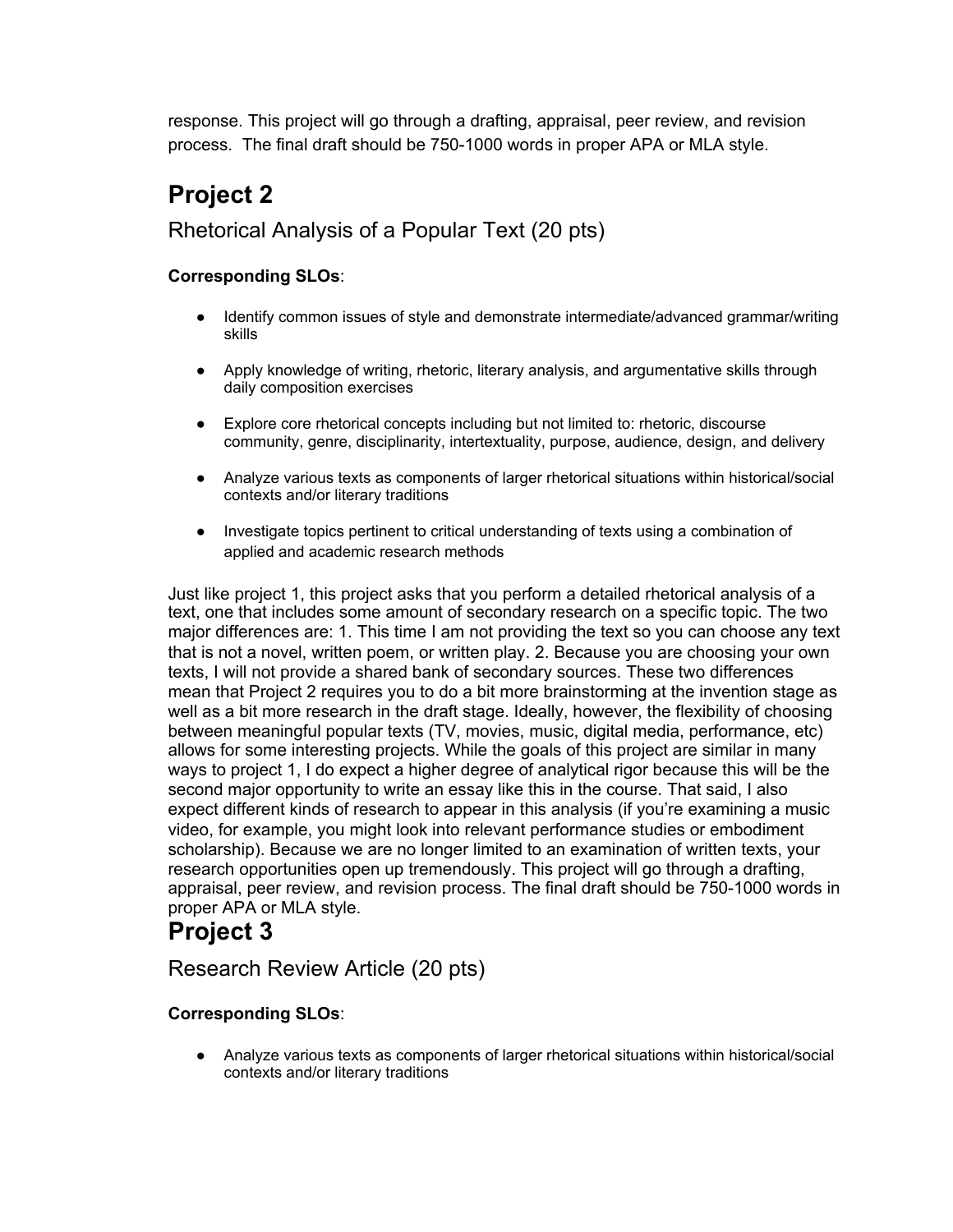response. This project will go through a drafting, appraisal, peer review, and revision process. The final draft should be 750-1000 words in proper APA or MLA style.

# Project 2

## Rhetorical Analysis of a Popular Text (20 pts)

**Corresponding SLOs**:

- Identify common issues of style and demonstrate intermediate/advanced grammar/writing skills
- Apply knowledge of writing, rhetoric, literary analysis, and argumentative skills through daily composition exercises
- Explore core rhetorical concepts including but not limited to: rhetoric, discourse community, genre, disciplinarity, intertextuality, purpose, audience, design, and delivery
- Analyze various texts as components of larger rhetorical situations within historical/social contexts and/or literary traditions
- Investigate topics pertinent to critical understanding of texts using a combination of applied and academic research methods

Just like project 1, this project asks that you perform a detailed rhetorical analysis of a text, one that includes some amount of secondary research on a specific topic. The two major differences are: 1. This time I am not providing the text so you can choose any text that is not a novel, written poem, or written play. 2. Because you are choosing your own texts, I will not provide a shared bank of secondary sources. These two differences mean that Project 2 requires you to do a bit more brainstorming at the invention stage as well as a bit more research in the draft stage. Ideally, however, the flexibility of choosing between meaningful popular texts (TV, movies, music, digital media, performance, etc) allows for some interesting projects. While the goals of this project are similar in many ways to project 1, I do expect a higher degree of analytical rigor because this will be the second major opportunity to write an essay like this in the course. That said, I also expect different kinds of research to appear in this analysis (if you're examining a music video, for example, you might look into relevant performance studies or embodiment scholarship). Because we are no longer limited to an examination of written texts, your research opportunities open up tremendously. This project will go through a drafting, appraisal, peer review, and revision process. The final draft should be 750-1000 words in proper APA or MLA style.

# Project 3

## Research Review Article (20 pts)

**Corresponding SLOs**:

- Analyze various texts as components of larger rhetorical situations within historical/social contexts and/or literary traditions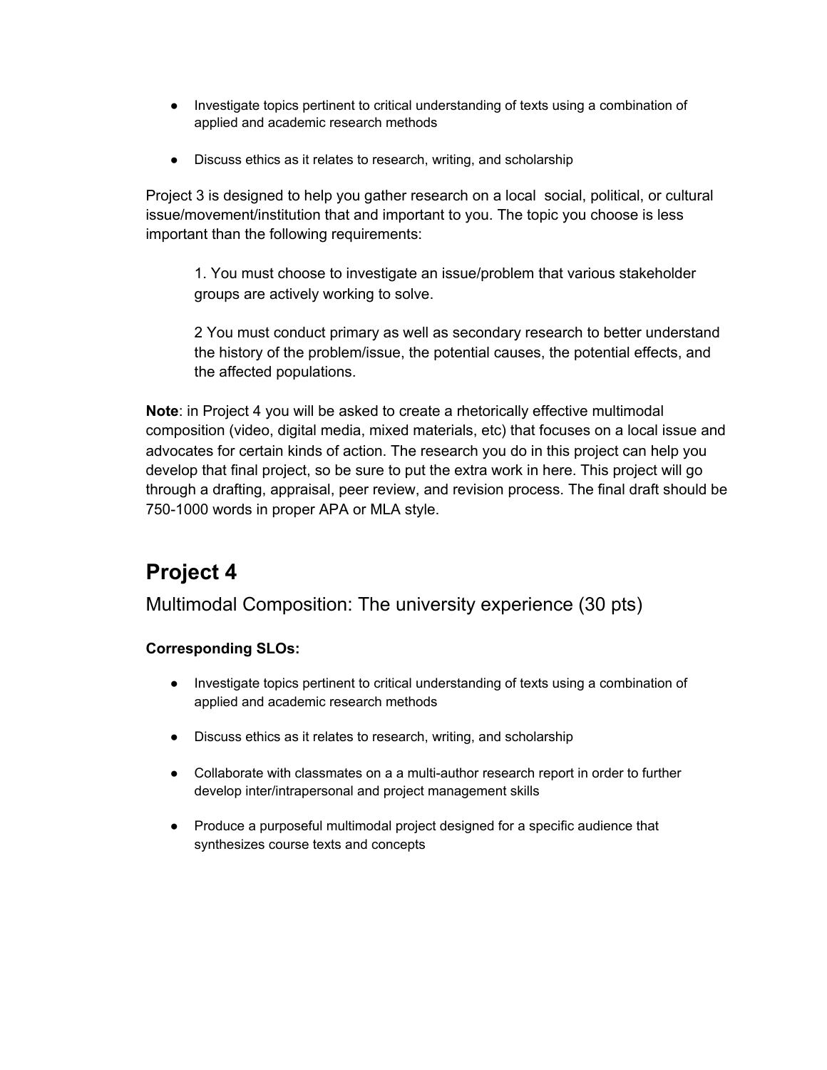- Investigate topics pertinent to critical understanding of texts using a combination of applied and academic research methods
- Discuss ethics as it relates to research, writing, and scholarship

Project 3 is designed to help you gather research on a local social, political, or cultural issue/movement/institution that and important to you. The topic you choose is less important than the following requirements:

> 1. You must choose to investigate an issue/problem that various stakeholder groups are actively working to solve.
>
> 2 You must conduct primary as well as secondary research to better understand the history of the problem/issue, the potential causes, the potential effects, and the affected populations.

**Note**: in Project 4 you will be asked to create a rhetorically effective multimodal composition (video, digital media, mixed materials, etc) that focuses on a local issue and advocates for certain kinds of action. The research you do in this project can help you develop that final project, so be sure to put the extra work in here. This project will go through a drafting, appraisal, peer review, and revision process. The final draft should be 750-1000 words in proper APA or MLA style.

## Project 4

### Multimodal Composition: The university experience (30 pts)

**Corresponding SLOs:**

- Investigate topics pertinent to critical understanding of texts using a combination of applied and academic research methods
- Discuss ethics as it relates to research, writing, and scholarship
- Collaborate with classmates on a a multi-author research report in order to further develop inter/intrapersonal and project management skills
- Produce a purposeful multimodal project designed for a specific audience that synthesizes course texts and concepts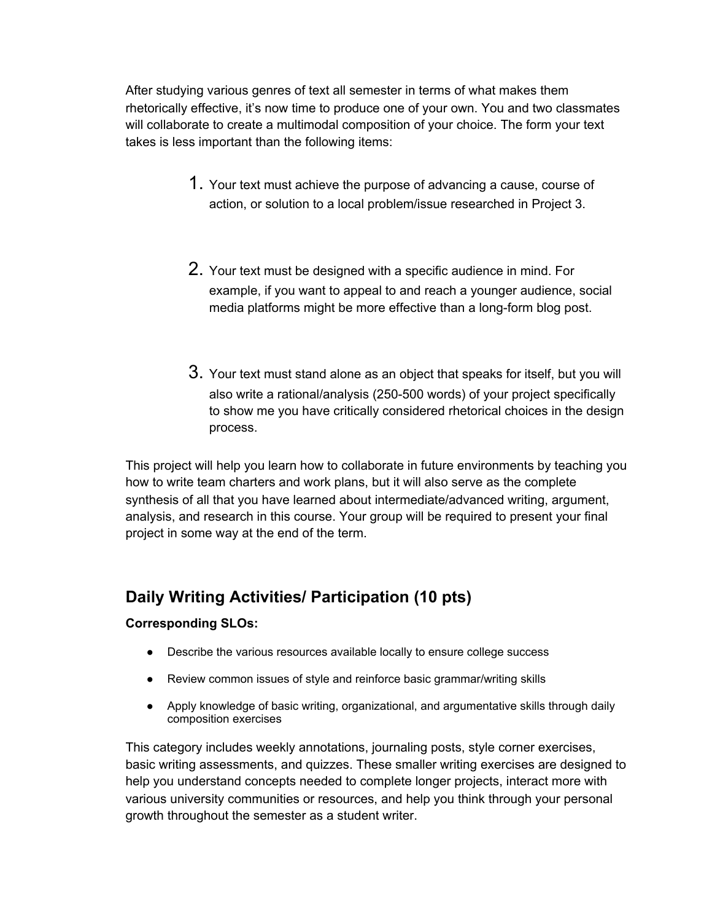After studying various genres of text all semester in terms of what makes them rhetorically effective, it's now time to produce one of your own. You and two classmates will collaborate to create a multimodal composition of your choice. The form your text takes is less important than the following items:

1. Your text must achieve the purpose of advancing a cause, course of action, or solution to a local problem/issue researched in Project 3.

2. Your text must be designed with a specific audience in mind. For example, if you want to appeal to and reach a younger audience, social media platforms might be more effective than a long-form blog post.

3. Your text must stand alone as an object that speaks for itself, but you will also write a rational/analysis (250-500 words) of your project specifically to show me you have critically considered rhetorical choices in the design process.

This project will help you learn how to collaborate in future environments by teaching you how to write team charters and work plans, but it will also serve as the complete synthesis of all that you have learned about intermediate/advanced writing, argument, analysis, and research in this course. Your group will be required to present your final project in some way at the end of the term.

## Daily Writing Activities/ Participation (10 pts)

**Corresponding SLOs:**

- Describe the various resources available locally to ensure college success
- Review common issues of style and reinforce basic grammar/writing skills
- Apply knowledge of basic writing, organizational, and argumentative skills through daily composition exercises

This category includes weekly annotations, journaling posts, style corner exercises, basic writing assessments, and quizzes. These smaller writing exercises are designed to help you understand concepts needed to complete longer projects, interact more with various university communities or resources, and help you think through your personal growth throughout the semester as a student writer.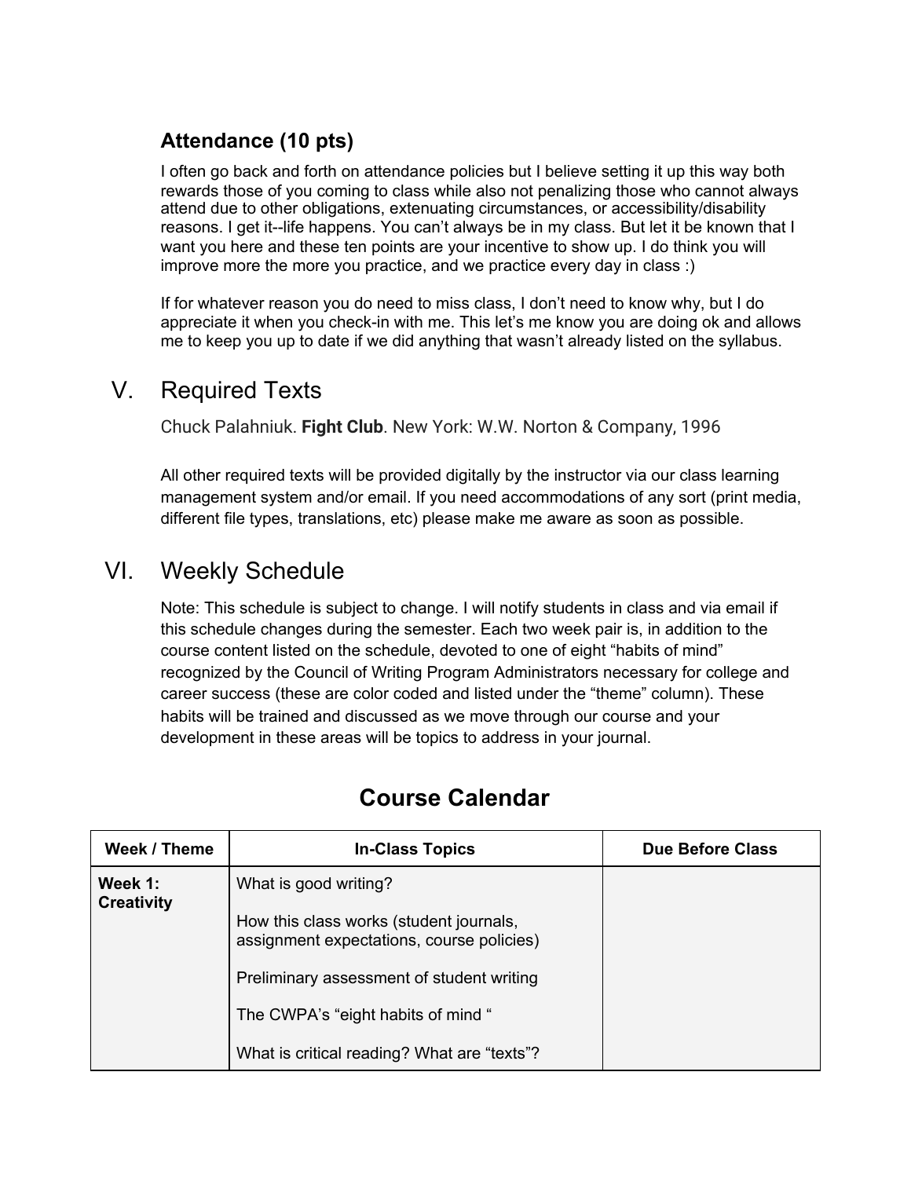### Attendance (10 pts)

I often go back and forth on attendance policies but I believe setting it up this way both rewards those of you coming to class while also not penalizing those who cannot always attend due to other obligations, extenuating circumstances, or accessibility/disability reasons. I get it--life happens. You can't always be in my class. But let it be known that I want you here and these ten points are your incentive to show up. I do think you will improve more the more you practice, and we practice every day in class :)

If for whatever reason you do need to miss class, I don't need to know why, but I do appreciate it when you check-in with me. This let's me know you are doing ok and allows me to keep you up to date if we did anything that wasn't already listed on the syllabus.

## V. Required Texts

Chuck Palahniuk. **Fight Club**. New York: W.W. Norton & Company, 1996

All other required texts will be provided digitally by the instructor via our class learning management system and/or email. If you need accommodations of any sort (print media, different file types, translations, etc) please make me aware as soon as possible.

## VI. Weekly Schedule

Note: This schedule is subject to change. I will notify students in class and via email if this schedule changes during the semester. Each two week pair is, in addition to the course content listed on the schedule, devoted to one of eight "habits of mind" recognized by the Council of Writing Program Administrators necessary for college and career success (these are color coded and listed under the "theme" column). These habits will be trained and discussed as we move through our course and your development in these areas will be topics to address in your journal.

## Course Calendar

| Week / Theme | In-Class Topics | Due Before Class |
|---|---|---|
| **Week 1: Creativity** | What is good writing?<br><br>How this class works (student journals, assignment expectations, course policies)<br><br>Preliminary assessment of student writing<br><br>The CWPA's "eight habits of mind "<br><br>What is critical reading? What are "texts"? | |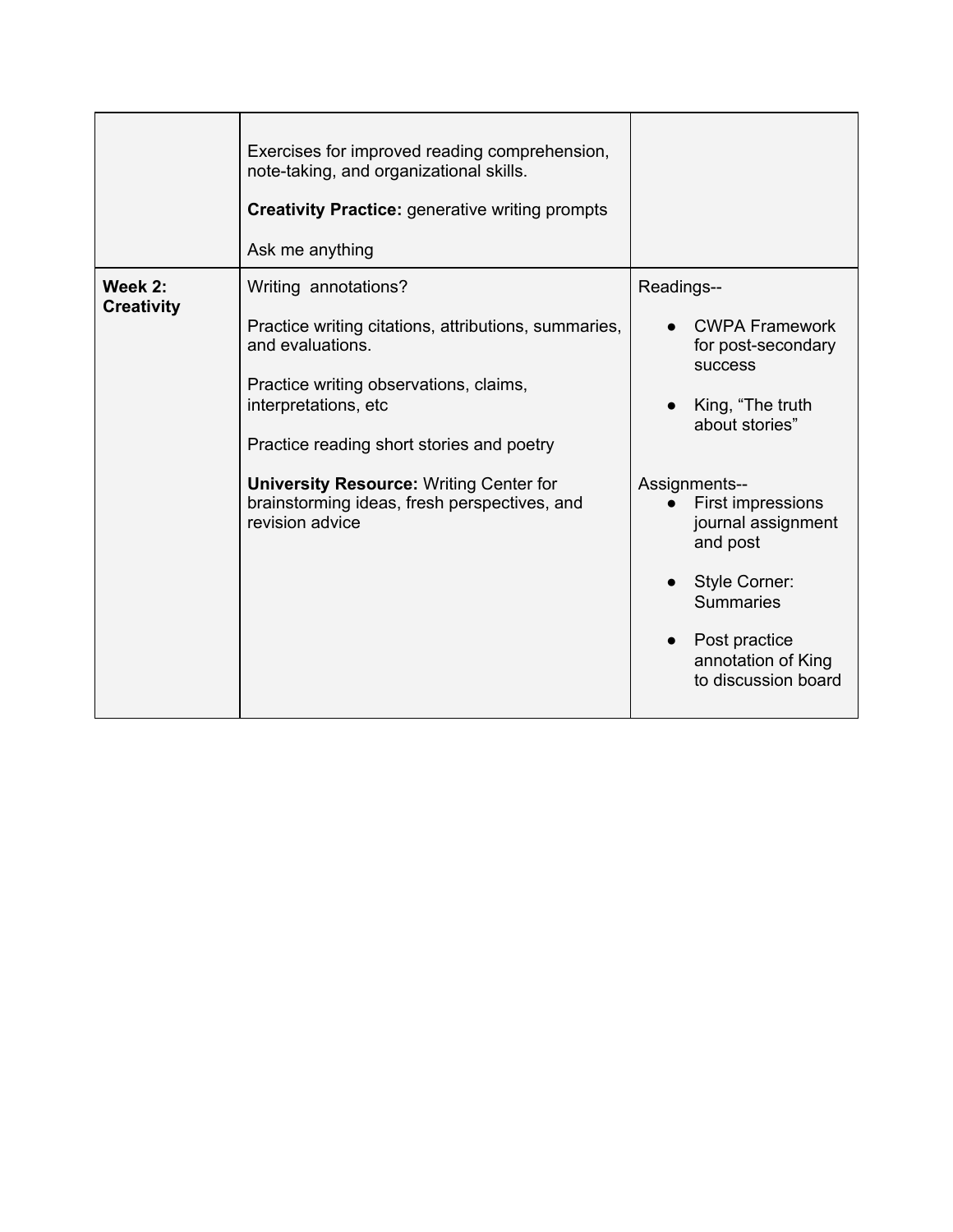| | | |
|---|---|---|
| | Exercises for improved reading comprehension, note-taking, and organizational skills.<br><br>**Creativity Practice:** generative writing prompts<br><br>Ask me anything | |
| **Week 2: Creativity** | Writing  annotations?<br><br>Practice writing citations, attributions, summaries, and evaluations.<br><br>Practice writing observations, claims, interpretations, etc<br><br>Practice reading short stories and poetry<br><br>**University Resource:** Writing Center for brainstorming ideas, fresh perspectives, and revision advice | Readings--<br><br>• CWPA Framework for post-secondary success<br><br>• King, "The truth about stories"<br><br>Assignments--<br>• First impressions journal assignment and post<br><br>• Style Corner: Summaries<br><br>• Post practice annotation of King to discussion board |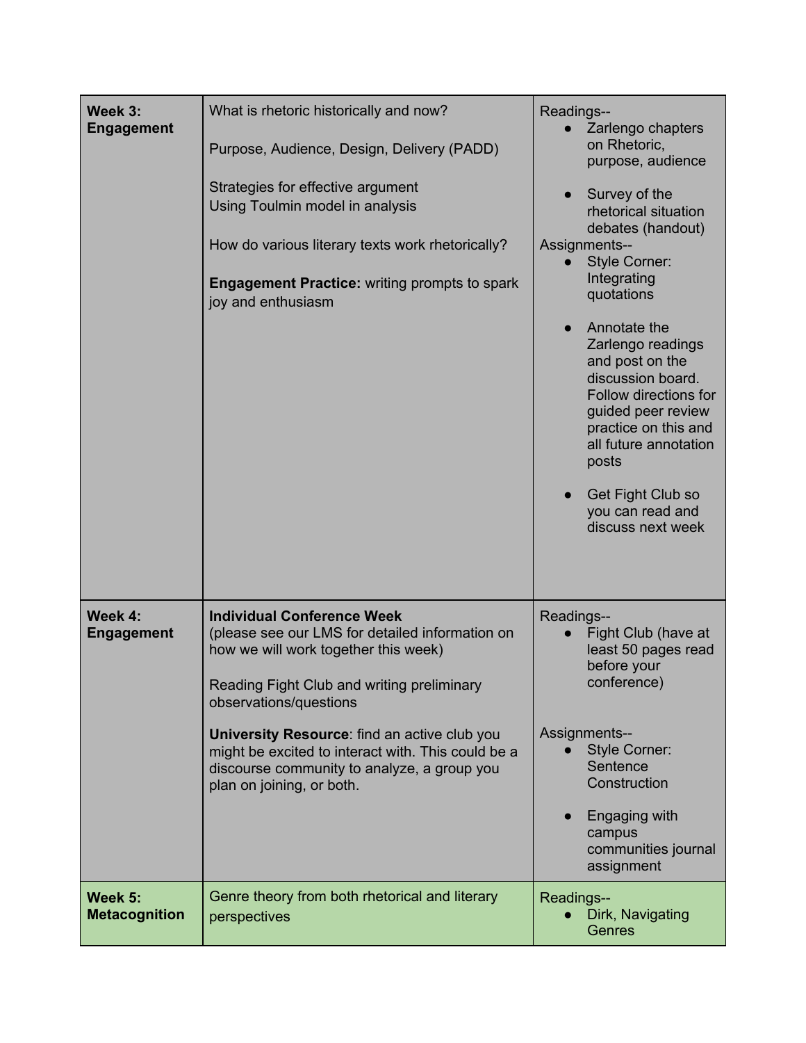| | | |
|---|---|---|
| **Week 3: Engagement** | What is rhetoric historically and now?<br><br>Purpose, Audience, Design, Delivery (PADD)<br><br>Strategies for effective argument<br>Using Toulmin model in analysis<br><br>How do various literary texts work rhetorically?<br><br>**Engagement Practice:** writing prompts to spark joy and enthusiasm | Readings--<br>• Zarlengo chapters on Rhetoric, purpose, audience<br>• Survey of the rhetorical situation debates (handout)<br>Assignments--<br>• Style Corner: Integrating quotations<br>• Annotate the Zarlengo readings and post on the discussion board. Follow directions for guided peer review practice on this and all future annotation posts<br>• Get Fight Club so you can read and discuss next week |
| **Week 4: Engagement** | **Individual Conference Week**<br>(please see our LMS for detailed information on how we will work together this week)<br><br>Reading Fight Club and writing preliminary observations/questions<br><br>**University Resource**: find an active club you might be excited to interact with. This could be a discourse community to analyze, a group you plan on joining, or both. | Readings--<br>• Fight Club (have at least 50 pages read before your conference)<br><br>Assignments--<br>• Style Corner: Sentence Construction<br>• Engaging with campus communities journal assignment |
| **Week 5: Metacognition** | Genre theory from both rhetorical and literary perspectives | Readings--<br>• Dirk, Navigating Genres |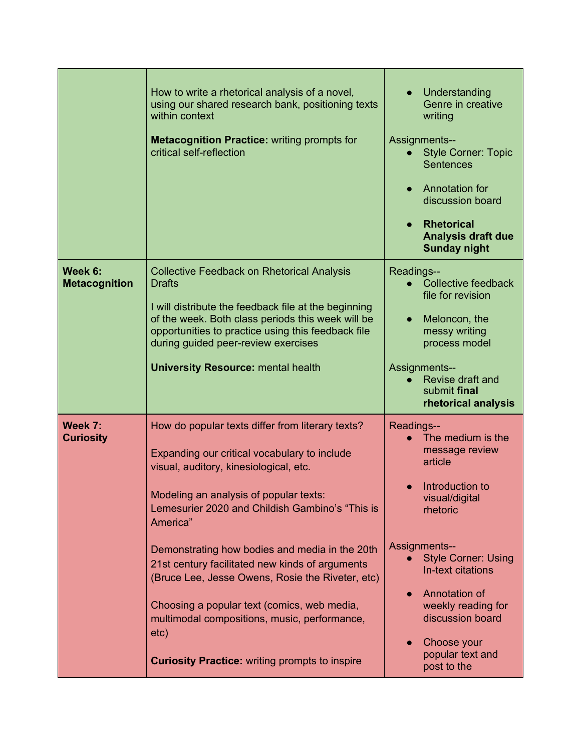| | | |
|---|---|---|
| | How to write a rhetorical analysis of a novel, using our shared research bank, positioning texts within context<br><br>**Metacognition Practice:** writing prompts for critical self-reflection | • Understanding Genre in creative writing<br><br>Assignments--<br>• Style Corner: Topic Sentences<br>• Annotation for discussion board<br>• **Rhetorical Analysis draft due Sunday night** |
| **Week 6: Metacognition** | Collective Feedback on Rhetorical Analysis Drafts<br><br>I will distribute the feedback file at the beginning of the week. Both class periods this week will be opportunities to practice using this feedback file during guided peer-review exercises<br><br>**University Resource:** mental health | Readings--<br>• Collective feedback file for revision<br>• Meloncon, the messy writing process model<br><br>Assignments--<br>• Revise draft and submit **final rhetorical analysis** |
| **Week 7: Curiosity** | How do popular texts differ from literary texts?<br><br>Expanding our critical vocabulary to include visual, auditory, kinesiological, etc.<br><br>Modeling an analysis of popular texts: Lemesurier 2020 and Childish Gambino's "This is America"<br><br>Demonstrating how bodies and media in the 20th 21st century facilitated new kinds of arguments (Bruce Lee, Jesse Owens, Rosie the Riveter, etc)<br><br>Choosing a popular text (comics, web media, multimodal compositions, music, performance, etc)<br><br>**Curiosity Practice:** writing prompts to inspire | Readings--<br>• The medium is the message review article<br>• Introduction to visual/digital rhetoric<br><br>Assignments--<br>• Style Corner: Using In-text citations<br>• Annotation of weekly reading for discussion board<br>• Choose your popular text and post to the |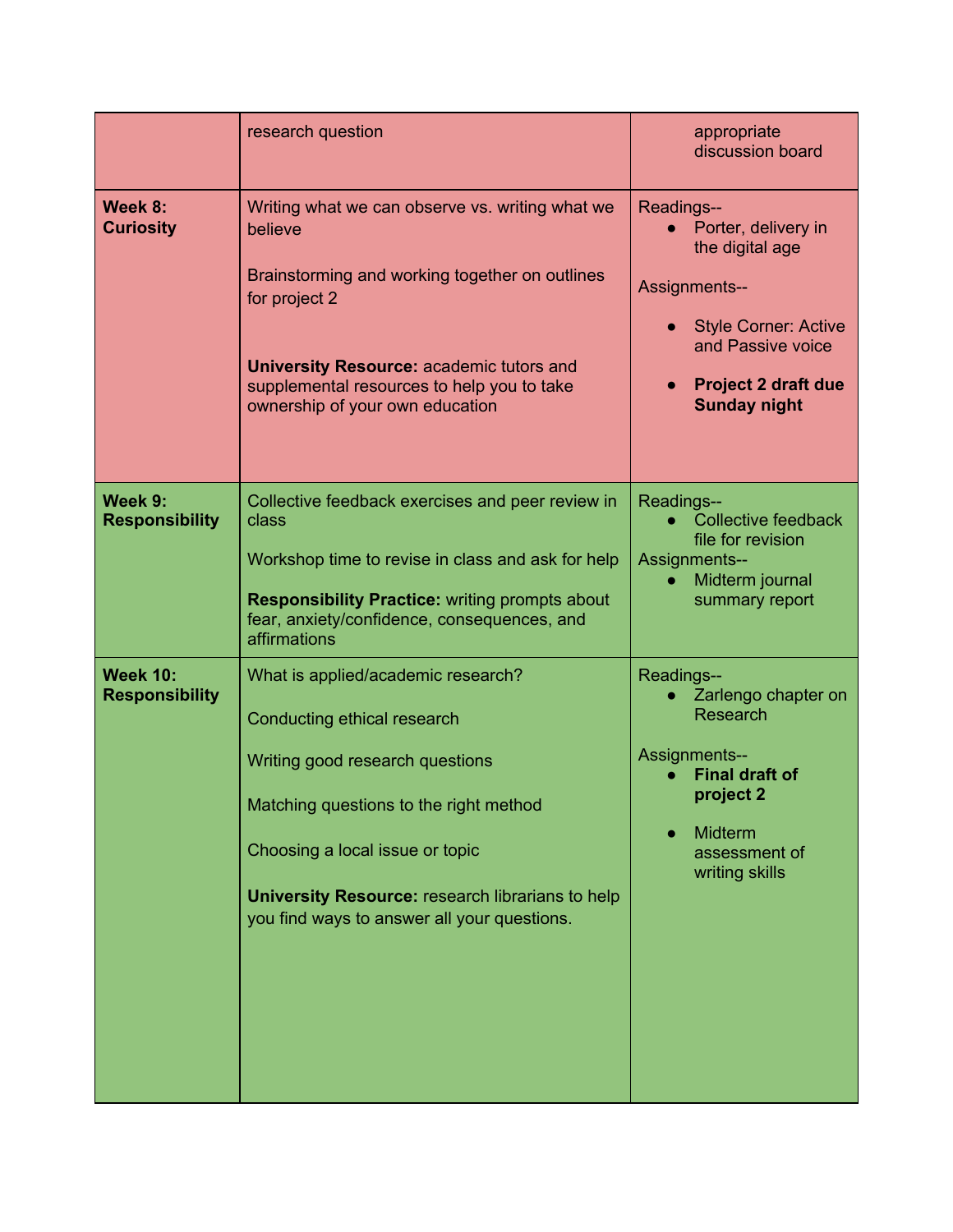| | | |
|---|---|---|
| | research question | appropriate discussion board |
| **Week 8: Curiosity** | Writing what we can observe vs. writing what we believe<br><br>Brainstorming and working together on outlines for project 2<br><br>**University Resource:** academic tutors and supplemental resources to help you to take ownership of your own education | Readings--<br>● Porter, delivery in the digital age<br><br>Assignments--<br>● Style Corner: Active and Passive voice<br>● **Project 2 draft due Sunday night** |
| **Week 9: Responsibility** | Collective feedback exercises and peer review in class<br><br>Workshop time to revise in class and ask for help<br><br>**Responsibility Practice:** writing prompts about fear, anxiety/confidence, consequences, and affirmations | Readings--<br>● Collective feedback file for revision<br>Assignments--<br>● Midterm journal summary report |
| **Week 10: Responsibility** | What is applied/academic research?<br><br>Conducting ethical research<br><br>Writing good research questions<br><br>Matching questions to the right method<br><br>Choosing a local issue or topic<br><br>**University Resource:** research librarians to help you find ways to answer all your questions. | Readings--<br>● Zarlengo chapter on Research<br><br>Assignments--<br>● **Final draft of project 2**<br>● Midterm assessment of writing skills |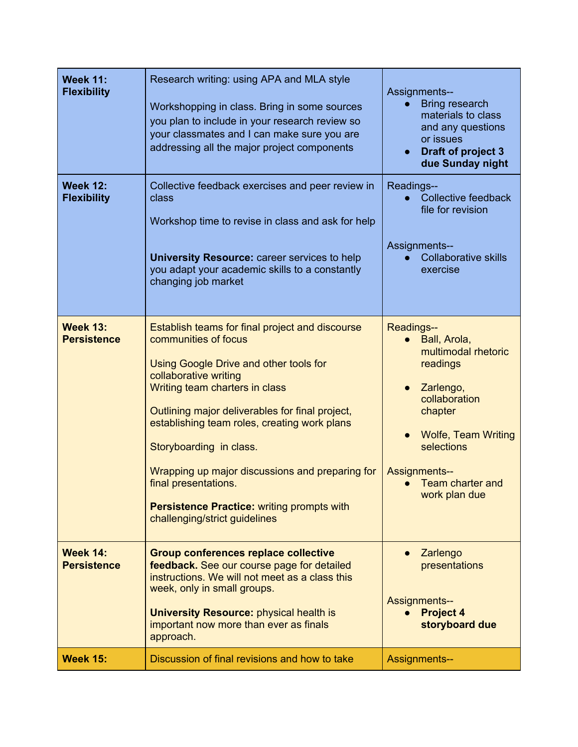| Week 11: **Flexibility** | Research writing: using APA and MLA style<br><br>Workshopping in class. Bring in some sources you plan to include in your research review so your classmates and I can make sure you are addressing all the major project components | Assignments--<br>● Bring research materials to class and any questions or issues<br>● **Draft of project 3 due Sunday night** |
|---|---|---|
| **Week 12: Flexibility** | Collective feedback exercises and peer review in class<br><br>Workshop time to revise in class and ask for help<br><br>**University Resource:** career services to help you adapt your academic skills to a constantly changing job market | Readings--<br>● Collective feedback file for revision<br><br>Assignments--<br>● Collaborative skills exercise |
| **Week 13: Persistence** | Establish teams for final project and discourse communities of focus<br><br>Using Google Drive and other tools for collaborative writing<br>Writing team charters in class<br><br>Outlining major deliverables for final project, establishing team roles, creating work plans<br><br>Storyboarding in class.<br><br>Wrapping up major discussions and preparing for final presentations.<br><br>**Persistence Practice:** writing prompts with challenging/strict guidelines | Readings--<br>● Ball, Arola, multimodal rhetoric readings<br>● Zarlengo, collaboration chapter<br>● Wolfe, Team Writing selections<br><br>Assignments--<br>● Team charter and work plan due |
| **Week 14: Persistence** | **Group conferences replace collective feedback.** See our course page for detailed instructions. We will not meet as a class this week, only in small groups.<br><br>**University Resource:** physical health is important now more than ever as finals approach. | ● Zarlengo presentations<br><br>Assignments--<br>● **Project 4 storyboard due** |
| **Week 15:** | Discussion of final revisions and how to take | Assignments-- |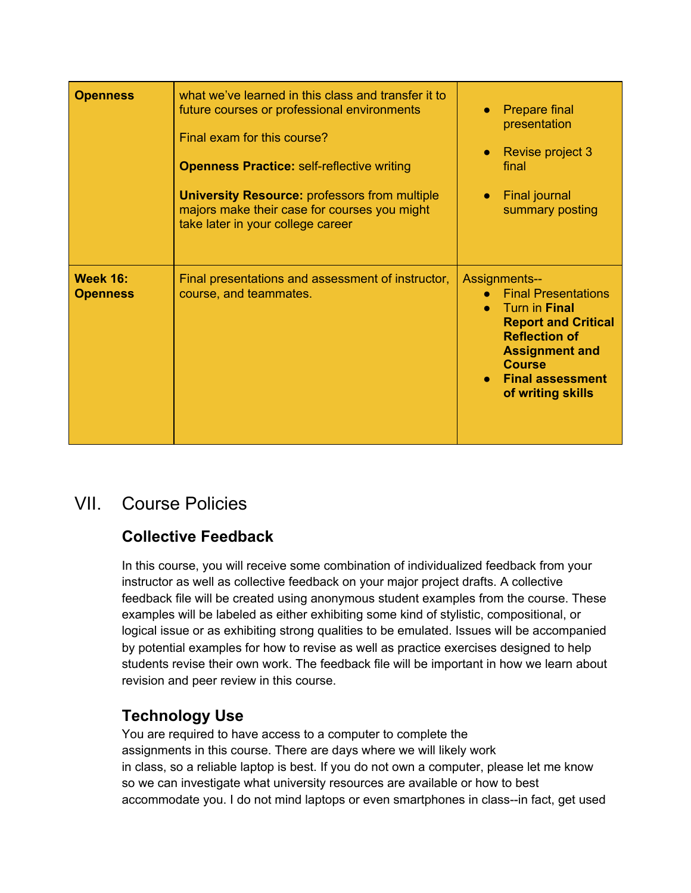| | | |
|---|---|---|
| **Openness** | what we've learned in this class and transfer it to future courses or professional environments<br><br>Final exam for this course?<br><br>**Openness Practice:** self-reflective writing<br><br>**University Resource:** professors from multiple majors make their case for courses you might take later in your college career | • Prepare final presentation<br><br>• Revise project 3 final<br><br>• Final journal summary posting |
| **Week 16: Openness** | Final presentations and assessment of instructor, course, and teammates. | Assignments--<br>• Final Presentations<br>• Turn in **Final Report and Critical Reflection of Assignment and Course**<br>• **Final assessment of writing skills** |

# VII. Course Policies

## Collective Feedback

In this course, you will receive some combination of individualized feedback from your instructor as well as collective feedback on your major project drafts. A collective feedback file will be created using anonymous student examples from the course. These examples will be labeled as either exhibiting some kind of stylistic, compositional, or logical issue or as exhibiting strong qualities to be emulated. Issues will be accompanied by potential examples for how to revise as well as practice exercises designed to help students revise their own work. The feedback file will be important in how we learn about revision and peer review in this course.

## Technology Use

You are required to have access to a computer to complete the assignments in this course. There are days where we will likely work in class, so a reliable laptop is best. If you do not own a computer, please let me know so we can investigate what university resources are available or how to best accommodate you. I do not mind laptops or even smartphones in class--in fact, get used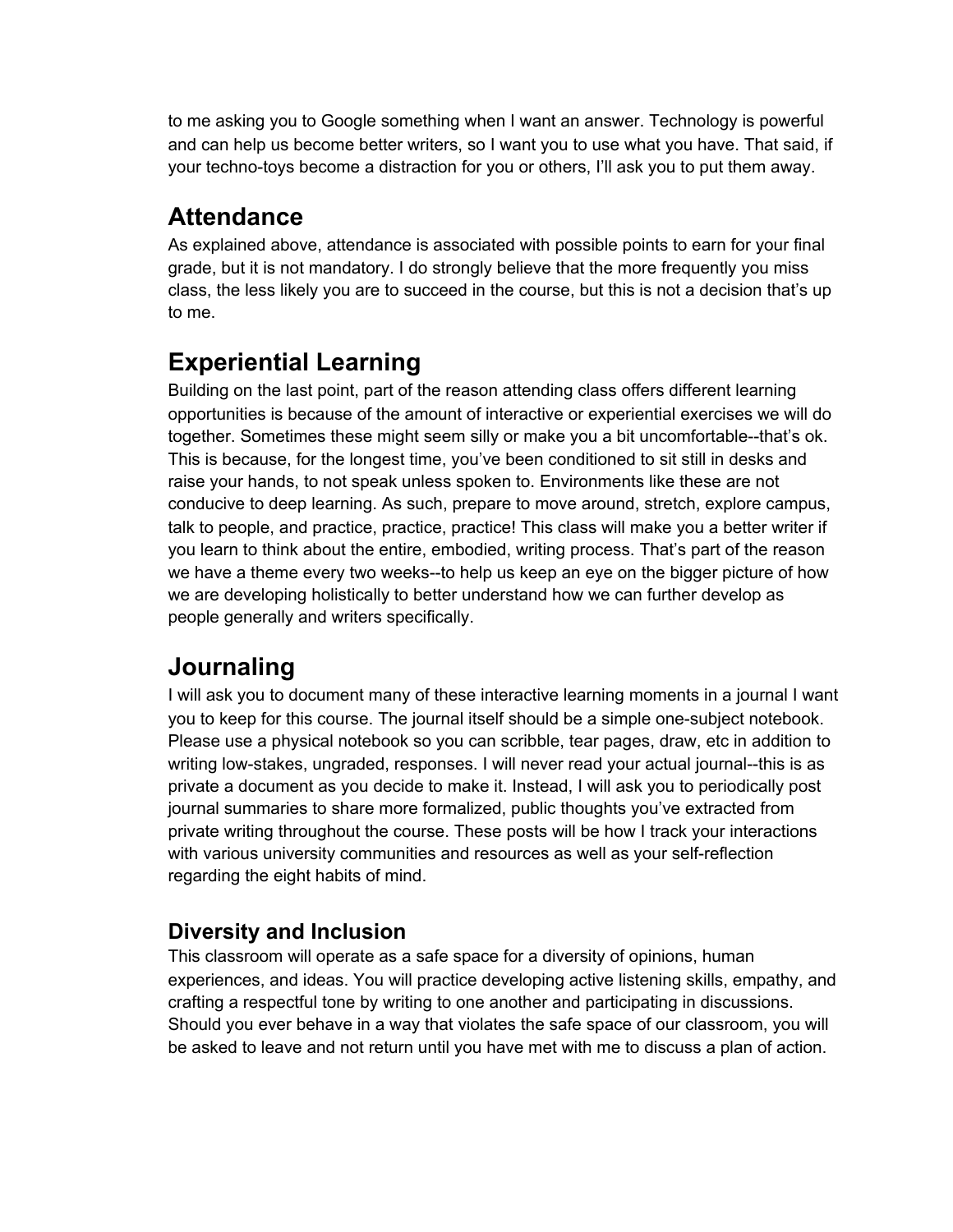to me asking you to Google something when I want an answer. Technology is powerful and can help us become better writers, so I want you to use what you have. That said, if your techno-toys become a distraction for you or others, I'll ask you to put them away.

## Attendance

As explained above, attendance is associated with possible points to earn for your final grade, but it is not mandatory. I do strongly believe that the more frequently you miss class, the less likely you are to succeed in the course, but this is not a decision that's up to me.

## Experiential Learning

Building on the last point, part of the reason attending class offers different learning opportunities is because of the amount of interactive or experiential exercises we will do together. Sometimes these might seem silly or make you a bit uncomfortable--that's ok. This is because, for the longest time, you've been conditioned to sit still in desks and raise your hands, to not speak unless spoken to. Environments like these are not conducive to deep learning. As such, prepare to move around, stretch, explore campus, talk to people, and practice, practice, practice! This class will make you a better writer if you learn to think about the entire, embodied, writing process. That's part of the reason we have a theme every two weeks--to help us keep an eye on the bigger picture of how we are developing holistically to better understand how we can further develop as people generally and writers specifically.

## Journaling

I will ask you to document many of these interactive learning moments in a journal I want you to keep for this course. The journal itself should be a simple one-subject notebook. Please use a physical notebook so you can scribble, tear pages, draw, etc in addition to writing low-stakes, ungraded, responses. I will never read your actual journal--this is as private a document as you decide to make it. Instead, I will ask you to periodically post journal summaries to share more formalized, public thoughts you've extracted from private writing throughout the course. These posts will be how I track your interactions with various university communities and resources as well as your self-reflection regarding the eight habits of mind.

### Diversity and Inclusion

This classroom will operate as a safe space for a diversity of opinions, human experiences, and ideas. You will practice developing active listening skills, empathy, and crafting a respectful tone by writing to one another and participating in discussions. Should you ever behave in a way that violates the safe space of our classroom, you will be asked to leave and not return until you have met with me to discuss a plan of action.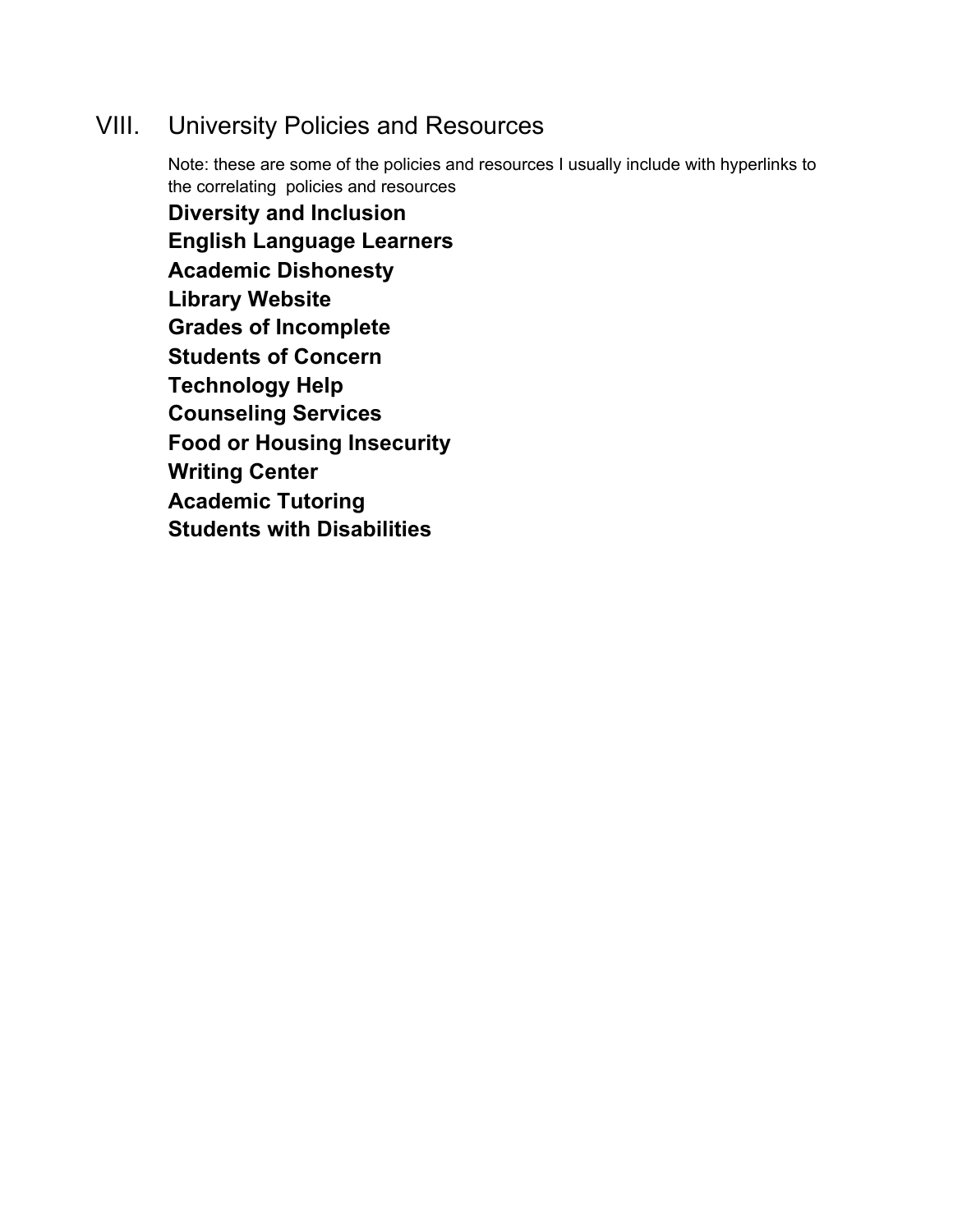## VIII. University Policies and Resources

Note: these are some of the policies and resources I usually include with hyperlinks to the correlating  policies and resources

**Diversity and Inclusion**
**English Language Learners**
**Academic Dishonesty**
**Library Website**
**Grades of Incomplete**
**Students of Concern**
**Technology Help**
**Counseling Services**
**Food or Housing Insecurity**
**Writing Center**
**Academic Tutoring**
**Students with Disabilities**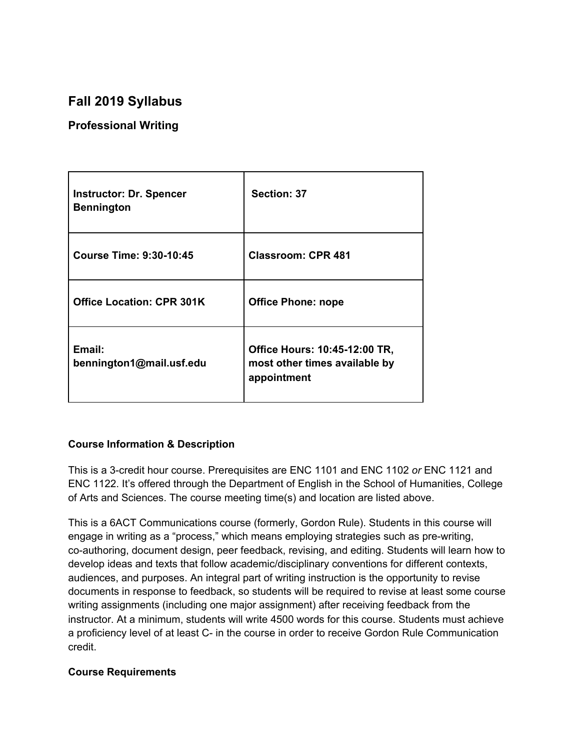## Fall 2019 Syllabus

### Professional Writing

| **Instructor: Dr. Spencer Bennington** | **Section: 37** |
|---|---|
| **Course Time: 9:30-10:45** | **Classroom: CPR 481** |
| **Office Location: CPR 301K** | **Office Phone: nope** |
| **Email: bennington1@mail.usf.edu** | **Office Hours: 10:45-12:00 TR, most other times available by appointment** |

**Course Information & Description**

This is a 3-credit hour course. Prerequisites are ENC 1101 and ENC 1102 *or* ENC 1121 and ENC 1122. It's offered through the Department of English in the School of Humanities, College of Arts and Sciences. The course meeting time(s) and location are listed above.

This is a 6ACT Communications course (formerly, Gordon Rule). Students in this course will engage in writing as a "process," which means employing strategies such as pre-writing, co-authoring, document design, peer feedback, revising, and editing. Students will learn how to develop ideas and texts that follow academic/disciplinary conventions for different contexts, audiences, and purposes. An integral part of writing instruction is the opportunity to revise documents in response to feedback, so students will be required to revise at least some course writing assignments (including one major assignment) after receiving feedback from the instructor. At a minimum, students will write 4500 words for this course. Students must achieve a proficiency level of at least C- in the course in order to receive Gordon Rule Communication credit.

**Course Requirements**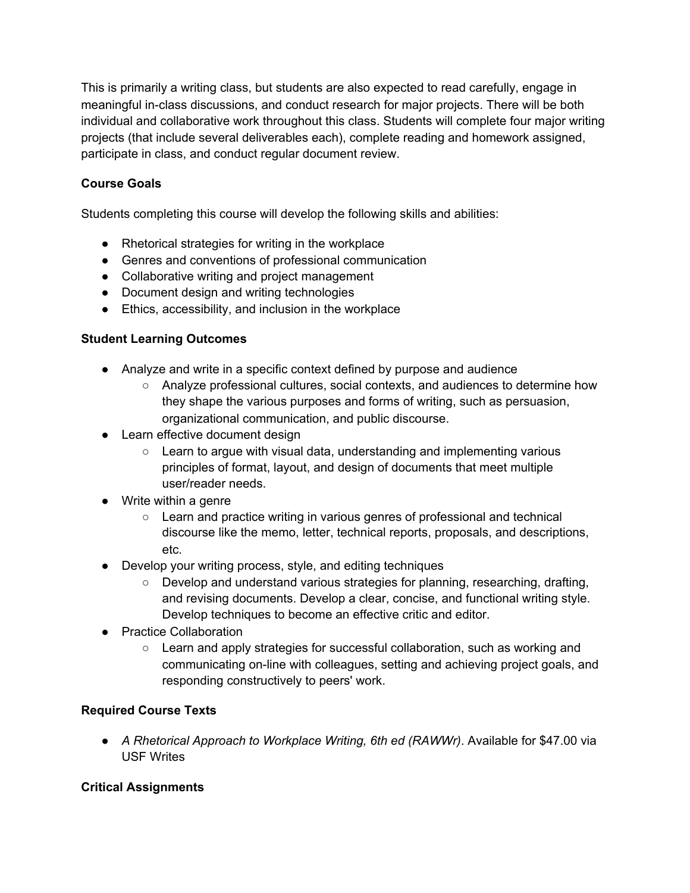This is primarily a writing class, but students are also expected to read carefully, engage in meaningful in-class discussions, and conduct research for major projects. There will be both individual and collaborative work throughout this class. Students will complete four major writing projects (that include several deliverables each), complete reading and homework assigned, participate in class, and conduct regular document review.

**Course Goals**

Students completing this course will develop the following skills and abilities:

- Rhetorical strategies for writing in the workplace
- Genres and conventions of professional communication
- Collaborative writing and project management
- Document design and writing technologies
- Ethics, accessibility, and inclusion in the workplace

**Student Learning Outcomes**

- Analyze and write in a specific context defined by purpose and audience
    - Analyze professional cultures, social contexts, and audiences to determine how they shape the various purposes and forms of writing, such as persuasion, organizational communication, and public discourse.
- Learn effective document design
    - Learn to argue with visual data, understanding and implementing various principles of format, layout, and design of documents that meet multiple user/reader needs.
- Write within a genre
    - Learn and practice writing in various genres of professional and technical discourse like the memo, letter, technical reports, proposals, and descriptions, etc.
- Develop your writing process, style, and editing techniques
    - Develop and understand various strategies for planning, researching, drafting, and revising documents. Develop a clear, concise, and functional writing style. Develop techniques to become an effective critic and editor.
- Practice Collaboration
    - Learn and apply strategies for successful collaboration, such as working and communicating on-line with colleagues, setting and achieving project goals, and responding constructively to peers' work.

**Required Course Texts**

- *A Rhetorical Approach to Workplace Writing, 6th ed (RAWWr)*. Available for $47.00 via USF Writes

**Critical Assignments**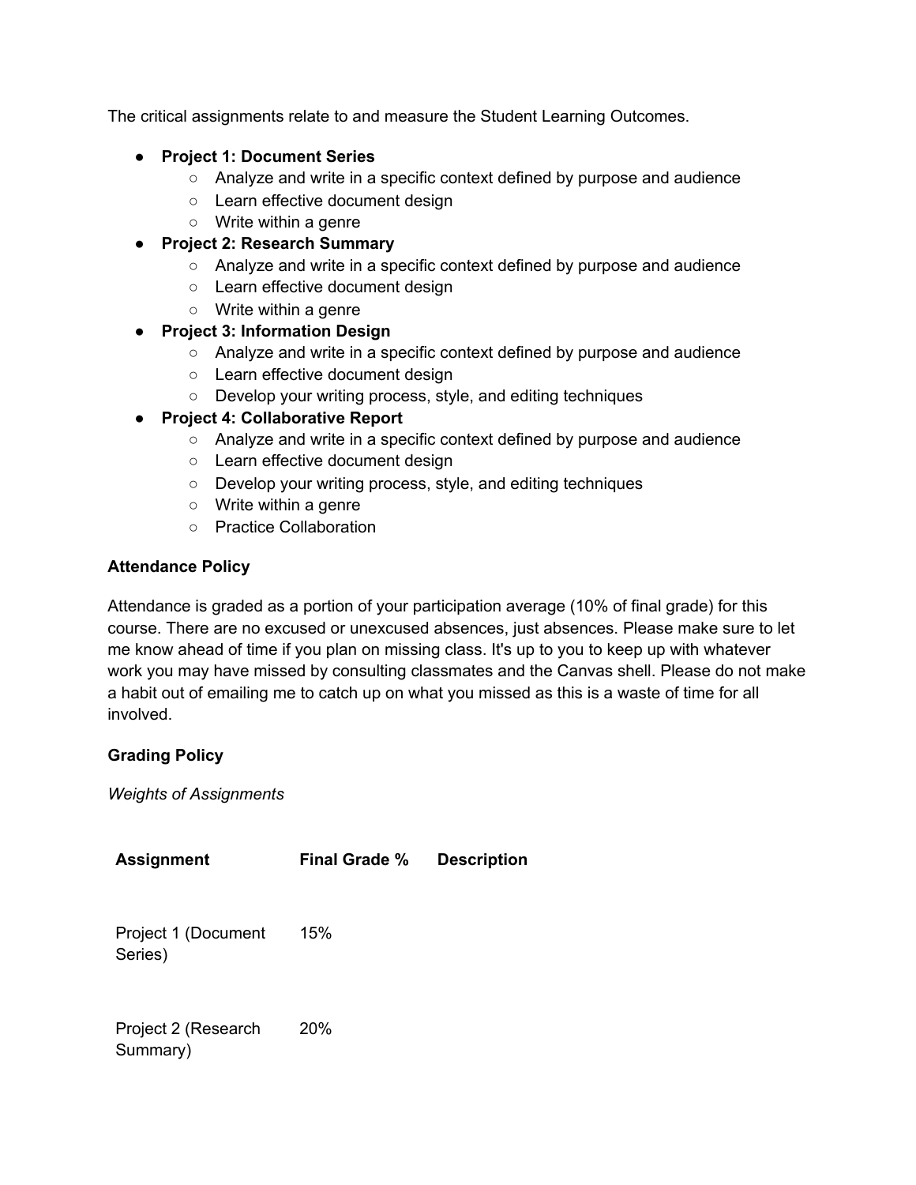The critical assignments relate to and measure the Student Learning Outcomes.

- **Project 1: Document Series**
  - Analyze and write in a specific context defined by purpose and audience
  - Learn effective document design
  - Write within a genre
- **Project 2: Research Summary**
  - Analyze and write in a specific context defined by purpose and audience
  - Learn effective document design
  - Write within a genre
- **Project 3: Information Design**
  - Analyze and write in a specific context defined by purpose and audience
  - Learn effective document design
  - Develop your writing process, style, and editing techniques
- **Project 4: Collaborative Report**
  - Analyze and write in a specific context defined by purpose and audience
  - Learn effective document design
  - Develop your writing process, style, and editing techniques
  - Write within a genre
  - Practice Collaboration

**Attendance Policy**

Attendance is graded as a portion of your participation average (10% of final grade) for this course. There are no excused or unexcused absences, just absences. Please make sure to let me know ahead of time if you plan on missing class. It's up to you to keep up with whatever work you may have missed by consulting classmates and the Canvas shell. Please do not make a habit out of emailing me to catch up on what you missed as this is a waste of time for all involved.

**Grading Policy**

*Weights of Assignments*

| Assignment | Final Grade % | Description |
|---|---|---|
| Project 1 (Document Series) | 15% | |
| Project 2 (Research Summary) | 20% | |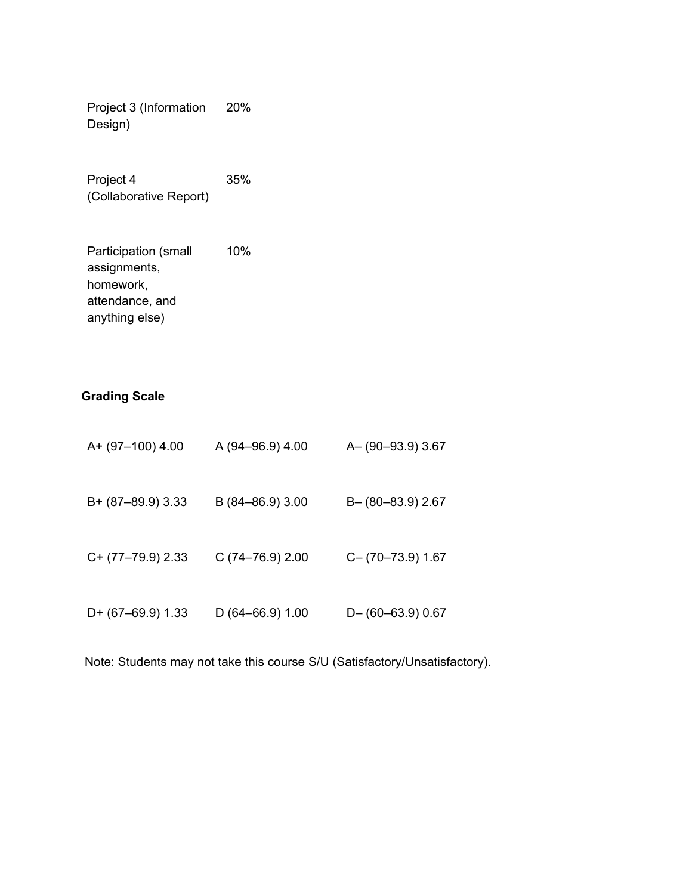| | |
|---|---|
| Project 3 (Information Design) | 20% |
| Project 4 (Collaborative Report) | 35% |
| Participation (small assignments, homework, attendance, and anything else) | 10% |

**Grading Scale**

| | | |
|---|---|---|
| A+ (97–100) 4.00 | A (94–96.9) 4.00 | A– (90–93.9) 3.67 |
| B+ (87–89.9) 3.33 | B (84–86.9) 3.00 | B– (80–83.9) 2.67 |
| C+ (77–79.9) 2.33 | C (74–76.9) 2.00 | C– (70–73.9) 1.67 |
| D+ (67–69.9) 1.33 | D (64–66.9) 1.00 | D– (60–63.9) 0.67 |

Note: Students may not take this course S/U (Satisfactory/Unsatisfactory).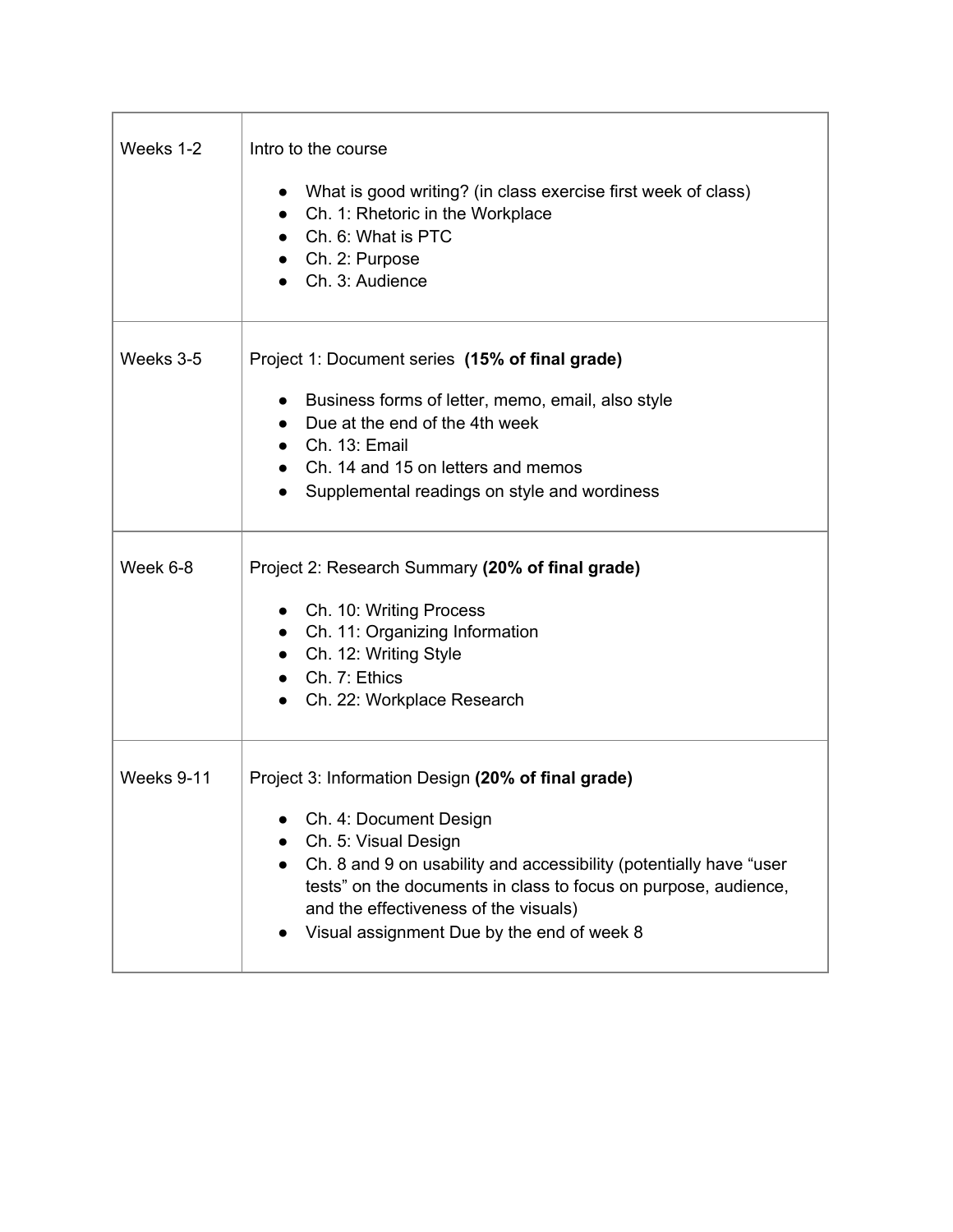| | |
|---|---|
| Weeks 1-2 | Intro to the course<br><br>● What is good writing? (in class exercise first week of class)<br>● Ch. 1: Rhetoric in the Workplace<br>● Ch. 6: What is PTC<br>● Ch. 2: Purpose<br>● Ch. 3: Audience |
| Weeks 3-5 | Project 1: Document series **(15% of final grade)**<br><br>● Business forms of letter, memo, email, also style<br>● Due at the end of the 4th week<br>● Ch. 13: Email<br>● Ch. 14 and 15 on letters and memos<br>● Supplemental readings on style and wordiness |
| Week 6-8 | Project 2: Research Summary **(20% of final grade)**<br><br>● Ch. 10: Writing Process<br>● Ch. 11: Organizing Information<br>● Ch. 12: Writing Style<br>● Ch. 7: Ethics<br>● Ch. 22: Workplace Research |
| Weeks 9-11 | Project 3: Information Design **(20% of final grade)**<br><br>● Ch. 4: Document Design<br>● Ch. 5: Visual Design<br>● Ch. 8 and 9 on usability and accessibility (potentially have "user tests" on the documents in class to focus on purpose, audience, and the effectiveness of the visuals)<br>● Visual assignment Due by the end of week 8 |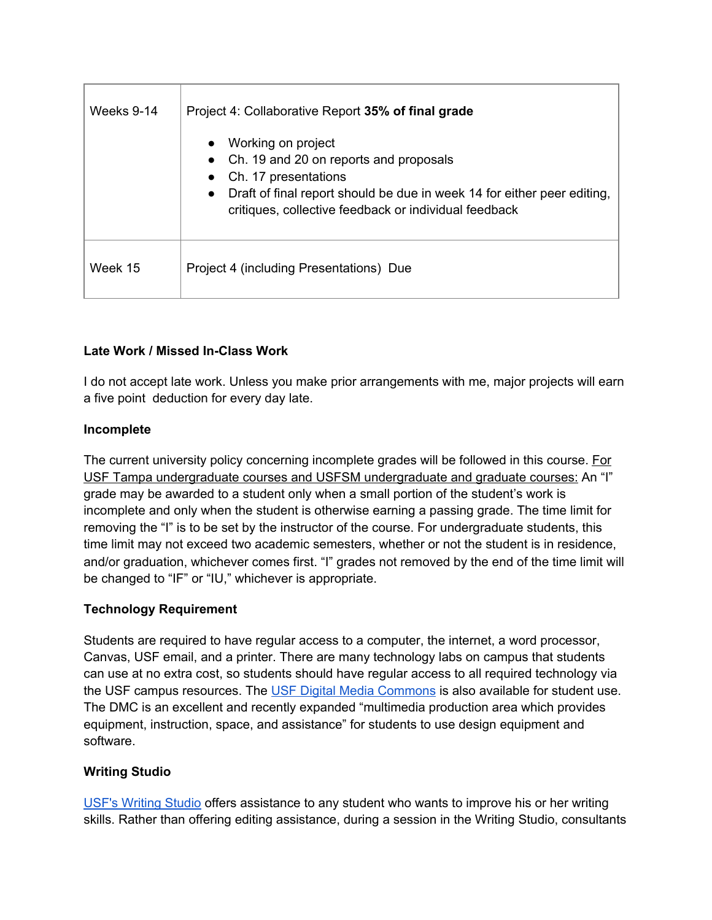| | |
|---|---|
| Weeks 9-14 | Project 4: Collaborative Report **35% of final grade**<br>• Working on project<br>• Ch. 19 and 20 on reports and proposals<br>• Ch. 17 presentations<br>• Draft of final report should be due in week 14 for either peer editing, critiques, collective feedback or individual feedback |
| Week 15 | Project 4 (including Presentations) Due |

**Late Work / Missed In-Class Work**

I do not accept late work. Unless you make prior arrangements with me, major projects will earn a five point deduction for every day late.

**Incomplete**

The current university policy concerning incomplete grades will be followed in this course. For USF Tampa undergraduate courses and USFSM undergraduate and graduate courses: An "I" grade may be awarded to a student only when a small portion of the student's work is incomplete and only when the student is otherwise earning a passing grade. The time limit for removing the "I" is to be set by the instructor of the course. For undergraduate students, this time limit may not exceed two academic semesters, whether or not the student is in residence, and/or graduation, whichever comes first. "I" grades not removed by the end of the time limit will be changed to "IF" or "IU," whichever is appropriate.

**Technology Requirement**

Students are required to have regular access to a computer, the internet, a word processor, Canvas, USF email, and a printer. There are many technology labs on campus that students can use at no extra cost, so students should have regular access to all required technology via the USF campus resources. The USF Digital Media Commons is also available for student use. The DMC is an excellent and recently expanded "multimedia production area which provides equipment, instruction, space, and assistance" for students to use design equipment and software.

**Writing Studio**

USF's Writing Studio offers assistance to any student who wants to improve his or her writing skills. Rather than offering editing assistance, during a session in the Writing Studio, consultants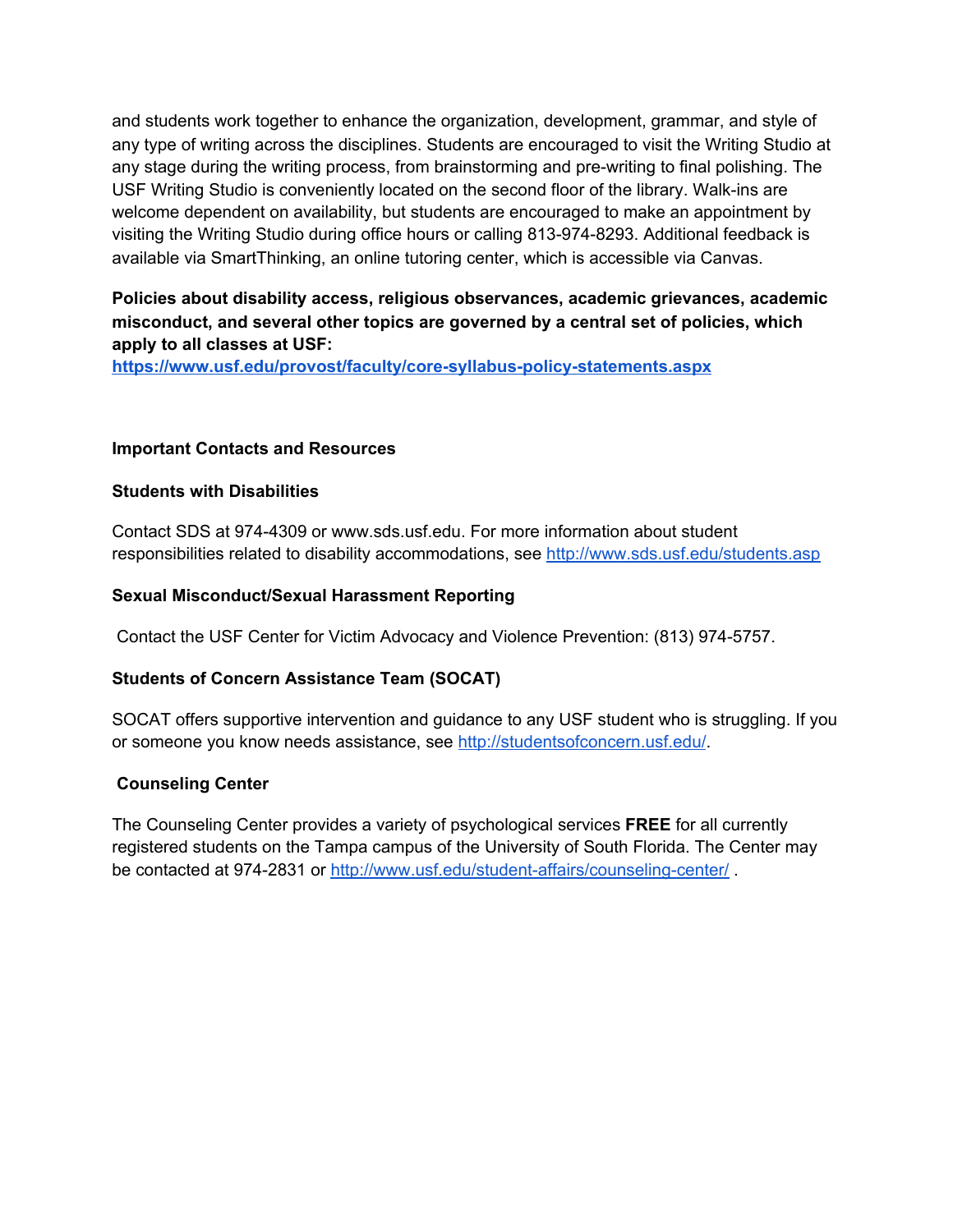and students work together to enhance the organization, development, grammar, and style of any type of writing across the disciplines. Students are encouraged to visit the Writing Studio at any stage during the writing process, from brainstorming and pre-writing to final polishing. The USF Writing Studio is conveniently located on the second floor of the library. Walk-ins are welcome dependent on availability, but students are encouraged to make an appointment by visiting the Writing Studio during office hours or calling 813-974-8293. Additional feedback is available via SmartThinking, an online tutoring center, which is accessible via Canvas.

**Policies about disability access, religious observances, academic grievances, academic misconduct, and several other topics are governed by a central set of policies, which apply to all classes at USF:**
**https://www.usf.edu/provost/faculty/core-syllabus-policy-statements.aspx**

**Important Contacts and Resources**

**Students with Disabilities**

Contact SDS at 974-4309 or www.sds.usf.edu. For more information about student responsibilities related to disability accommodations, see http://www.sds.usf.edu/students.asp

**Sexual Misconduct/Sexual Harassment Reporting**

Contact the USF Center for Victim Advocacy and Violence Prevention: (813) 974-5757.

**Students of Concern Assistance Team (SOCAT)**

SOCAT offers supportive intervention and guidance to any USF student who is struggling. If you or someone you know needs assistance, see http://studentsofconcern.usf.edu/.

**Counseling Center**

The Counseling Center provides a variety of psychological services **FREE** for all currently registered students on the Tampa campus of the University of South Florida. The Center may be contacted at 974-2831 or http://www.usf.edu/student-affairs/counseling-center/ .